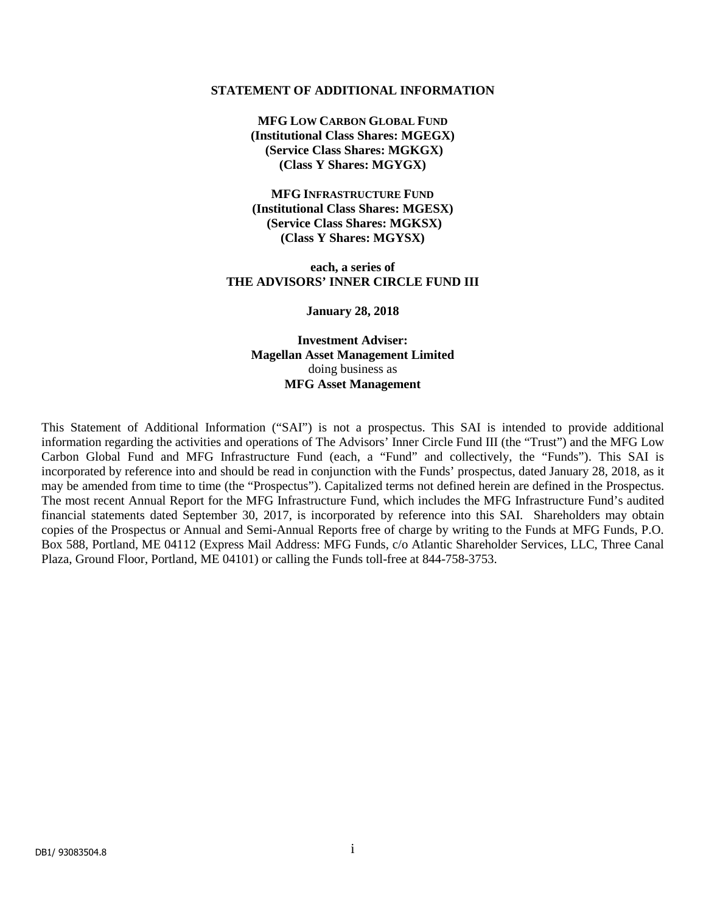# STATEMENT OF ADDITIONAL INFORMATION

**MFG LOW CARBON GLOBAL FUND**
**(Institutional Class Shares: MGEGX)**
**(Service Class Shares: MGKGX)**
**(Class Y Shares: MGYGX)**

**MFG INFRASTRUCTURE FUND**
**(Institutional Class Shares: MGESX)**
**(Service Class Shares: MGKSX)**
**(Class Y Shares: MGYSX)**

**each, a series of**
**THE ADVISORS' INNER CIRCLE FUND III**

**January 28, 2018**

**Investment Adviser:**
**Magellan Asset Management Limited**
doing business as
**MFG Asset Management**

This Statement of Additional Information ("SAI") is not a prospectus. This SAI is intended to provide additional information regarding the activities and operations of The Advisors' Inner Circle Fund III (the "Trust") and the MFG Low Carbon Global Fund and MFG Infrastructure Fund (each, a "Fund" and collectively, the "Funds"). This SAI is incorporated by reference into and should be read in conjunction with the Funds' prospectus, dated January 28, 2018, as it may be amended from time to time (the "Prospectus"). Capitalized terms not defined herein are defined in the Prospectus. The most recent Annual Report for the MFG Infrastructure Fund, which includes the MFG Infrastructure Fund's audited financial statements dated September 30, 2017, is incorporated by reference into this SAI. Shareholders may obtain copies of the Prospectus or Annual and Semi-Annual Reports free of charge by writing to the Funds at MFG Funds, P.O. Box 588, Portland, ME 04112 (Express Mail Address: MFG Funds, c/o Atlantic Shareholder Services, LLC, Three Canal Plaza, Ground Floor, Portland, ME 04101) or calling the Funds toll-free at 844-758-3753.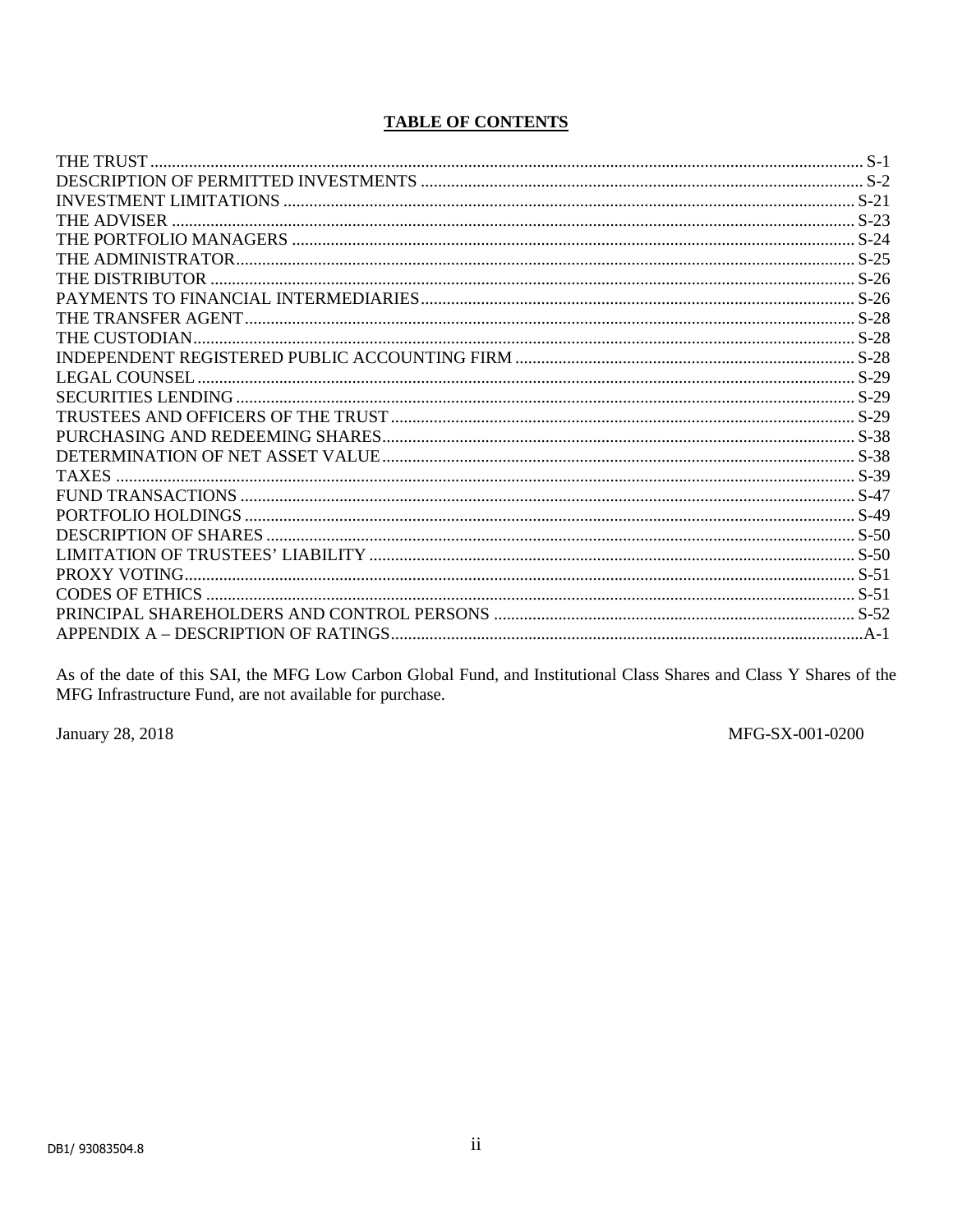## TABLE OF CONTENTS

| | |
|---|---|
| THE TRUST | S-1 |
| DESCRIPTION OF PERMITTED INVESTMENTS | S-2 |
| INVESTMENT LIMITATIONS | S-21 |
| THE ADVISER | S-23 |
| THE PORTFOLIO MANAGERS | S-24 |
| THE ADMINISTRATOR | S-25 |
| THE DISTRIBUTOR | S-26 |
| PAYMENTS TO FINANCIAL INTERMEDIARIES | S-26 |
| THE TRANSFER AGENT | S-28 |
| THE CUSTODIAN | S-28 |
| INDEPENDENT REGISTERED PUBLIC ACCOUNTING FIRM | S-28 |
| LEGAL COUNSEL | S-29 |
| SECURITIES LENDING | S-29 |
| TRUSTEES AND OFFICERS OF THE TRUST | S-29 |
| PURCHASING AND REDEEMING SHARES | S-38 |
| DETERMINATION OF NET ASSET VALUE | S-38 |
| TAXES | S-39 |
| FUND TRANSACTIONS | S-47 |
| PORTFOLIO HOLDINGS | S-49 |
| DESCRIPTION OF SHARES | S-50 |
| LIMITATION OF TRUSTEES' LIABILITY | S-50 |
| PROXY VOTING | S-51 |
| CODES OF ETHICS | S-51 |
| PRINCIPAL SHAREHOLDERS AND CONTROL PERSONS | S-52 |
| APPENDIX A – DESCRIPTION OF RATINGS | A-1 |

As of the date of this SAI, the MFG Low Carbon Global Fund, and Institutional Class Shares and Class Y Shares of the MFG Infrastructure Fund, are not available for purchase.

January 28, 2018

MFG-SX-001-0200

DB1/ 93083504.8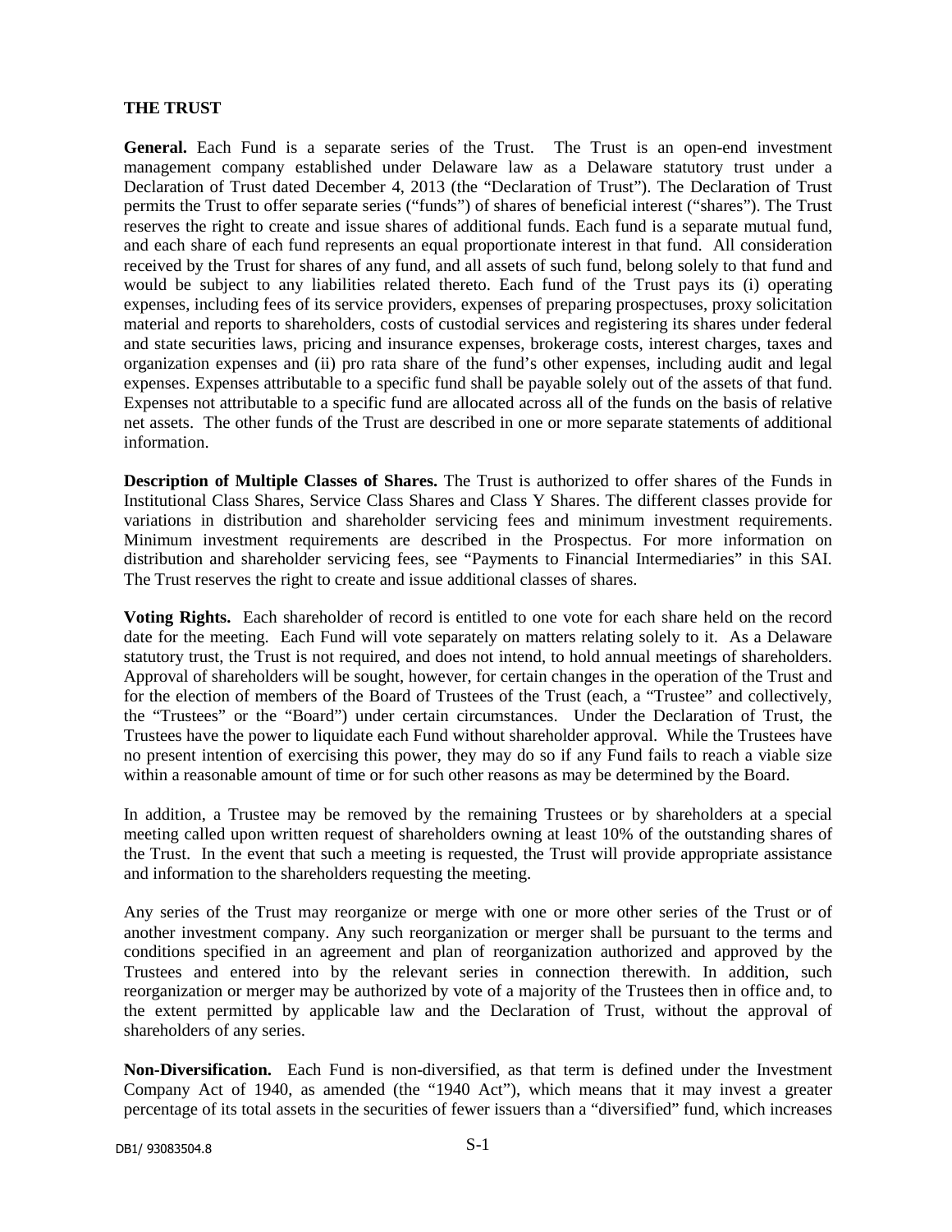## THE TRUST

**General.** Each Fund is a separate series of the Trust. The Trust is an open-end investment management company established under Delaware law as a Delaware statutory trust under a Declaration of Trust dated December 4, 2013 (the "Declaration of Trust"). The Declaration of Trust permits the Trust to offer separate series ("funds") of shares of beneficial interest ("shares"). The Trust reserves the right to create and issue shares of additional funds. Each fund is a separate mutual fund, and each share of each fund represents an equal proportionate interest in that fund. All consideration received by the Trust for shares of any fund, and all assets of such fund, belong solely to that fund and would be subject to any liabilities related thereto. Each fund of the Trust pays its (i) operating expenses, including fees of its service providers, expenses of preparing prospectuses, proxy solicitation material and reports to shareholders, costs of custodial services and registering its shares under federal and state securities laws, pricing and insurance expenses, brokerage costs, interest charges, taxes and organization expenses and (ii) pro rata share of the fund's other expenses, including audit and legal expenses. Expenses attributable to a specific fund shall be payable solely out of the assets of that fund. Expenses not attributable to a specific fund are allocated across all of the funds on the basis of relative net assets. The other funds of the Trust are described in one or more separate statements of additional information.

**Description of Multiple Classes of Shares.** The Trust is authorized to offer shares of the Funds in Institutional Class Shares, Service Class Shares and Class Y Shares. The different classes provide for variations in distribution and shareholder servicing fees and minimum investment requirements. Minimum investment requirements are described in the Prospectus. For more information on distribution and shareholder servicing fees, see "Payments to Financial Intermediaries" in this SAI. The Trust reserves the right to create and issue additional classes of shares.

**Voting Rights.** Each shareholder of record is entitled to one vote for each share held on the record date for the meeting. Each Fund will vote separately on matters relating solely to it. As a Delaware statutory trust, the Trust is not required, and does not intend, to hold annual meetings of shareholders. Approval of shareholders will be sought, however, for certain changes in the operation of the Trust and for the election of members of the Board of Trustees of the Trust (each, a "Trustee" and collectively, the "Trustees" or the "Board") under certain circumstances. Under the Declaration of Trust, the Trustees have the power to liquidate each Fund without shareholder approval. While the Trustees have no present intention of exercising this power, they may do so if any Fund fails to reach a viable size within a reasonable amount of time or for such other reasons as may be determined by the Board.

In addition, a Trustee may be removed by the remaining Trustees or by shareholders at a special meeting called upon written request of shareholders owning at least 10% of the outstanding shares of the Trust. In the event that such a meeting is requested, the Trust will provide appropriate assistance and information to the shareholders requesting the meeting.

Any series of the Trust may reorganize or merge with one or more other series of the Trust or of another investment company. Any such reorganization or merger shall be pursuant to the terms and conditions specified in an agreement and plan of reorganization authorized and approved by the Trustees and entered into by the relevant series in connection therewith. In addition, such reorganization or merger may be authorized by vote of a majority of the Trustees then in office and, to the extent permitted by applicable law and the Declaration of Trust, without the approval of shareholders of any series.

**Non-Diversification.** Each Fund is non-diversified, as that term is defined under the Investment Company Act of 1940, as amended (the "1940 Act"), which means that it may invest a greater percentage of its total assets in the securities of fewer issuers than a "diversified" fund, which increases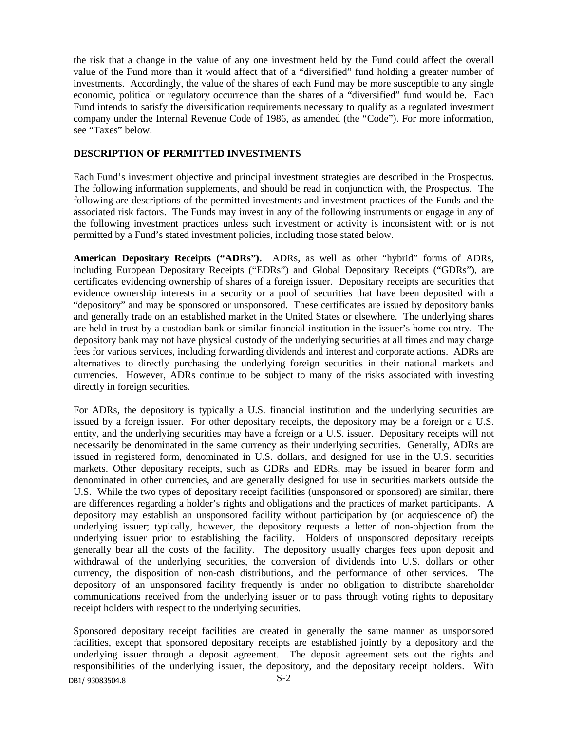the risk that a change in the value of any one investment held by the Fund could affect the overall value of the Fund more than it would affect that of a "diversified" fund holding a greater number of investments. Accordingly, the value of the shares of each Fund may be more susceptible to any single economic, political or regulatory occurrence than the shares of a "diversified" fund would be. Each Fund intends to satisfy the diversification requirements necessary to qualify as a regulated investment company under the Internal Revenue Code of 1986, as amended (the "Code"). For more information, see "Taxes" below.

## DESCRIPTION OF PERMITTED INVESTMENTS

Each Fund's investment objective and principal investment strategies are described in the Prospectus. The following information supplements, and should be read in conjunction with, the Prospectus. The following are descriptions of the permitted investments and investment practices of the Funds and the associated risk factors. The Funds may invest in any of the following instruments or engage in any of the following investment practices unless such investment or activity is inconsistent with or is not permitted by a Fund's stated investment policies, including those stated below.

**American Depositary Receipts ("ADRs").** ADRs, as well as other "hybrid" forms of ADRs, including European Depositary Receipts ("EDRs") and Global Depositary Receipts ("GDRs"), are certificates evidencing ownership of shares of a foreign issuer. Depositary receipts are securities that evidence ownership interests in a security or a pool of securities that have been deposited with a "depository" and may be sponsored or unsponsored. These certificates are issued by depository banks and generally trade on an established market in the United States or elsewhere. The underlying shares are held in trust by a custodian bank or similar financial institution in the issuer's home country. The depository bank may not have physical custody of the underlying securities at all times and may charge fees for various services, including forwarding dividends and interest and corporate actions. ADRs are alternatives to directly purchasing the underlying foreign securities in their national markets and currencies. However, ADRs continue to be subject to many of the risks associated with investing directly in foreign securities.

For ADRs, the depository is typically a U.S. financial institution and the underlying securities are issued by a foreign issuer. For other depositary receipts, the depository may be a foreign or a U.S. entity, and the underlying securities may have a foreign or a U.S. issuer. Depositary receipts will not necessarily be denominated in the same currency as their underlying securities. Generally, ADRs are issued in registered form, denominated in U.S. dollars, and designed for use in the U.S. securities markets. Other depositary receipts, such as GDRs and EDRs, may be issued in bearer form and denominated in other currencies, and are generally designed for use in securities markets outside the U.S. While the two types of depositary receipt facilities (unsponsored or sponsored) are similar, there are differences regarding a holder's rights and obligations and the practices of market participants. A depository may establish an unsponsored facility without participation by (or acquiescence of) the underlying issuer; typically, however, the depository requests a letter of non-objection from the underlying issuer prior to establishing the facility. Holders of unsponsored depositary receipts generally bear all the costs of the facility. The depository usually charges fees upon deposit and withdrawal of the underlying securities, the conversion of dividends into U.S. dollars or other currency, the disposition of non-cash distributions, and the performance of other services. The depository of an unsponsored facility frequently is under no obligation to distribute shareholder communications received from the underlying issuer or to pass through voting rights to depositary receipt holders with respect to the underlying securities.

Sponsored depositary receipt facilities are created in generally the same manner as unsponsored facilities, except that sponsored depositary receipts are established jointly by a depository and the underlying issuer through a deposit agreement. The deposit agreement sets out the rights and responsibilities of the underlying issuer, the depository, and the depositary receipt holders. With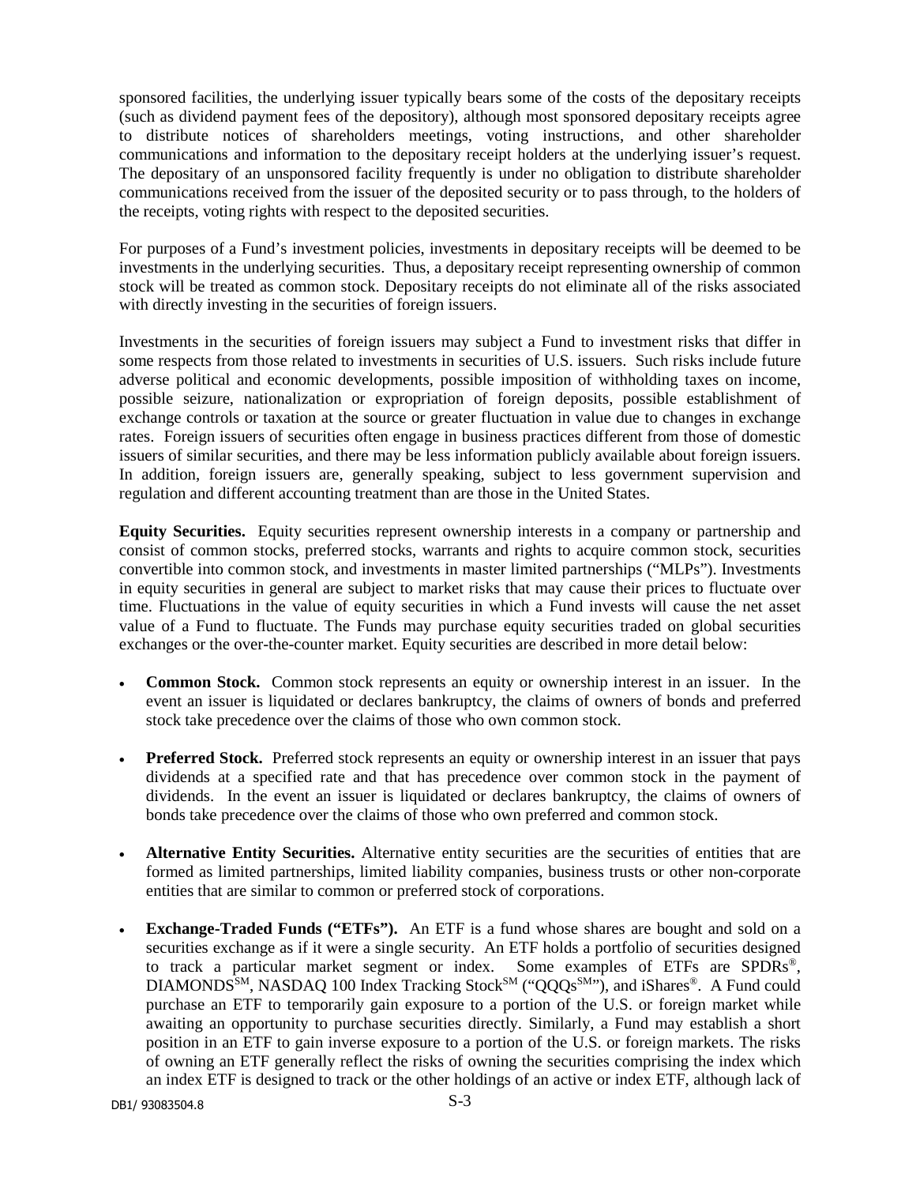sponsored facilities, the underlying issuer typically bears some of the costs of the depositary receipts (such as dividend payment fees of the depository), although most sponsored depositary receipts agree to distribute notices of shareholders meetings, voting instructions, and other shareholder communications and information to the depositary receipt holders at the underlying issuer's request. The depositary of an unsponsored facility frequently is under no obligation to distribute shareholder communications received from the issuer of the deposited security or to pass through, to the holders of the receipts, voting rights with respect to the deposited securities.

For purposes of a Fund's investment policies, investments in depositary receipts will be deemed to be investments in the underlying securities. Thus, a depositary receipt representing ownership of common stock will be treated as common stock. Depositary receipts do not eliminate all of the risks associated with directly investing in the securities of foreign issuers.

Investments in the securities of foreign issuers may subject a Fund to investment risks that differ in some respects from those related to investments in securities of U.S. issuers. Such risks include future adverse political and economic developments, possible imposition of withholding taxes on income, possible seizure, nationalization or expropriation of foreign deposits, possible establishment of exchange controls or taxation at the source or greater fluctuation in value due to changes in exchange rates. Foreign issuers of securities often engage in business practices different from those of domestic issuers of similar securities, and there may be less information publicly available about foreign issuers. In addition, foreign issuers are, generally speaking, subject to less government supervision and regulation and different accounting treatment than are those in the United States.

**Equity Securities.** Equity securities represent ownership interests in a company or partnership and consist of common stocks, preferred stocks, warrants and rights to acquire common stock, securities convertible into common stock, and investments in master limited partnerships ("MLPs"). Investments in equity securities in general are subject to market risks that may cause their prices to fluctuate over time. Fluctuations in the value of equity securities in which a Fund invests will cause the net asset value of a Fund to fluctuate. The Funds may purchase equity securities traded on global securities exchanges or the over-the-counter market. Equity securities are described in more detail below:

- **Common Stock.** Common stock represents an equity or ownership interest in an issuer. In the event an issuer is liquidated or declares bankruptcy, the claims of owners of bonds and preferred stock take precedence over the claims of those who own common stock.

- **Preferred Stock.** Preferred stock represents an equity or ownership interest in an issuer that pays dividends at a specified rate and that has precedence over common stock in the payment of dividends. In the event an issuer is liquidated or declares bankruptcy, the claims of owners of bonds take precedence over the claims of those who own preferred and common stock.

- **Alternative Entity Securities.** Alternative entity securities are the securities of entities that are formed as limited partnerships, limited liability companies, business trusts or other non-corporate entities that are similar to common or preferred stock of corporations.

- **Exchange-Traded Funds ("ETFs").** An ETF is a fund whose shares are bought and sold on a securities exchange as if it were a single security. An ETF holds a portfolio of securities designed to track a particular market segment or index. Some examples of ETFs are SPDRs®, DIAMONDS℠, NASDAQ 100 Index Tracking Stock℠ ("QQQs℠"), and iShares®. A Fund could purchase an ETF to temporarily gain exposure to a portion of the U.S. or foreign market while awaiting an opportunity to purchase securities directly. Similarly, a Fund may establish a short position in an ETF to gain inverse exposure to a portion of the U.S. or foreign markets. The risks of owning an ETF generally reflect the risks of owning the securities comprising the index which an index ETF is designed to track or the other holdings of an active or index ETF, although lack of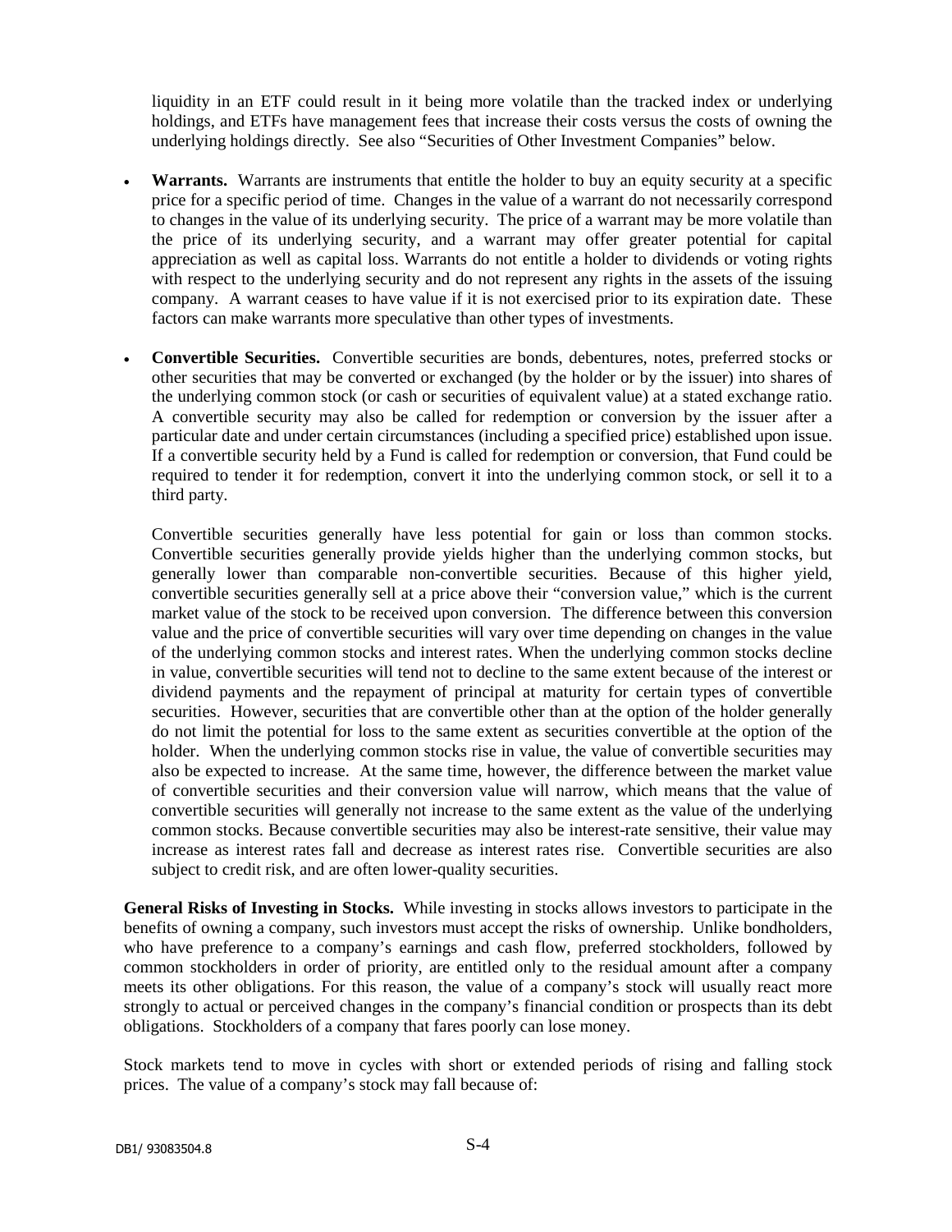liquidity in an ETF could result in it being more volatile than the tracked index or underlying holdings, and ETFs have management fees that increase their costs versus the costs of owning the underlying holdings directly. See also "Securities of Other Investment Companies" below.

- **Warrants.** Warrants are instruments that entitle the holder to buy an equity security at a specific price for a specific period of time. Changes in the value of a warrant do not necessarily correspond to changes in the value of its underlying security. The price of a warrant may be more volatile than the price of its underlying security, and a warrant may offer greater potential for capital appreciation as well as capital loss. Warrants do not entitle a holder to dividends or voting rights with respect to the underlying security and do not represent any rights in the assets of the issuing company. A warrant ceases to have value if it is not exercised prior to its expiration date. These factors can make warrants more speculative than other types of investments.

- **Convertible Securities.** Convertible securities are bonds, debentures, notes, preferred stocks or other securities that may be converted or exchanged (by the holder or by the issuer) into shares of the underlying common stock (or cash or securities of equivalent value) at a stated exchange ratio. A convertible security may also be called for redemption or conversion by the issuer after a particular date and under certain circumstances (including a specified price) established upon issue. If a convertible security held by a Fund is called for redemption or conversion, that Fund could be required to tender it for redemption, convert it into the underlying common stock, or sell it to a third party.

  Convertible securities generally have less potential for gain or loss than common stocks. Convertible securities generally provide yields higher than the underlying common stocks, but generally lower than comparable non-convertible securities. Because of this higher yield, convertible securities generally sell at a price above their "conversion value," which is the current market value of the stock to be received upon conversion. The difference between this conversion value and the price of convertible securities will vary over time depending on changes in the value of the underlying common stocks and interest rates. When the underlying common stocks decline in value, convertible securities will tend not to decline to the same extent because of the interest or dividend payments and the repayment of principal at maturity for certain types of convertible securities. However, securities that are convertible other than at the option of the holder generally do not limit the potential for loss to the same extent as securities convertible at the option of the holder. When the underlying common stocks rise in value, the value of convertible securities may also be expected to increase. At the same time, however, the difference between the market value of convertible securities and their conversion value will narrow, which means that the value of convertible securities will generally not increase to the same extent as the value of the underlying common stocks. Because convertible securities may also be interest-rate sensitive, their value may increase as interest rates fall and decrease as interest rates rise. Convertible securities are also subject to credit risk, and are often lower-quality securities.

**General Risks of Investing in Stocks.** While investing in stocks allows investors to participate in the benefits of owning a company, such investors must accept the risks of ownership. Unlike bondholders, who have preference to a company's earnings and cash flow, preferred stockholders, followed by common stockholders in order of priority, are entitled only to the residual amount after a company meets its other obligations. For this reason, the value of a company's stock will usually react more strongly to actual or perceived changes in the company's financial condition or prospects than its debt obligations. Stockholders of a company that fares poorly can lose money.

Stock markets tend to move in cycles with short or extended periods of rising and falling stock prices. The value of a company's stock may fall because of: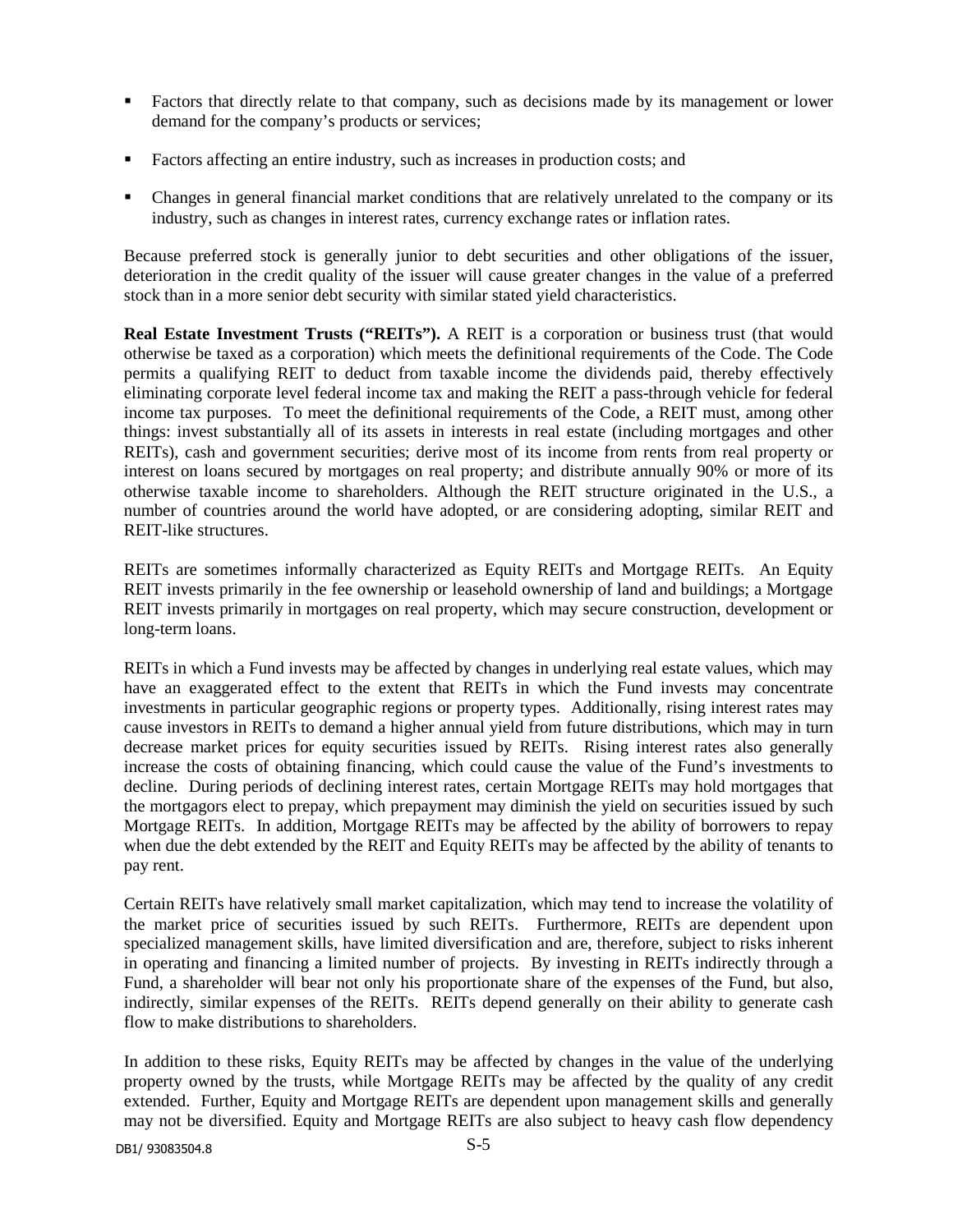- Factors that directly relate to that company, such as decisions made by its management or lower demand for the company's products or services;
- Factors affecting an entire industry, such as increases in production costs; and
- Changes in general financial market conditions that are relatively unrelated to the company or its industry, such as changes in interest rates, currency exchange rates or inflation rates.

Because preferred stock is generally junior to debt securities and other obligations of the issuer, deterioration in the credit quality of the issuer will cause greater changes in the value of a preferred stock than in a more senior debt security with similar stated yield characteristics.

**Real Estate Investment Trusts ("REITs").** A REIT is a corporation or business trust (that would otherwise be taxed as a corporation) which meets the definitional requirements of the Code. The Code permits a qualifying REIT to deduct from taxable income the dividends paid, thereby effectively eliminating corporate level federal income tax and making the REIT a pass-through vehicle for federal income tax purposes. To meet the definitional requirements of the Code, a REIT must, among other things: invest substantially all of its assets in interests in real estate (including mortgages and other REITs), cash and government securities; derive most of its income from rents from real property or interest on loans secured by mortgages on real property; and distribute annually 90% or more of its otherwise taxable income to shareholders. Although the REIT structure originated in the U.S., a number of countries around the world have adopted, or are considering adopting, similar REIT and REIT-like structures.

REITs are sometimes informally characterized as Equity REITs and Mortgage REITs. An Equity REIT invests primarily in the fee ownership or leasehold ownership of land and buildings; a Mortgage REIT invests primarily in mortgages on real property, which may secure construction, development or long-term loans.

REITs in which a Fund invests may be affected by changes in underlying real estate values, which may have an exaggerated effect to the extent that REITs in which the Fund invests may concentrate investments in particular geographic regions or property types. Additionally, rising interest rates may cause investors in REITs to demand a higher annual yield from future distributions, which may in turn decrease market prices for equity securities issued by REITs. Rising interest rates also generally increase the costs of obtaining financing, which could cause the value of the Fund's investments to decline. During periods of declining interest rates, certain Mortgage REITs may hold mortgages that the mortgagors elect to prepay, which prepayment may diminish the yield on securities issued by such Mortgage REITs. In addition, Mortgage REITs may be affected by the ability of borrowers to repay when due the debt extended by the REIT and Equity REITs may be affected by the ability of tenants to pay rent.

Certain REITs have relatively small market capitalization, which may tend to increase the volatility of the market price of securities issued by such REITs. Furthermore, REITs are dependent upon specialized management skills, have limited diversification and are, therefore, subject to risks inherent in operating and financing a limited number of projects. By investing in REITs indirectly through a Fund, a shareholder will bear not only his proportionate share of the expenses of the Fund, but also, indirectly, similar expenses of the REITs. REITs depend generally on their ability to generate cash flow to make distributions to shareholders.

In addition to these risks, Equity REITs may be affected by changes in the value of the underlying property owned by the trusts, while Mortgage REITs may be affected by the quality of any credit extended. Further, Equity and Mortgage REITs are dependent upon management skills and generally may not be diversified. Equity and Mortgage REITs are also subject to heavy cash flow dependency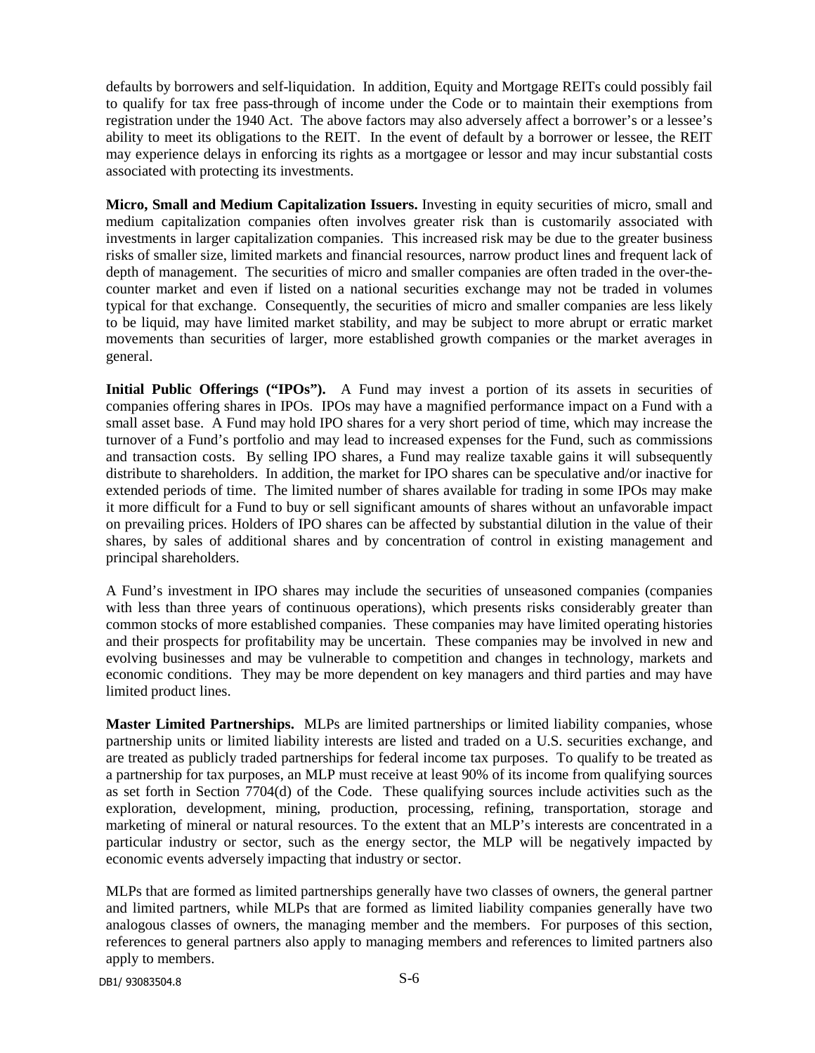defaults by borrowers and self-liquidation. In addition, Equity and Mortgage REITs could possibly fail to qualify for tax free pass-through of income under the Code or to maintain their exemptions from registration under the 1940 Act. The above factors may also adversely affect a borrower's or a lessee's ability to meet its obligations to the REIT. In the event of default by a borrower or lessee, the REIT may experience delays in enforcing its rights as a mortgagee or lessor and may incur substantial costs associated with protecting its investments.

**Micro, Small and Medium Capitalization Issuers.** Investing in equity securities of micro, small and medium capitalization companies often involves greater risk than is customarily associated with investments in larger capitalization companies. This increased risk may be due to the greater business risks of smaller size, limited markets and financial resources, narrow product lines and frequent lack of depth of management. The securities of micro and smaller companies are often traded in the over-the-counter market and even if listed on a national securities exchange may not be traded in volumes typical for that exchange. Consequently, the securities of micro and smaller companies are less likely to be liquid, may have limited market stability, and may be subject to more abrupt or erratic market movements than securities of larger, more established growth companies or the market averages in general.

**Initial Public Offerings ("IPOs").** A Fund may invest a portion of its assets in securities of companies offering shares in IPOs. IPOs may have a magnified performance impact on a Fund with a small asset base. A Fund may hold IPO shares for a very short period of time, which may increase the turnover of a Fund's portfolio and may lead to increased expenses for the Fund, such as commissions and transaction costs. By selling IPO shares, a Fund may realize taxable gains it will subsequently distribute to shareholders. In addition, the market for IPO shares can be speculative and/or inactive for extended periods of time. The limited number of shares available for trading in some IPOs may make it more difficult for a Fund to buy or sell significant amounts of shares without an unfavorable impact on prevailing prices. Holders of IPO shares can be affected by substantial dilution in the value of their shares, by sales of additional shares and by concentration of control in existing management and principal shareholders.

A Fund's investment in IPO shares may include the securities of unseasoned companies (companies with less than three years of continuous operations), which presents risks considerably greater than common stocks of more established companies. These companies may have limited operating histories and their prospects for profitability may be uncertain. These companies may be involved in new and evolving businesses and may be vulnerable to competition and changes in technology, markets and economic conditions. They may be more dependent on key managers and third parties and may have limited product lines.

**Master Limited Partnerships.** MLPs are limited partnerships or limited liability companies, whose partnership units or limited liability interests are listed and traded on a U.S. securities exchange, and are treated as publicly traded partnerships for federal income tax purposes. To qualify to be treated as a partnership for tax purposes, an MLP must receive at least 90% of its income from qualifying sources as set forth in Section 7704(d) of the Code. These qualifying sources include activities such as the exploration, development, mining, production, processing, refining, transportation, storage and marketing of mineral or natural resources. To the extent that an MLP's interests are concentrated in a particular industry or sector, such as the energy sector, the MLP will be negatively impacted by economic events adversely impacting that industry or sector.

MLPs that are formed as limited partnerships generally have two classes of owners, the general partner and limited partners, while MLPs that are formed as limited liability companies generally have two analogous classes of owners, the managing member and the members. For purposes of this section, references to general partners also apply to managing members and references to limited partners also apply to members.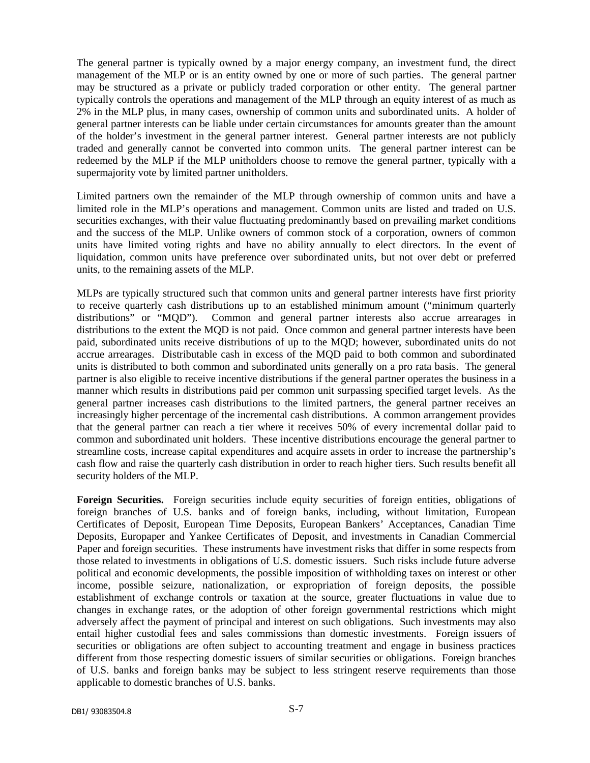The general partner is typically owned by a major energy company, an investment fund, the direct management of the MLP or is an entity owned by one or more of such parties. The general partner may be structured as a private or publicly traded corporation or other entity. The general partner typically controls the operations and management of the MLP through an equity interest of as much as 2% in the MLP plus, in many cases, ownership of common units and subordinated units. A holder of general partner interests can be liable under certain circumstances for amounts greater than the amount of the holder's investment in the general partner interest. General partner interests are not publicly traded and generally cannot be converted into common units. The general partner interest can be redeemed by the MLP if the MLP unitholders choose to remove the general partner, typically with a supermajority vote by limited partner unitholders.

Limited partners own the remainder of the MLP through ownership of common units and have a limited role in the MLP's operations and management. Common units are listed and traded on U.S. securities exchanges, with their value fluctuating predominantly based on prevailing market conditions and the success of the MLP. Unlike owners of common stock of a corporation, owners of common units have limited voting rights and have no ability annually to elect directors. In the event of liquidation, common units have preference over subordinated units, but not over debt or preferred units, to the remaining assets of the MLP.

MLPs are typically structured such that common units and general partner interests have first priority to receive quarterly cash distributions up to an established minimum amount ("minimum quarterly distributions" or "MQD"). Common and general partner interests also accrue arrearages in distributions to the extent the MQD is not paid. Once common and general partner interests have been paid, subordinated units receive distributions of up to the MQD; however, subordinated units do not accrue arrearages. Distributable cash in excess of the MQD paid to both common and subordinated units is distributed to both common and subordinated units generally on a pro rata basis. The general partner is also eligible to receive incentive distributions if the general partner operates the business in a manner which results in distributions paid per common unit surpassing specified target levels. As the general partner increases cash distributions to the limited partners, the general partner receives an increasingly higher percentage of the incremental cash distributions. A common arrangement provides that the general partner can reach a tier where it receives 50% of every incremental dollar paid to common and subordinated unit holders. These incentive distributions encourage the general partner to streamline costs, increase capital expenditures and acquire assets in order to increase the partnership's cash flow and raise the quarterly cash distribution in order to reach higher tiers. Such results benefit all security holders of the MLP.

**Foreign Securities.** Foreign securities include equity securities of foreign entities, obligations of foreign branches of U.S. banks and of foreign banks, including, without limitation, European Certificates of Deposit, European Time Deposits, European Bankers' Acceptances, Canadian Time Deposits, Europaper and Yankee Certificates of Deposit, and investments in Canadian Commercial Paper and foreign securities. These instruments have investment risks that differ in some respects from those related to investments in obligations of U.S. domestic issuers. Such risks include future adverse political and economic developments, the possible imposition of withholding taxes on interest or other income, possible seizure, nationalization, or expropriation of foreign deposits, the possible establishment of exchange controls or taxation at the source, greater fluctuations in value due to changes in exchange rates, or the adoption of other foreign governmental restrictions which might adversely affect the payment of principal and interest on such obligations. Such investments may also entail higher custodial fees and sales commissions than domestic investments. Foreign issuers of securities or obligations are often subject to accounting treatment and engage in business practices different from those respecting domestic issuers of similar securities or obligations. Foreign branches of U.S. banks and foreign banks may be subject to less stringent reserve requirements than those applicable to domestic branches of U.S. banks.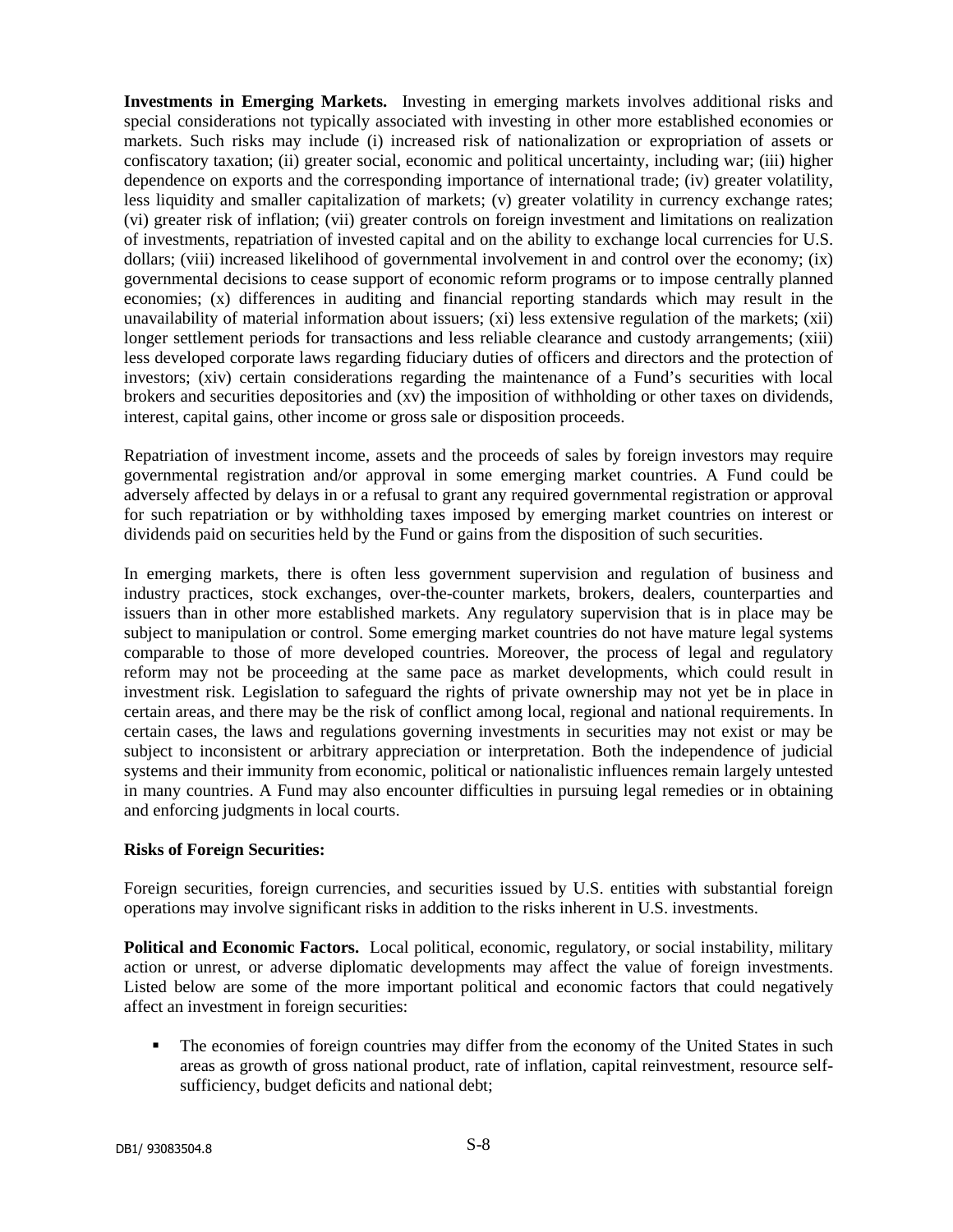**Investments in Emerging Markets.** Investing in emerging markets involves additional risks and special considerations not typically associated with investing in other more established economies or markets. Such risks may include (i) increased risk of nationalization or expropriation of assets or confiscatory taxation; (ii) greater social, economic and political uncertainty, including war; (iii) higher dependence on exports and the corresponding importance of international trade; (iv) greater volatility, less liquidity and smaller capitalization of markets; (v) greater volatility in currency exchange rates; (vi) greater risk of inflation; (vii) greater controls on foreign investment and limitations on realization of investments, repatriation of invested capital and on the ability to exchange local currencies for U.S. dollars; (viii) increased likelihood of governmental involvement in and control over the economy; (ix) governmental decisions to cease support of economic reform programs or to impose centrally planned economies; (x) differences in auditing and financial reporting standards which may result in the unavailability of material information about issuers; (xi) less extensive regulation of the markets; (xii) longer settlement periods for transactions and less reliable clearance and custody arrangements; (xiii) less developed corporate laws regarding fiduciary duties of officers and directors and the protection of investors; (xiv) certain considerations regarding the maintenance of a Fund's securities with local brokers and securities depositories and (xv) the imposition of withholding or other taxes on dividends, interest, capital gains, other income or gross sale or disposition proceeds.

Repatriation of investment income, assets and the proceeds of sales by foreign investors may require governmental registration and/or approval in some emerging market countries. A Fund could be adversely affected by delays in or a refusal to grant any required governmental registration or approval for such repatriation or by withholding taxes imposed by emerging market countries on interest or dividends paid on securities held by the Fund or gains from the disposition of such securities.

In emerging markets, there is often less government supervision and regulation of business and industry practices, stock exchanges, over-the-counter markets, brokers, dealers, counterparties and issuers than in other more established markets. Any regulatory supervision that is in place may be subject to manipulation or control. Some emerging market countries do not have mature legal systems comparable to those of more developed countries. Moreover, the process of legal and regulatory reform may not be proceeding at the same pace as market developments, which could result in investment risk. Legislation to safeguard the rights of private ownership may not yet be in place in certain areas, and there may be the risk of conflict among local, regional and national requirements. In certain cases, the laws and regulations governing investments in securities may not exist or may be subject to inconsistent or arbitrary appreciation or interpretation. Both the independence of judicial systems and their immunity from economic, political or nationalistic influences remain largely untested in many countries. A Fund may also encounter difficulties in pursuing legal remedies or in obtaining and enforcing judgments in local courts.

**Risks of Foreign Securities:**

Foreign securities, foreign currencies, and securities issued by U.S. entities with substantial foreign operations may involve significant risks in addition to the risks inherent in U.S. investments.

**Political and Economic Factors.** Local political, economic, regulatory, or social instability, military action or unrest, or adverse diplomatic developments may affect the value of foreign investments. Listed below are some of the more important political and economic factors that could negatively affect an investment in foreign securities:

- The economies of foreign countries may differ from the economy of the United States in such areas as growth of gross national product, rate of inflation, capital reinvestment, resource self-sufficiency, budget deficits and national debt;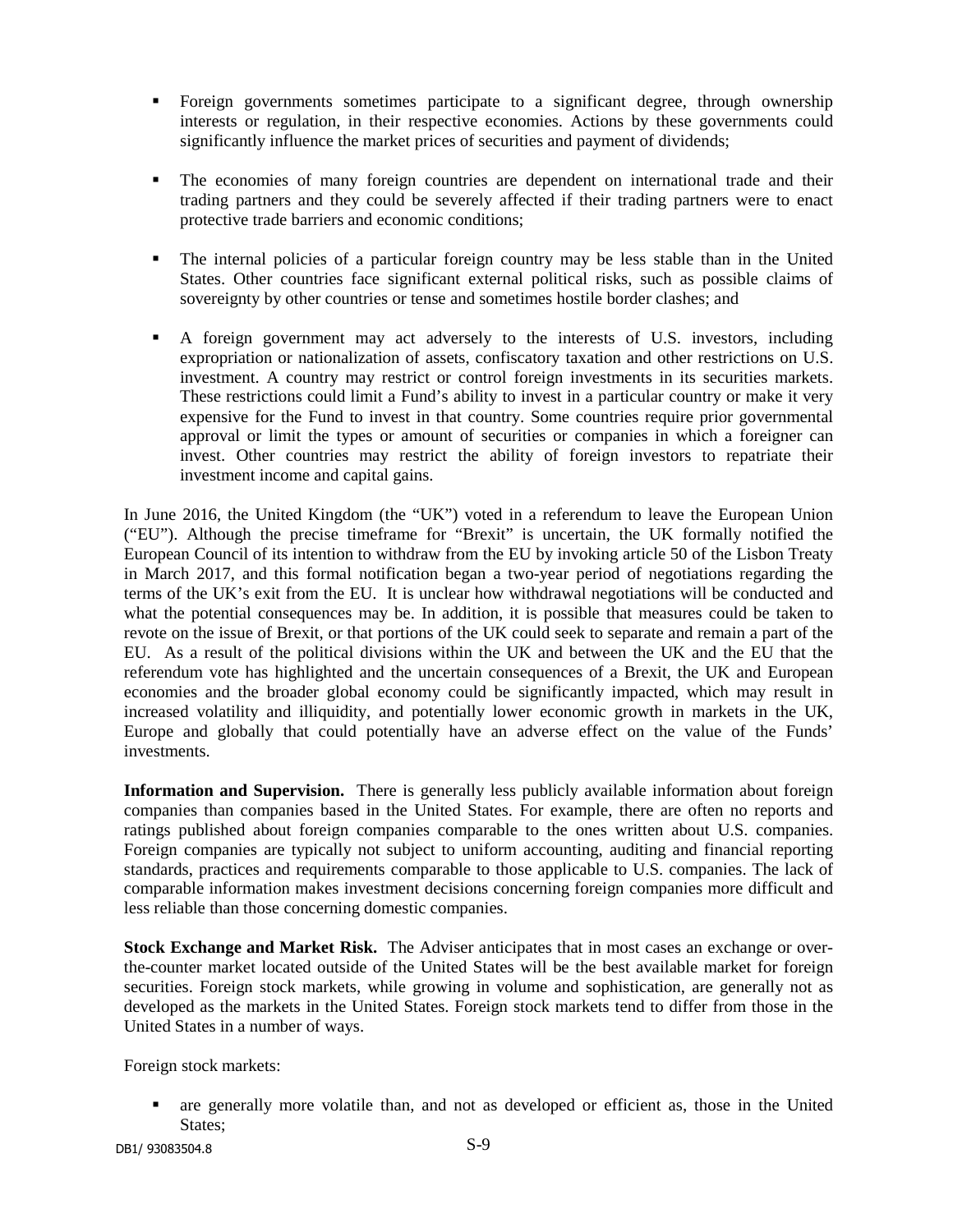- Foreign governments sometimes participate to a significant degree, through ownership interests or regulation, in their respective economies. Actions by these governments could significantly influence the market prices of securities and payment of dividends;

- The economies of many foreign countries are dependent on international trade and their trading partners and they could be severely affected if their trading partners were to enact protective trade barriers and economic conditions;

- The internal policies of a particular foreign country may be less stable than in the United States. Other countries face significant external political risks, such as possible claims of sovereignty by other countries or tense and sometimes hostile border clashes; and

- A foreign government may act adversely to the interests of U.S. investors, including expropriation or nationalization of assets, confiscatory taxation and other restrictions on U.S. investment. A country may restrict or control foreign investments in its securities markets. These restrictions could limit a Fund's ability to invest in a particular country or make it very expensive for the Fund to invest in that country. Some countries require prior governmental approval or limit the types or amount of securities or companies in which a foreigner can invest. Other countries may restrict the ability of foreign investors to repatriate their investment income and capital gains.

In June 2016, the United Kingdom (the "UK") voted in a referendum to leave the European Union ("EU"). Although the precise timeframe for "Brexit" is uncertain, the UK formally notified the European Council of its intention to withdraw from the EU by invoking article 50 of the Lisbon Treaty in March 2017, and this formal notification began a two-year period of negotiations regarding the terms of the UK's exit from the EU. It is unclear how withdrawal negotiations will be conducted and what the potential consequences may be. In addition, it is possible that measures could be taken to revote on the issue of Brexit, or that portions of the UK could seek to separate and remain a part of the EU. As a result of the political divisions within the UK and between the UK and the EU that the referendum vote has highlighted and the uncertain consequences of a Brexit, the UK and European economies and the broader global economy could be significantly impacted, which may result in increased volatility and illiquidity, and potentially lower economic growth in markets in the UK, Europe and globally that could potentially have an adverse effect on the value of the Funds' investments.

**Information and Supervision.** There is generally less publicly available information about foreign companies than companies based in the United States. For example, there are often no reports and ratings published about foreign companies comparable to the ones written about U.S. companies. Foreign companies are typically not subject to uniform accounting, auditing and financial reporting standards, practices and requirements comparable to those applicable to U.S. companies. The lack of comparable information makes investment decisions concerning foreign companies more difficult and less reliable than those concerning domestic companies.

**Stock Exchange and Market Risk.** The Adviser anticipates that in most cases an exchange or over-the-counter market located outside of the United States will be the best available market for foreign securities. Foreign stock markets, while growing in volume and sophistication, are generally not as developed as the markets in the United States. Foreign stock markets tend to differ from those in the United States in a number of ways.

Foreign stock markets:

- are generally more volatile than, and not as developed or efficient as, those in the United States;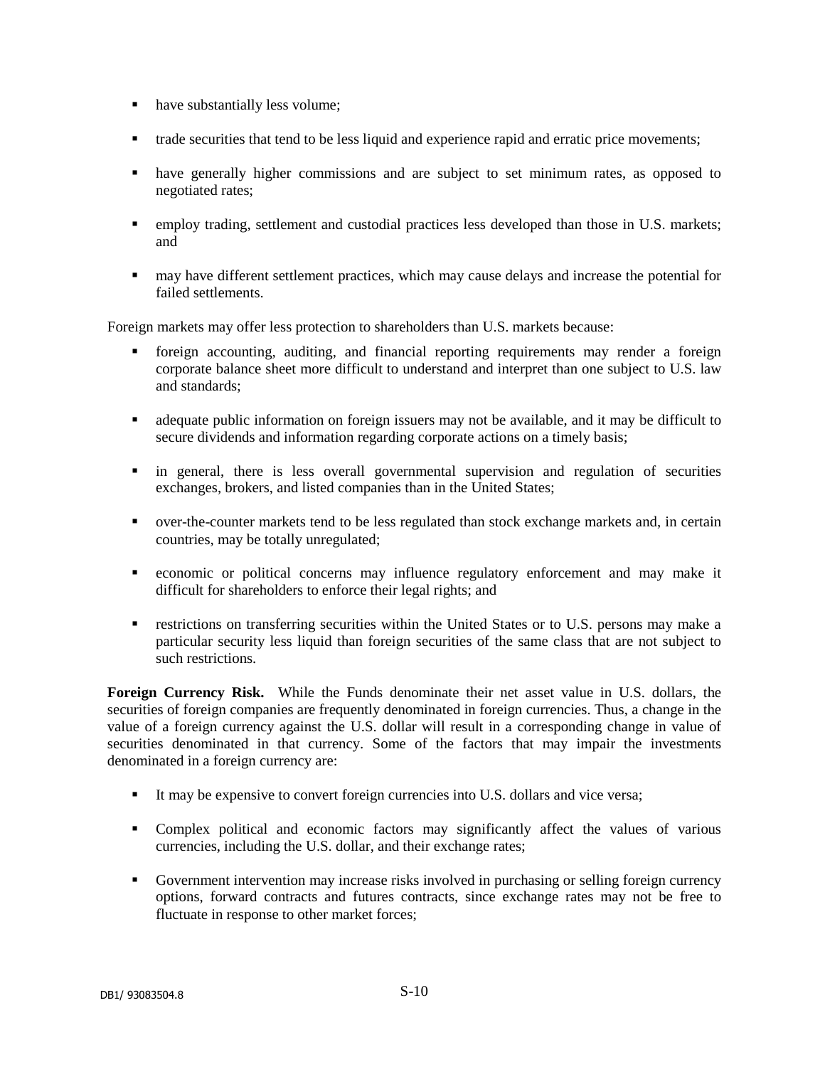- have substantially less volume;
- trade securities that tend to be less liquid and experience rapid and erratic price movements;
- have generally higher commissions and are subject to set minimum rates, as opposed to negotiated rates;
- employ trading, settlement and custodial practices less developed than those in U.S. markets; and
- may have different settlement practices, which may cause delays and increase the potential for failed settlements.

Foreign markets may offer less protection to shareholders than U.S. markets because:

- foreign accounting, auditing, and financial reporting requirements may render a foreign corporate balance sheet more difficult to understand and interpret than one subject to U.S. law and standards;
- adequate public information on foreign issuers may not be available, and it may be difficult to secure dividends and information regarding corporate actions on a timely basis;
- in general, there is less overall governmental supervision and regulation of securities exchanges, brokers, and listed companies than in the United States;
- over-the-counter markets tend to be less regulated than stock exchange markets and, in certain countries, may be totally unregulated;
- economic or political concerns may influence regulatory enforcement and may make it difficult for shareholders to enforce their legal rights; and
- restrictions on transferring securities within the United States or to U.S. persons may make a particular security less liquid than foreign securities of the same class that are not subject to such restrictions.

**Foreign Currency Risk.** While the Funds denominate their net asset value in U.S. dollars, the securities of foreign companies are frequently denominated in foreign currencies. Thus, a change in the value of a foreign currency against the U.S. dollar will result in a corresponding change in value of securities denominated in that currency. Some of the factors that may impair the investments denominated in a foreign currency are:

- It may be expensive to convert foreign currencies into U.S. dollars and vice versa;
- Complex political and economic factors may significantly affect the values of various currencies, including the U.S. dollar, and their exchange rates;
- Government intervention may increase risks involved in purchasing or selling foreign currency options, forward contracts and futures contracts, since exchange rates may not be free to fluctuate in response to other market forces;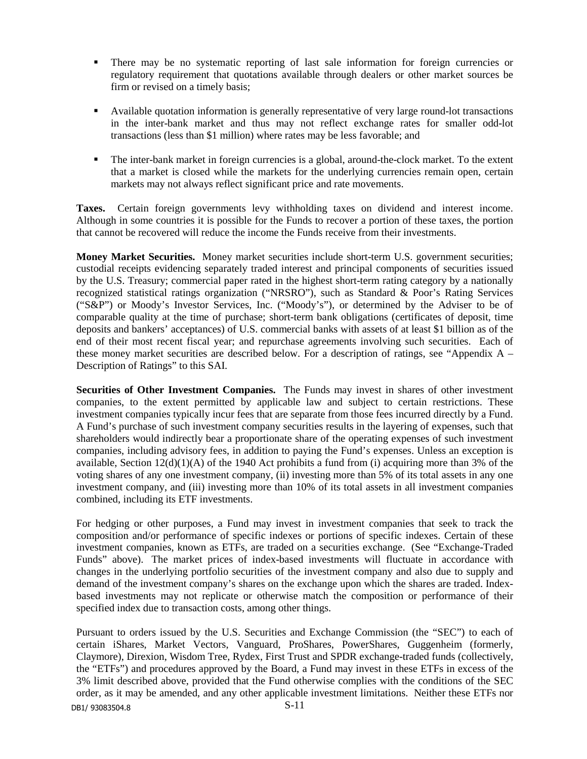- There may be no systematic reporting of last sale information for foreign currencies or regulatory requirement that quotations available through dealers or other market sources be firm or revised on a timely basis;

- Available quotation information is generally representative of very large round-lot transactions in the inter-bank market and thus may not reflect exchange rates for smaller odd-lot transactions (less than $1 million) where rates may be less favorable; and

- The inter-bank market in foreign currencies is a global, around-the-clock market. To the extent that a market is closed while the markets for the underlying currencies remain open, certain markets may not always reflect significant price and rate movements.

**Taxes.** Certain foreign governments levy withholding taxes on dividend and interest income. Although in some countries it is possible for the Funds to recover a portion of these taxes, the portion that cannot be recovered will reduce the income the Funds receive from their investments.

**Money Market Securities.** Money market securities include short-term U.S. government securities; custodial receipts evidencing separately traded interest and principal components of securities issued by the U.S. Treasury; commercial paper rated in the highest short-term rating category by a nationally recognized statistical ratings organization ("NRSRO"), such as Standard & Poor's Rating Services ("S&P") or Moody's Investor Services, Inc. ("Moody's"), or determined by the Adviser to be of comparable quality at the time of purchase; short-term bank obligations (certificates of deposit, time deposits and bankers' acceptances) of U.S. commercial banks with assets of at least $1 billion as of the end of their most recent fiscal year; and repurchase agreements involving such securities. Each of these money market securities are described below. For a description of ratings, see "Appendix A – Description of Ratings" to this SAI.

**Securities of Other Investment Companies.** The Funds may invest in shares of other investment companies, to the extent permitted by applicable law and subject to certain restrictions. These investment companies typically incur fees that are separate from those fees incurred directly by a Fund. A Fund's purchase of such investment company securities results in the layering of expenses, such that shareholders would indirectly bear a proportionate share of the operating expenses of such investment companies, including advisory fees, in addition to paying the Fund's expenses. Unless an exception is available, Section 12(d)(1)(A) of the 1940 Act prohibits a fund from (i) acquiring more than 3% of the voting shares of any one investment company, (ii) investing more than 5% of its total assets in any one investment company, and (iii) investing more than 10% of its total assets in all investment companies combined, including its ETF investments.

For hedging or other purposes, a Fund may invest in investment companies that seek to track the composition and/or performance of specific indexes or portions of specific indexes. Certain of these investment companies, known as ETFs, are traded on a securities exchange. (See "Exchange-Traded Funds" above). The market prices of index-based investments will fluctuate in accordance with changes in the underlying portfolio securities of the investment company and also due to supply and demand of the investment company's shares on the exchange upon which the shares are traded. Index-based investments may not replicate or otherwise match the composition or performance of their specified index due to transaction costs, among other things.

Pursuant to orders issued by the U.S. Securities and Exchange Commission (the "SEC") to each of certain iShares, Market Vectors, Vanguard, ProShares, PowerShares, Guggenheim (formerly, Claymore), Direxion, Wisdom Tree, Rydex, First Trust and SPDR exchange-traded funds (collectively, the "ETFs") and procedures approved by the Board, a Fund may invest in these ETFs in excess of the 3% limit described above, provided that the Fund otherwise complies with the conditions of the SEC order, as it may be amended, and any other applicable investment limitations. Neither these ETFs nor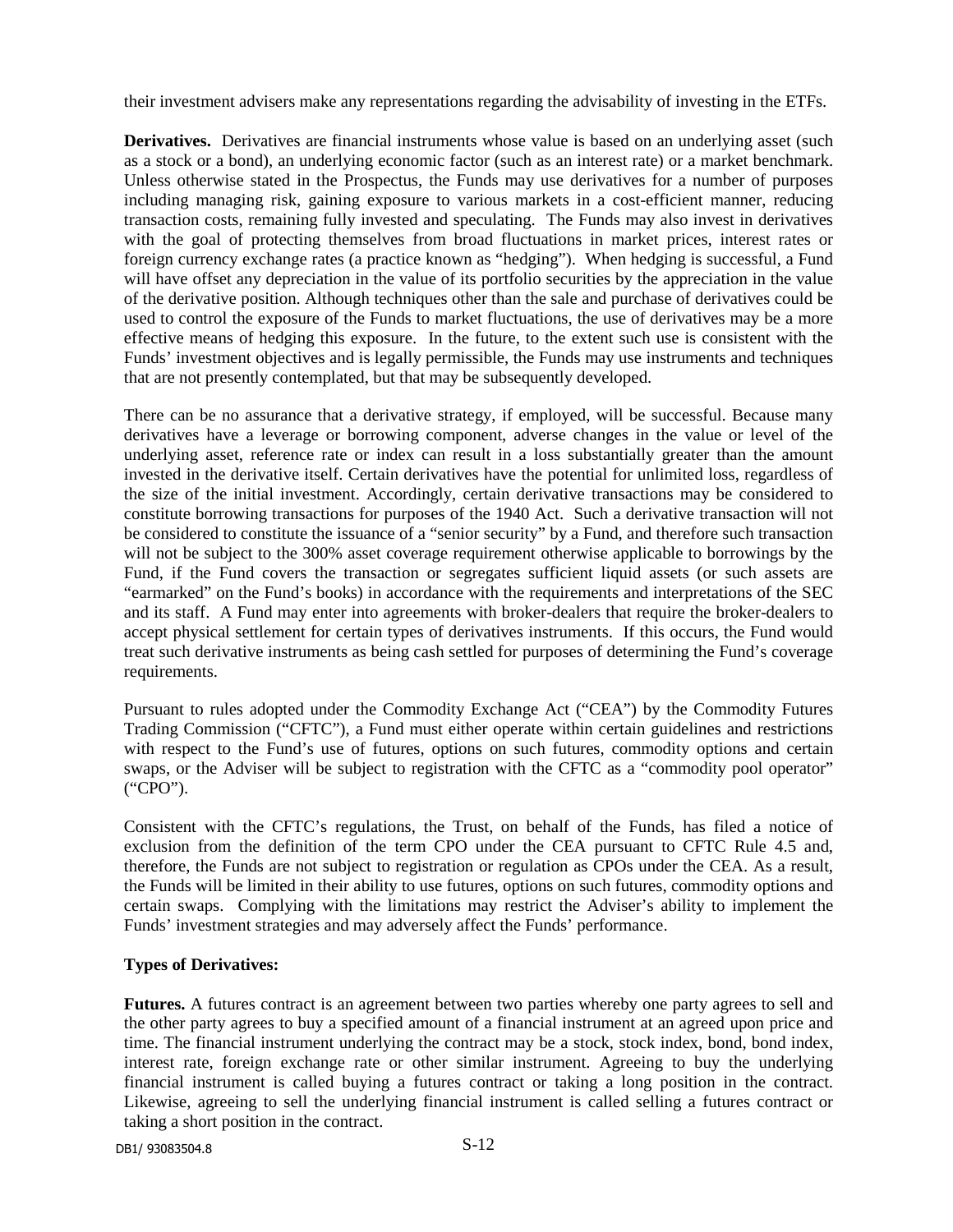their investment advisers make any representations regarding the advisability of investing in the ETFs.

**Derivatives.** Derivatives are financial instruments whose value is based on an underlying asset (such as a stock or a bond), an underlying economic factor (such as an interest rate) or a market benchmark. Unless otherwise stated in the Prospectus, the Funds may use derivatives for a number of purposes including managing risk, gaining exposure to various markets in a cost-efficient manner, reducing transaction costs, remaining fully invested and speculating. The Funds may also invest in derivatives with the goal of protecting themselves from broad fluctuations in market prices, interest rates or foreign currency exchange rates (a practice known as "hedging"). When hedging is successful, a Fund will have offset any depreciation in the value of its portfolio securities by the appreciation in the value of the derivative position. Although techniques other than the sale and purchase of derivatives could be used to control the exposure of the Funds to market fluctuations, the use of derivatives may be a more effective means of hedging this exposure. In the future, to the extent such use is consistent with the Funds' investment objectives and is legally permissible, the Funds may use instruments and techniques that are not presently contemplated, but that may be subsequently developed.

There can be no assurance that a derivative strategy, if employed, will be successful. Because many derivatives have a leverage or borrowing component, adverse changes in the value or level of the underlying asset, reference rate or index can result in a loss substantially greater than the amount invested in the derivative itself. Certain derivatives have the potential for unlimited loss, regardless of the size of the initial investment. Accordingly, certain derivative transactions may be considered to constitute borrowing transactions for purposes of the 1940 Act. Such a derivative transaction will not be considered to constitute the issuance of a "senior security" by a Fund, and therefore such transaction will not be subject to the 300% asset coverage requirement otherwise applicable to borrowings by the Fund, if the Fund covers the transaction or segregates sufficient liquid assets (or such assets are "earmarked" on the Fund's books) in accordance with the requirements and interpretations of the SEC and its staff. A Fund may enter into agreements with broker-dealers that require the broker-dealers to accept physical settlement for certain types of derivatives instruments. If this occurs, the Fund would treat such derivative instruments as being cash settled for purposes of determining the Fund's coverage requirements.

Pursuant to rules adopted under the Commodity Exchange Act ("CEA") by the Commodity Futures Trading Commission ("CFTC"), a Fund must either operate within certain guidelines and restrictions with respect to the Fund's use of futures, options on such futures, commodity options and certain swaps, or the Adviser will be subject to registration with the CFTC as a "commodity pool operator" ("CPO").

Consistent with the CFTC's regulations, the Trust, on behalf of the Funds, has filed a notice of exclusion from the definition of the term CPO under the CEA pursuant to CFTC Rule 4.5 and, therefore, the Funds are not subject to registration or regulation as CPOs under the CEA. As a result, the Funds will be limited in their ability to use futures, options on such futures, commodity options and certain swaps. Complying with the limitations may restrict the Adviser's ability to implement the Funds' investment strategies and may adversely affect the Funds' performance.

**Types of Derivatives:**

**Futures.** A futures contract is an agreement between two parties whereby one party agrees to sell and the other party agrees to buy a specified amount of a financial instrument at an agreed upon price and time. The financial instrument underlying the contract may be a stock, stock index, bond, bond index, interest rate, foreign exchange rate or other similar instrument. Agreeing to buy the underlying financial instrument is called buying a futures contract or taking a long position in the contract. Likewise, agreeing to sell the underlying financial instrument is called selling a futures contract or taking a short position in the contract.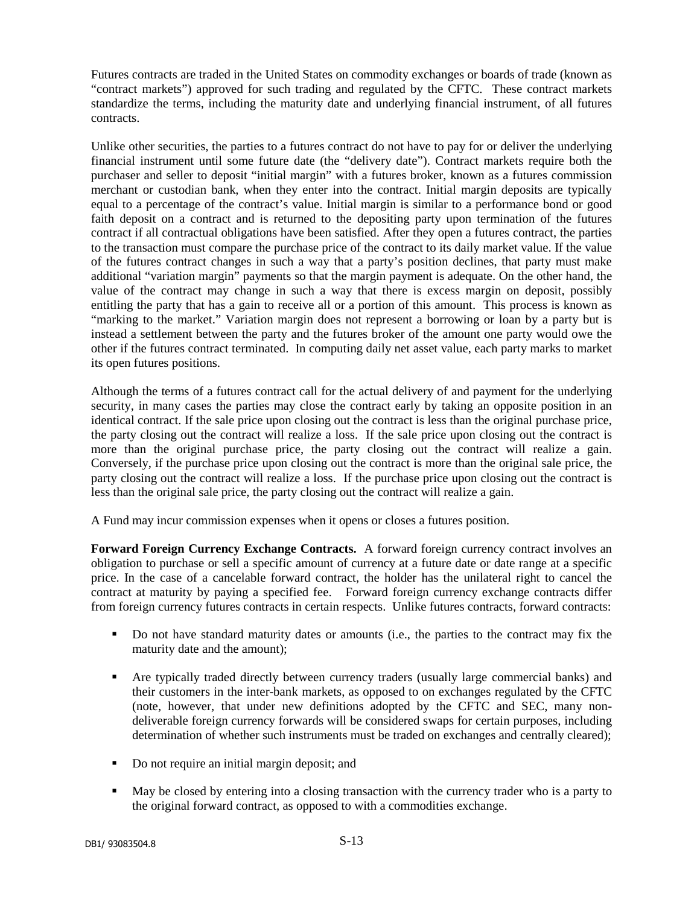Futures contracts are traded in the United States on commodity exchanges or boards of trade (known as "contract markets") approved for such trading and regulated by the CFTC. These contract markets standardize the terms, including the maturity date and underlying financial instrument, of all futures contracts.

Unlike other securities, the parties to a futures contract do not have to pay for or deliver the underlying financial instrument until some future date (the "delivery date"). Contract markets require both the purchaser and seller to deposit "initial margin" with a futures broker, known as a futures commission merchant or custodian bank, when they enter into the contract. Initial margin deposits are typically equal to a percentage of the contract's value. Initial margin is similar to a performance bond or good faith deposit on a contract and is returned to the depositing party upon termination of the futures contract if all contractual obligations have been satisfied. After they open a futures contract, the parties to the transaction must compare the purchase price of the contract to its daily market value. If the value of the futures contract changes in such a way that a party's position declines, that party must make additional "variation margin" payments so that the margin payment is adequate. On the other hand, the value of the contract may change in such a way that there is excess margin on deposit, possibly entitling the party that has a gain to receive all or a portion of this amount. This process is known as "marking to the market." Variation margin does not represent a borrowing or loan by a party but is instead a settlement between the party and the futures broker of the amount one party would owe the other if the futures contract terminated. In computing daily net asset value, each party marks to market its open futures positions.

Although the terms of a futures contract call for the actual delivery of and payment for the underlying security, in many cases the parties may close the contract early by taking an opposite position in an identical contract. If the sale price upon closing out the contract is less than the original purchase price, the party closing out the contract will realize a loss. If the sale price upon closing out the contract is more than the original purchase price, the party closing out the contract will realize a gain. Conversely, if the purchase price upon closing out the contract is more than the original sale price, the party closing out the contract will realize a loss. If the purchase price upon closing out the contract is less than the original sale price, the party closing out the contract will realize a gain.

A Fund may incur commission expenses when it opens or closes a futures position.

**Forward Foreign Currency Exchange Contracts.** A forward foreign currency contract involves an obligation to purchase or sell a specific amount of currency at a future date or date range at a specific price. In the case of a cancelable forward contract, the holder has the unilateral right to cancel the contract at maturity by paying a specified fee. Forward foreign currency exchange contracts differ from foreign currency futures contracts in certain respects. Unlike futures contracts, forward contracts:

- Do not have standard maturity dates or amounts (i.e., the parties to the contract may fix the maturity date and the amount);
- Are typically traded directly between currency traders (usually large commercial banks) and their customers in the inter-bank markets, as opposed to on exchanges regulated by the CFTC (note, however, that under new definitions adopted by the CFTC and SEC, many non-deliverable foreign currency forwards will be considered swaps for certain purposes, including determination of whether such instruments must be traded on exchanges and centrally cleared);
- Do not require an initial margin deposit; and
- May be closed by entering into a closing transaction with the currency trader who is a party to the original forward contract, as opposed to with a commodities exchange.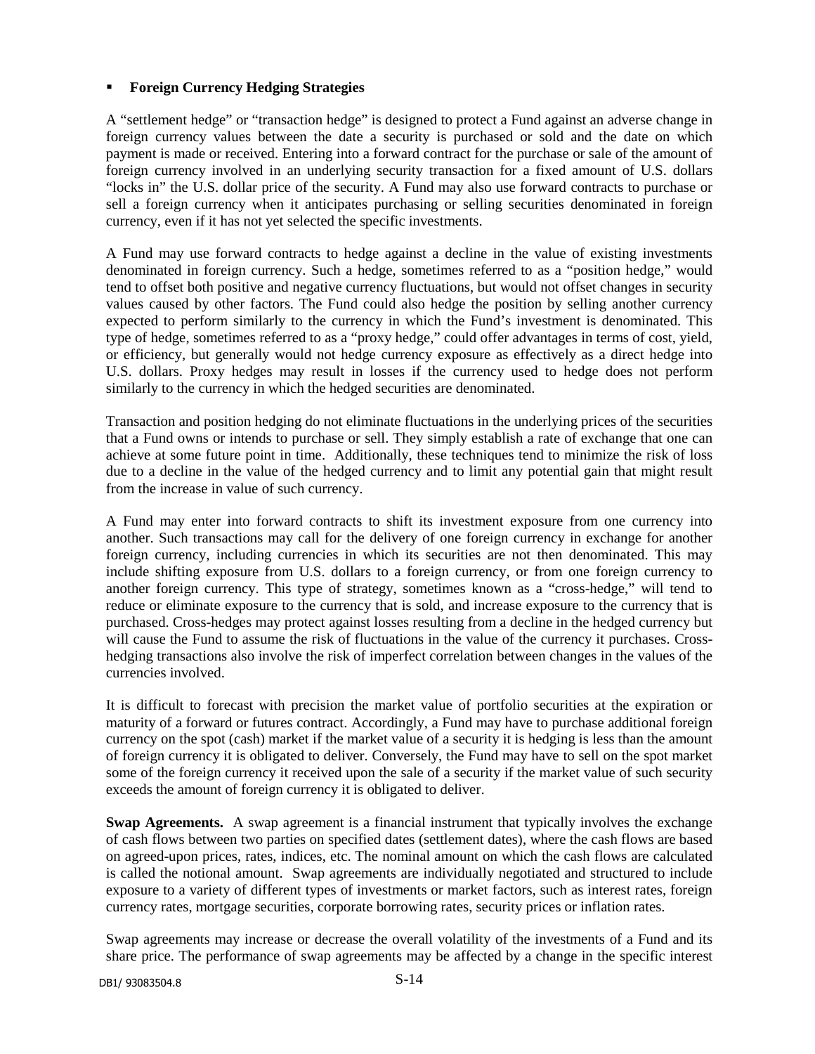- **Foreign Currency Hedging Strategies**

A "settlement hedge" or "transaction hedge" is designed to protect a Fund against an adverse change in foreign currency values between the date a security is purchased or sold and the date on which payment is made or received. Entering into a forward contract for the purchase or sale of the amount of foreign currency involved in an underlying security transaction for a fixed amount of U.S. dollars "locks in" the U.S. dollar price of the security. A Fund may also use forward contracts to purchase or sell a foreign currency when it anticipates purchasing or selling securities denominated in foreign currency, even if it has not yet selected the specific investments.

A Fund may use forward contracts to hedge against a decline in the value of existing investments denominated in foreign currency. Such a hedge, sometimes referred to as a "position hedge," would tend to offset both positive and negative currency fluctuations, but would not offset changes in security values caused by other factors. The Fund could also hedge the position by selling another currency expected to perform similarly to the currency in which the Fund's investment is denominated. This type of hedge, sometimes referred to as a "proxy hedge," could offer advantages in terms of cost, yield, or efficiency, but generally would not hedge currency exposure as effectively as a direct hedge into U.S. dollars. Proxy hedges may result in losses if the currency used to hedge does not perform similarly to the currency in which the hedged securities are denominated.

Transaction and position hedging do not eliminate fluctuations in the underlying prices of the securities that a Fund owns or intends to purchase or sell. They simply establish a rate of exchange that one can achieve at some future point in time. Additionally, these techniques tend to minimize the risk of loss due to a decline in the value of the hedged currency and to limit any potential gain that might result from the increase in value of such currency.

A Fund may enter into forward contracts to shift its investment exposure from one currency into another. Such transactions may call for the delivery of one foreign currency in exchange for another foreign currency, including currencies in which its securities are not then denominated. This may include shifting exposure from U.S. dollars to a foreign currency, or from one foreign currency to another foreign currency. This type of strategy, sometimes known as a "cross-hedge," will tend to reduce or eliminate exposure to the currency that is sold, and increase exposure to the currency that is purchased. Cross-hedges may protect against losses resulting from a decline in the hedged currency but will cause the Fund to assume the risk of fluctuations in the value of the currency it purchases. Cross-hedging transactions also involve the risk of imperfect correlation between changes in the values of the currencies involved.

It is difficult to forecast with precision the market value of portfolio securities at the expiration or maturity of a forward or futures contract. Accordingly, a Fund may have to purchase additional foreign currency on the spot (cash) market if the market value of a security it is hedging is less than the amount of foreign currency it is obligated to deliver. Conversely, the Fund may have to sell on the spot market some of the foreign currency it received upon the sale of a security if the market value of such security exceeds the amount of foreign currency it is obligated to deliver.

**Swap Agreements.** A swap agreement is a financial instrument that typically involves the exchange of cash flows between two parties on specified dates (settlement dates), where the cash flows are based on agreed-upon prices, rates, indices, etc. The nominal amount on which the cash flows are calculated is called the notional amount. Swap agreements are individually negotiated and structured to include exposure to a variety of different types of investments or market factors, such as interest rates, foreign currency rates, mortgage securities, corporate borrowing rates, security prices or inflation rates.

Swap agreements may increase or decrease the overall volatility of the investments of a Fund and its share price. The performance of swap agreements may be affected by a change in the specific interest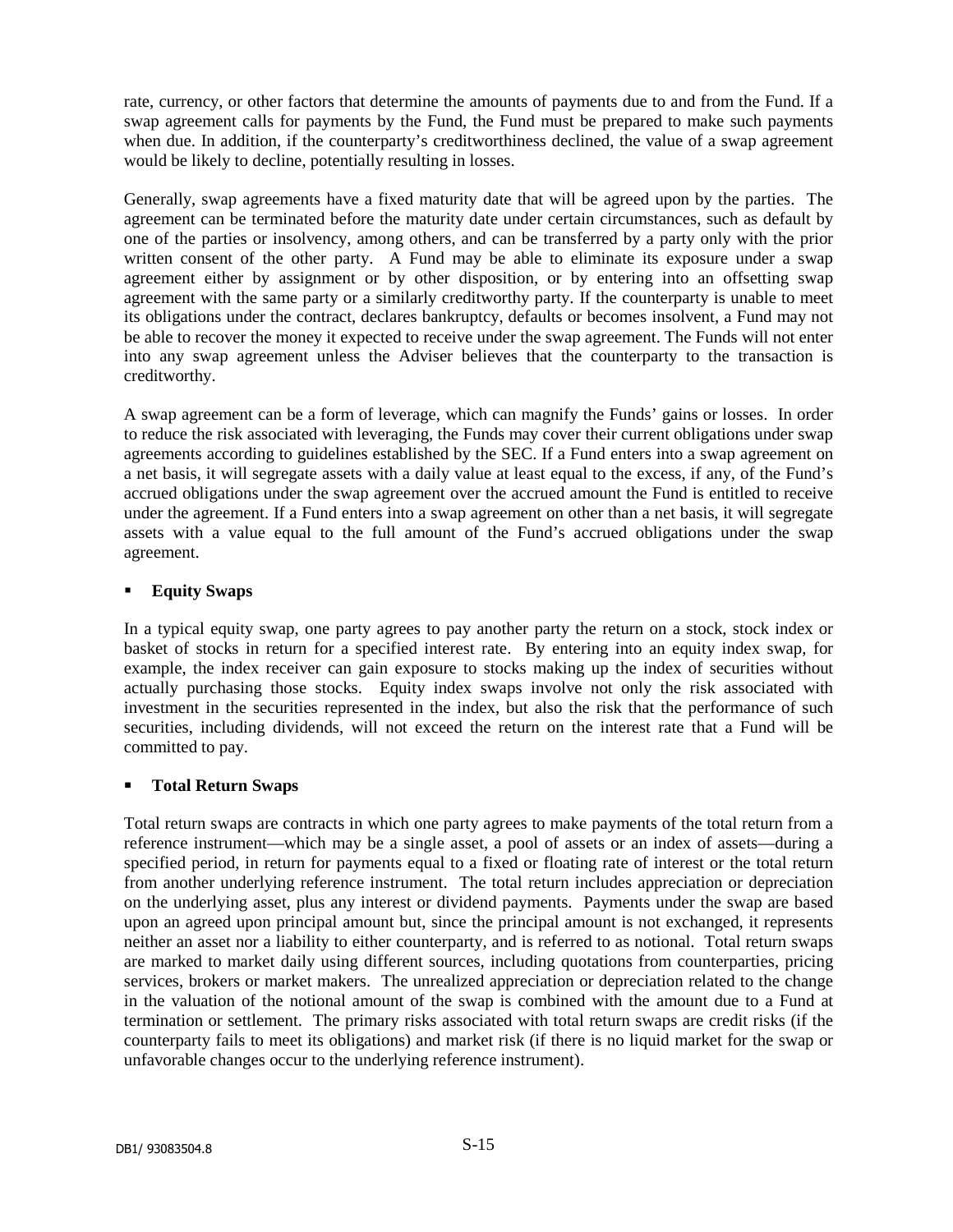rate, currency, or other factors that determine the amounts of payments due to and from the Fund. If a swap agreement calls for payments by the Fund, the Fund must be prepared to make such payments when due. In addition, if the counterparty's creditworthiness declined, the value of a swap agreement would be likely to decline, potentially resulting in losses.

Generally, swap agreements have a fixed maturity date that will be agreed upon by the parties. The agreement can be terminated before the maturity date under certain circumstances, such as default by one of the parties or insolvency, among others, and can be transferred by a party only with the prior written consent of the other party. A Fund may be able to eliminate its exposure under a swap agreement either by assignment or by other disposition, or by entering into an offsetting swap agreement with the same party or a similarly creditworthy party. If the counterparty is unable to meet its obligations under the contract, declares bankruptcy, defaults or becomes insolvent, a Fund may not be able to recover the money it expected to receive under the swap agreement. The Funds will not enter into any swap agreement unless the Adviser believes that the counterparty to the transaction is creditworthy.

A swap agreement can be a form of leverage, which can magnify the Funds' gains or losses. In order to reduce the risk associated with leveraging, the Funds may cover their current obligations under swap agreements according to guidelines established by the SEC. If a Fund enters into a swap agreement on a net basis, it will segregate assets with a daily value at least equal to the excess, if any, of the Fund's accrued obligations under the swap agreement over the accrued amount the Fund is entitled to receive under the agreement. If a Fund enters into a swap agreement on other than a net basis, it will segregate assets with a value equal to the full amount of the Fund's accrued obligations under the swap agreement.

- **Equity Swaps**

In a typical equity swap, one party agrees to pay another party the return on a stock, stock index or basket of stocks in return for a specified interest rate. By entering into an equity index swap, for example, the index receiver can gain exposure to stocks making up the index of securities without actually purchasing those stocks. Equity index swaps involve not only the risk associated with investment in the securities represented in the index, but also the risk that the performance of such securities, including dividends, will not exceed the return on the interest rate that a Fund will be committed to pay.

- **Total Return Swaps**

Total return swaps are contracts in which one party agrees to make payments of the total return from a reference instrument—which may be a single asset, a pool of assets or an index of assets—during a specified period, in return for payments equal to a fixed or floating rate of interest or the total return from another underlying reference instrument. The total return includes appreciation or depreciation on the underlying asset, plus any interest or dividend payments. Payments under the swap are based upon an agreed upon principal amount but, since the principal amount is not exchanged, it represents neither an asset nor a liability to either counterparty, and is referred to as notional. Total return swaps are marked to market daily using different sources, including quotations from counterparties, pricing services, brokers or market makers. The unrealized appreciation or depreciation related to the change in the valuation of the notional amount of the swap is combined with the amount due to a Fund at termination or settlement. The primary risks associated with total return swaps are credit risks (if the counterparty fails to meet its obligations) and market risk (if there is no liquid market for the swap or unfavorable changes occur to the underlying reference instrument).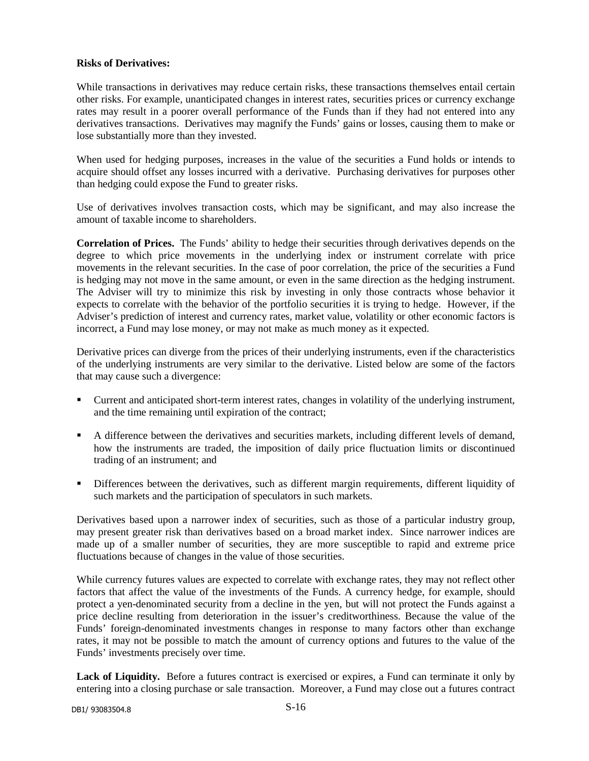**Risks of Derivatives:**

While transactions in derivatives may reduce certain risks, these transactions themselves entail certain other risks. For example, unanticipated changes in interest rates, securities prices or currency exchange rates may result in a poorer overall performance of the Funds than if they had not entered into any derivatives transactions. Derivatives may magnify the Funds' gains or losses, causing them to make or lose substantially more than they invested.

When used for hedging purposes, increases in the value of the securities a Fund holds or intends to acquire should offset any losses incurred with a derivative. Purchasing derivatives for purposes other than hedging could expose the Fund to greater risks.

Use of derivatives involves transaction costs, which may be significant, and may also increase the amount of taxable income to shareholders.

**Correlation of Prices.** The Funds' ability to hedge their securities through derivatives depends on the degree to which price movements in the underlying index or instrument correlate with price movements in the relevant securities. In the case of poor correlation, the price of the securities a Fund is hedging may not move in the same amount, or even in the same direction as the hedging instrument. The Adviser will try to minimize this risk by investing in only those contracts whose behavior it expects to correlate with the behavior of the portfolio securities it is trying to hedge. However, if the Adviser's prediction of interest and currency rates, market value, volatility or other economic factors is incorrect, a Fund may lose money, or may not make as much money as it expected.

Derivative prices can diverge from the prices of their underlying instruments, even if the characteristics of the underlying instruments are very similar to the derivative. Listed below are some of the factors that may cause such a divergence:

- Current and anticipated short-term interest rates, changes in volatility of the underlying instrument, and the time remaining until expiration of the contract;
- A difference between the derivatives and securities markets, including different levels of demand, how the instruments are traded, the imposition of daily price fluctuation limits or discontinued trading of an instrument; and
- Differences between the derivatives, such as different margin requirements, different liquidity of such markets and the participation of speculators in such markets.

Derivatives based upon a narrower index of securities, such as those of a particular industry group, may present greater risk than derivatives based on a broad market index. Since narrower indices are made up of a smaller number of securities, they are more susceptible to rapid and extreme price fluctuations because of changes in the value of those securities.

While currency futures values are expected to correlate with exchange rates, they may not reflect other factors that affect the value of the investments of the Funds. A currency hedge, for example, should protect a yen-denominated security from a decline in the yen, but will not protect the Funds against a price decline resulting from deterioration in the issuer's creditworthiness. Because the value of the Funds' foreign-denominated investments changes in response to many factors other than exchange rates, it may not be possible to match the amount of currency options and futures to the value of the Funds' investments precisely over time.

**Lack of Liquidity.** Before a futures contract is exercised or expires, a Fund can terminate it only by entering into a closing purchase or sale transaction. Moreover, a Fund may close out a futures contract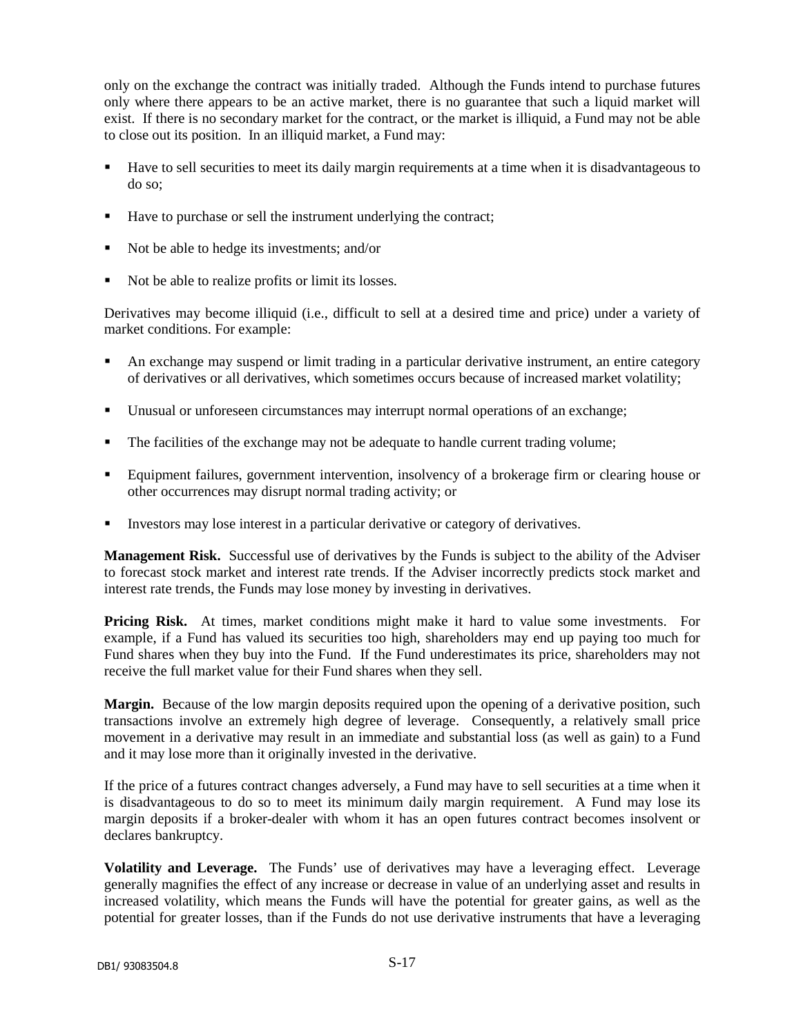only on the exchange the contract was initially traded. Although the Funds intend to purchase futures only where there appears to be an active market, there is no guarantee that such a liquid market will exist. If there is no secondary market for the contract, or the market is illiquid, a Fund may not be able to close out its position. In an illiquid market, a Fund may:

- Have to sell securities to meet its daily margin requirements at a time when it is disadvantageous to do so;
- Have to purchase or sell the instrument underlying the contract;
- Not be able to hedge its investments; and/or
- Not be able to realize profits or limit its losses.

Derivatives may become illiquid (i.e., difficult to sell at a desired time and price) under a variety of market conditions. For example:

- An exchange may suspend or limit trading in a particular derivative instrument, an entire category of derivatives or all derivatives, which sometimes occurs because of increased market volatility;
- Unusual or unforeseen circumstances may interrupt normal operations of an exchange;
- The facilities of the exchange may not be adequate to handle current trading volume;
- Equipment failures, government intervention, insolvency of a brokerage firm or clearing house or other occurrences may disrupt normal trading activity; or
- Investors may lose interest in a particular derivative or category of derivatives.

**Management Risk.** Successful use of derivatives by the Funds is subject to the ability of the Adviser to forecast stock market and interest rate trends. If the Adviser incorrectly predicts stock market and interest rate trends, the Funds may lose money by investing in derivatives.

**Pricing Risk.** At times, market conditions might make it hard to value some investments. For example, if a Fund has valued its securities too high, shareholders may end up paying too much for Fund shares when they buy into the Fund. If the Fund underestimates its price, shareholders may not receive the full market value for their Fund shares when they sell.

**Margin.** Because of the low margin deposits required upon the opening of a derivative position, such transactions involve an extremely high degree of leverage. Consequently, a relatively small price movement in a derivative may result in an immediate and substantial loss (as well as gain) to a Fund and it may lose more than it originally invested in the derivative.

If the price of a futures contract changes adversely, a Fund may have to sell securities at a time when it is disadvantageous to do so to meet its minimum daily margin requirement. A Fund may lose its margin deposits if a broker-dealer with whom it has an open futures contract becomes insolvent or declares bankruptcy.

**Volatility and Leverage.** The Funds' use of derivatives may have a leveraging effect. Leverage generally magnifies the effect of any increase or decrease in value of an underlying asset and results in increased volatility, which means the Funds will have the potential for greater gains, as well as the potential for greater losses, than if the Funds do not use derivative instruments that have a leveraging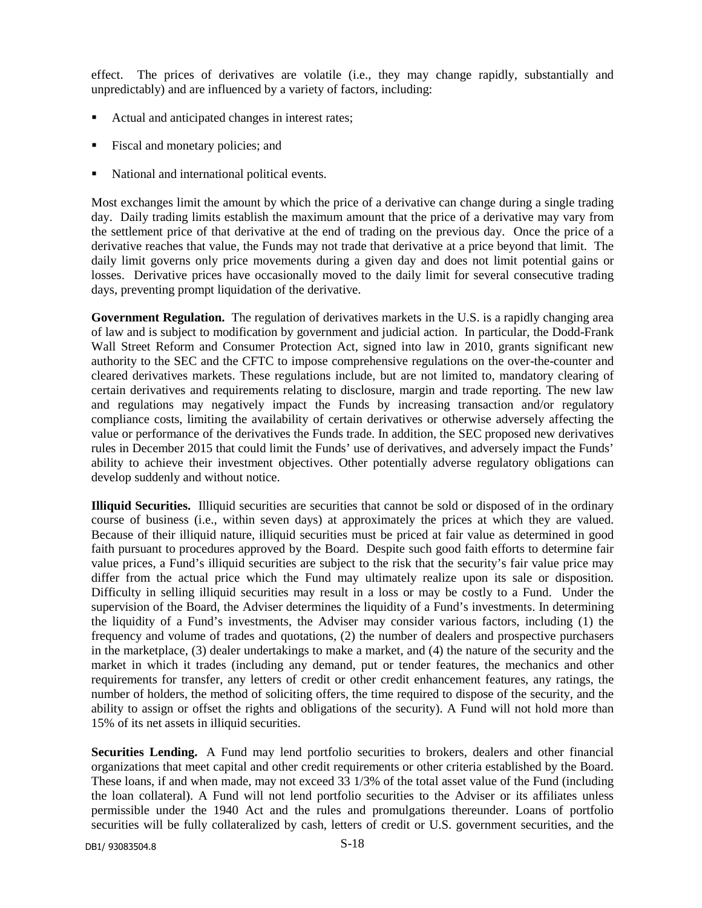effect. The prices of derivatives are volatile (i.e., they may change rapidly, substantially and unpredictably) and are influenced by a variety of factors, including:

- Actual and anticipated changes in interest rates;
- Fiscal and monetary policies; and
- National and international political events.

Most exchanges limit the amount by which the price of a derivative can change during a single trading day. Daily trading limits establish the maximum amount that the price of a derivative may vary from the settlement price of that derivative at the end of trading on the previous day. Once the price of a derivative reaches that value, the Funds may not trade that derivative at a price beyond that limit. The daily limit governs only price movements during a given day and does not limit potential gains or losses. Derivative prices have occasionally moved to the daily limit for several consecutive trading days, preventing prompt liquidation of the derivative.

**Government Regulation.** The regulation of derivatives markets in the U.S. is a rapidly changing area of law and is subject to modification by government and judicial action. In particular, the Dodd-Frank Wall Street Reform and Consumer Protection Act, signed into law in 2010, grants significant new authority to the SEC and the CFTC to impose comprehensive regulations on the over-the-counter and cleared derivatives markets. These regulations include, but are not limited to, mandatory clearing of certain derivatives and requirements relating to disclosure, margin and trade reporting. The new law and regulations may negatively impact the Funds by increasing transaction and/or regulatory compliance costs, limiting the availability of certain derivatives or otherwise adversely affecting the value or performance of the derivatives the Funds trade. In addition, the SEC proposed new derivatives rules in December 2015 that could limit the Funds' use of derivatives, and adversely impact the Funds' ability to achieve their investment objectives. Other potentially adverse regulatory obligations can develop suddenly and without notice.

**Illiquid Securities.** Illiquid securities are securities that cannot be sold or disposed of in the ordinary course of business (i.e., within seven days) at approximately the prices at which they are valued. Because of their illiquid nature, illiquid securities must be priced at fair value as determined in good faith pursuant to procedures approved by the Board. Despite such good faith efforts to determine fair value prices, a Fund's illiquid securities are subject to the risk that the security's fair value price may differ from the actual price which the Fund may ultimately realize upon its sale or disposition. Difficulty in selling illiquid securities may result in a loss or may be costly to a Fund. Under the supervision of the Board, the Adviser determines the liquidity of a Fund's investments. In determining the liquidity of a Fund's investments, the Adviser may consider various factors, including (1) the frequency and volume of trades and quotations, (2) the number of dealers and prospective purchasers in the marketplace, (3) dealer undertakings to make a market, and (4) the nature of the security and the market in which it trades (including any demand, put or tender features, the mechanics and other requirements for transfer, any letters of credit or other credit enhancement features, any ratings, the number of holders, the method of soliciting offers, the time required to dispose of the security, and the ability to assign or offset the rights and obligations of the security). A Fund will not hold more than 15% of its net assets in illiquid securities.

**Securities Lending.** A Fund may lend portfolio securities to brokers, dealers and other financial organizations that meet capital and other credit requirements or other criteria established by the Board. These loans, if and when made, may not exceed 33 1/3% of the total asset value of the Fund (including the loan collateral). A Fund will not lend portfolio securities to the Adviser or its affiliates unless permissible under the 1940 Act and the rules and promulgations thereunder. Loans of portfolio securities will be fully collateralized by cash, letters of credit or U.S. government securities, and the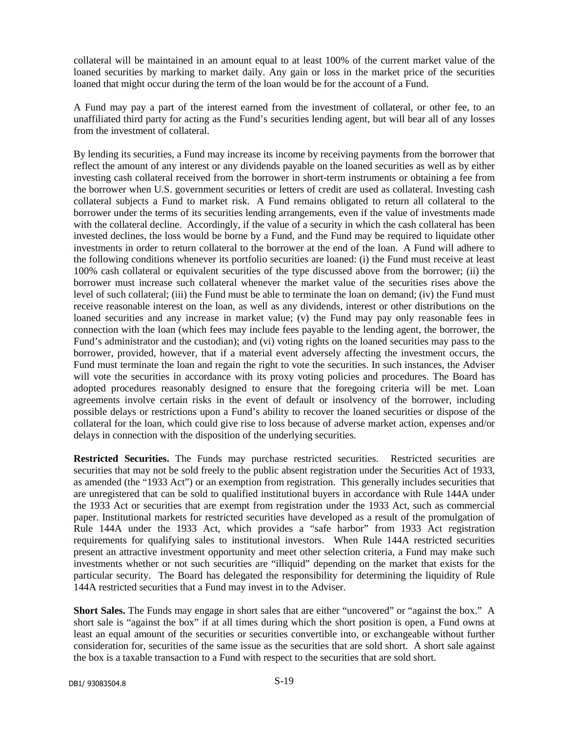collateral will be maintained in an amount equal to at least 100% of the current market value of the loaned securities by marking to market daily. Any gain or loss in the market price of the securities loaned that might occur during the term of the loan would be for the account of a Fund.

A Fund may pay a part of the interest earned from the investment of collateral, or other fee, to an unaffiliated third party for acting as the Fund's securities lending agent, but will bear all of any losses from the investment of collateral.

By lending its securities, a Fund may increase its income by receiving payments from the borrower that reflect the amount of any interest or any dividends payable on the loaned securities as well as by either investing cash collateral received from the borrower in short-term instruments or obtaining a fee from the borrower when U.S. government securities or letters of credit are used as collateral. Investing cash collateral subjects a Fund to market risk. A Fund remains obligated to return all collateral to the borrower under the terms of its securities lending arrangements, even if the value of investments made with the collateral decline. Accordingly, if the value of a security in which the cash collateral has been invested declines, the loss would be borne by a Fund, and the Fund may be required to liquidate other investments in order to return collateral to the borrower at the end of the loan. A Fund will adhere to the following conditions whenever its portfolio securities are loaned: (i) the Fund must receive at least 100% cash collateral or equivalent securities of the type discussed above from the borrower; (ii) the borrower must increase such collateral whenever the market value of the securities rises above the level of such collateral; (iii) the Fund must be able to terminate the loan on demand; (iv) the Fund must receive reasonable interest on the loan, as well as any dividends, interest or other distributions on the loaned securities and any increase in market value; (v) the Fund may pay only reasonable fees in connection with the loan (which fees may include fees payable to the lending agent, the borrower, the Fund's administrator and the custodian); and (vi) voting rights on the loaned securities may pass to the borrower, provided, however, that if a material event adversely affecting the investment occurs, the Fund must terminate the loan and regain the right to vote the securities. In such instances, the Adviser will vote the securities in accordance with its proxy voting policies and procedures. The Board has adopted procedures reasonably designed to ensure that the foregoing criteria will be met. Loan agreements involve certain risks in the event of default or insolvency of the borrower, including possible delays or restrictions upon a Fund's ability to recover the loaned securities or dispose of the collateral for the loan, which could give rise to loss because of adverse market action, expenses and/or delays in connection with the disposition of the underlying securities.

**Restricted Securities.** The Funds may purchase restricted securities. Restricted securities are securities that may not be sold freely to the public absent registration under the Securities Act of 1933, as amended (the "1933 Act") or an exemption from registration. This generally includes securities that are unregistered that can be sold to qualified institutional buyers in accordance with Rule 144A under the 1933 Act or securities that are exempt from registration under the 1933 Act, such as commercial paper. Institutional markets for restricted securities have developed as a result of the promulgation of Rule 144A under the 1933 Act, which provides a "safe harbor" from 1933 Act registration requirements for qualifying sales to institutional investors. When Rule 144A restricted securities present an attractive investment opportunity and meet other selection criteria, a Fund may make such investments whether or not such securities are "illiquid" depending on the market that exists for the particular security. The Board has delegated the responsibility for determining the liquidity of Rule 144A restricted securities that a Fund may invest in to the Adviser.

**Short Sales.** The Funds may engage in short sales that are either "uncovered" or "against the box." A short sale is "against the box" if at all times during which the short position is open, a Fund owns at least an equal amount of the securities or securities convertible into, or exchangeable without further consideration for, securities of the same issue as the securities that are sold short. A short sale against the box is a taxable transaction to a Fund with respect to the securities that are sold short.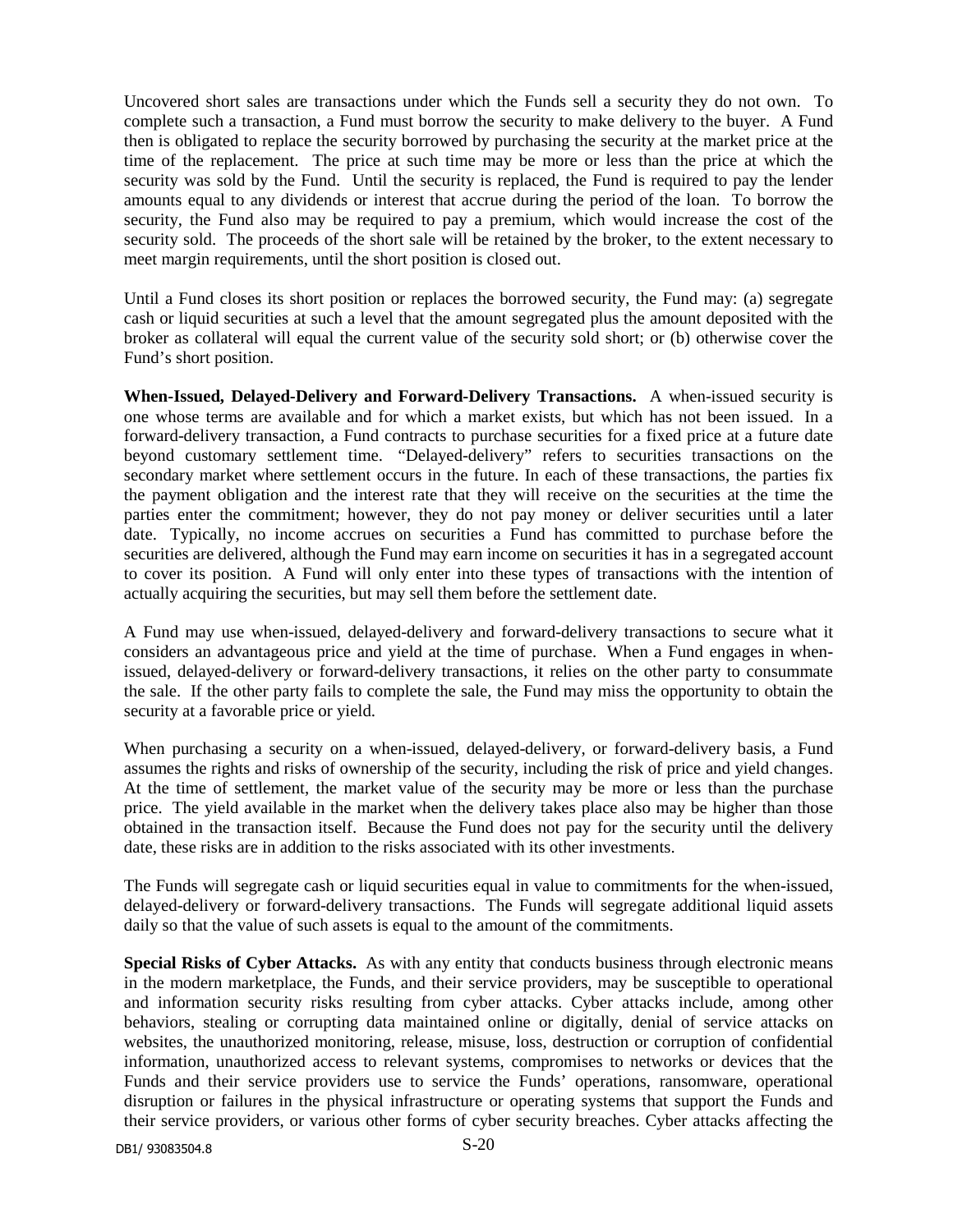Uncovered short sales are transactions under which the Funds sell a security they do not own. To complete such a transaction, a Fund must borrow the security to make delivery to the buyer. A Fund then is obligated to replace the security borrowed by purchasing the security at the market price at the time of the replacement. The price at such time may be more or less than the price at which the security was sold by the Fund. Until the security is replaced, the Fund is required to pay the lender amounts equal to any dividends or interest that accrue during the period of the loan. To borrow the security, the Fund also may be required to pay a premium, which would increase the cost of the security sold. The proceeds of the short sale will be retained by the broker, to the extent necessary to meet margin requirements, until the short position is closed out.

Until a Fund closes its short position or replaces the borrowed security, the Fund may: (a) segregate cash or liquid securities at such a level that the amount segregated plus the amount deposited with the broker as collateral will equal the current value of the security sold short; or (b) otherwise cover the Fund's short position.

**When-Issued, Delayed-Delivery and Forward-Delivery Transactions.** A when-issued security is one whose terms are available and for which a market exists, but which has not been issued. In a forward-delivery transaction, a Fund contracts to purchase securities for a fixed price at a future date beyond customary settlement time. "Delayed-delivery" refers to securities transactions on the secondary market where settlement occurs in the future. In each of these transactions, the parties fix the payment obligation and the interest rate that they will receive on the securities at the time the parties enter the commitment; however, they do not pay money or deliver securities until a later date. Typically, no income accrues on securities a Fund has committed to purchase before the securities are delivered, although the Fund may earn income on securities it has in a segregated account to cover its position. A Fund will only enter into these types of transactions with the intention of actually acquiring the securities, but may sell them before the settlement date.

A Fund may use when-issued, delayed-delivery and forward-delivery transactions to secure what it considers an advantageous price and yield at the time of purchase. When a Fund engages in when-issued, delayed-delivery or forward-delivery transactions, it relies on the other party to consummate the sale. If the other party fails to complete the sale, the Fund may miss the opportunity to obtain the security at a favorable price or yield.

When purchasing a security on a when-issued, delayed-delivery, or forward-delivery basis, a Fund assumes the rights and risks of ownership of the security, including the risk of price and yield changes. At the time of settlement, the market value of the security may be more or less than the purchase price. The yield available in the market when the delivery takes place also may be higher than those obtained in the transaction itself. Because the Fund does not pay for the security until the delivery date, these risks are in addition to the risks associated with its other investments.

The Funds will segregate cash or liquid securities equal in value to commitments for the when-issued, delayed-delivery or forward-delivery transactions. The Funds will segregate additional liquid assets daily so that the value of such assets is equal to the amount of the commitments.

**Special Risks of Cyber Attacks.** As with any entity that conducts business through electronic means in the modern marketplace, the Funds, and their service providers, may be susceptible to operational and information security risks resulting from cyber attacks. Cyber attacks include, among other behaviors, stealing or corrupting data maintained online or digitally, denial of service attacks on websites, the unauthorized monitoring, release, misuse, loss, destruction or corruption of confidential information, unauthorized access to relevant systems, compromises to networks or devices that the Funds and their service providers use to service the Funds' operations, ransomware, operational disruption or failures in the physical infrastructure or operating systems that support the Funds and their service providers, or various other forms of cyber security breaches. Cyber attacks affecting the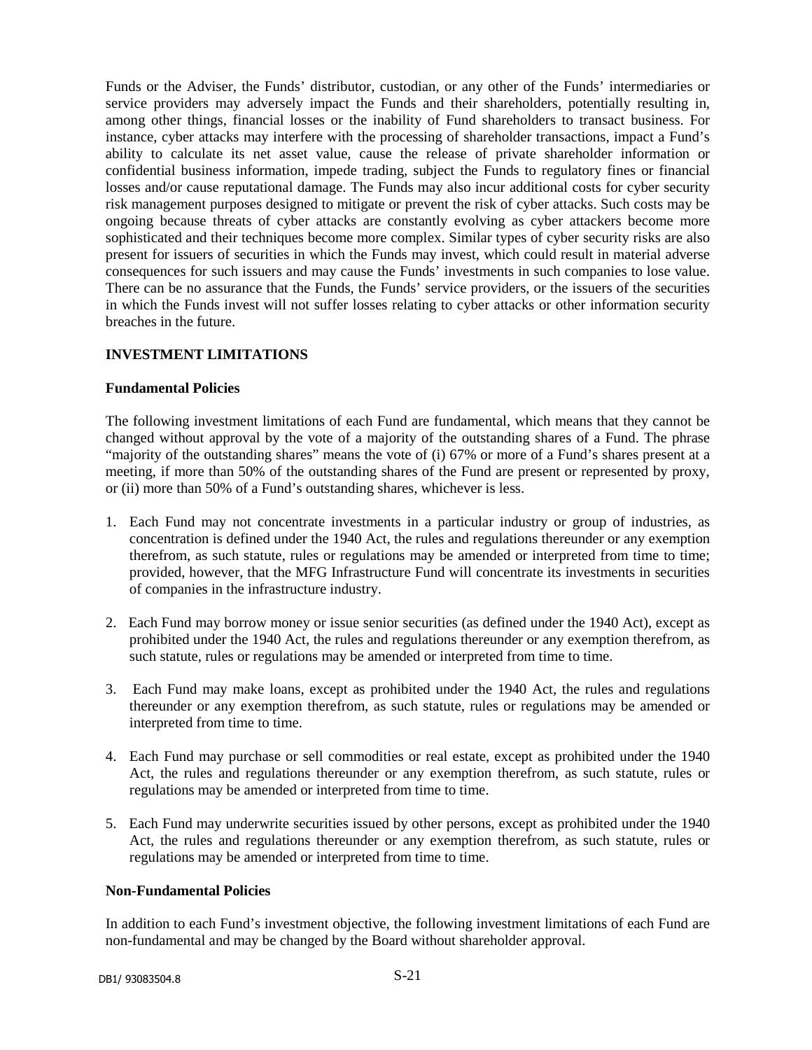Funds or the Adviser, the Funds' distributor, custodian, or any other of the Funds' intermediaries or service providers may adversely impact the Funds and their shareholders, potentially resulting in, among other things, financial losses or the inability of Fund shareholders to transact business. For instance, cyber attacks may interfere with the processing of shareholder transactions, impact a Fund's ability to calculate its net asset value, cause the release of private shareholder information or confidential business information, impede trading, subject the Funds to regulatory fines or financial losses and/or cause reputational damage. The Funds may also incur additional costs for cyber security risk management purposes designed to mitigate or prevent the risk of cyber attacks. Such costs may be ongoing because threats of cyber attacks are constantly evolving as cyber attackers become more sophisticated and their techniques become more complex. Similar types of cyber security risks are also present for issuers of securities in which the Funds may invest, which could result in material adverse consequences for such issuers and may cause the Funds' investments in such companies to lose value. There can be no assurance that the Funds, the Funds' service providers, or the issuers of the securities in which the Funds invest will not suffer losses relating to cyber attacks or other information security breaches in the future.

## INVESTMENT LIMITATIONS

### Fundamental Policies

The following investment limitations of each Fund are fundamental, which means that they cannot be changed without approval by the vote of a majority of the outstanding shares of a Fund. The phrase "majority of the outstanding shares" means the vote of (i) 67% or more of a Fund's shares present at a meeting, if more than 50% of the outstanding shares of the Fund are present or represented by proxy, or (ii) more than 50% of a Fund's outstanding shares, whichever is less.

1. Each Fund may not concentrate investments in a particular industry or group of industries, as concentration is defined under the 1940 Act, the rules and regulations thereunder or any exemption therefrom, as such statute, rules or regulations may be amended or interpreted from time to time; provided, however, that the MFG Infrastructure Fund will concentrate its investments in securities of companies in the infrastructure industry.

2. Each Fund may borrow money or issue senior securities (as defined under the 1940 Act), except as prohibited under the 1940 Act, the rules and regulations thereunder or any exemption therefrom, as such statute, rules or regulations may be amended or interpreted from time to time.

3. Each Fund may make loans, except as prohibited under the 1940 Act, the rules and regulations thereunder or any exemption therefrom, as such statute, rules or regulations may be amended or interpreted from time to time.

4. Each Fund may purchase or sell commodities or real estate, except as prohibited under the 1940 Act, the rules and regulations thereunder or any exemption therefrom, as such statute, rules or regulations may be amended or interpreted from time to time.

5. Each Fund may underwrite securities issued by other persons, except as prohibited under the 1940 Act, the rules and regulations thereunder or any exemption therefrom, as such statute, rules or regulations may be amended or interpreted from time to time.

### Non-Fundamental Policies

In addition to each Fund's investment objective, the following investment limitations of each Fund are non-fundamental and may be changed by the Board without shareholder approval.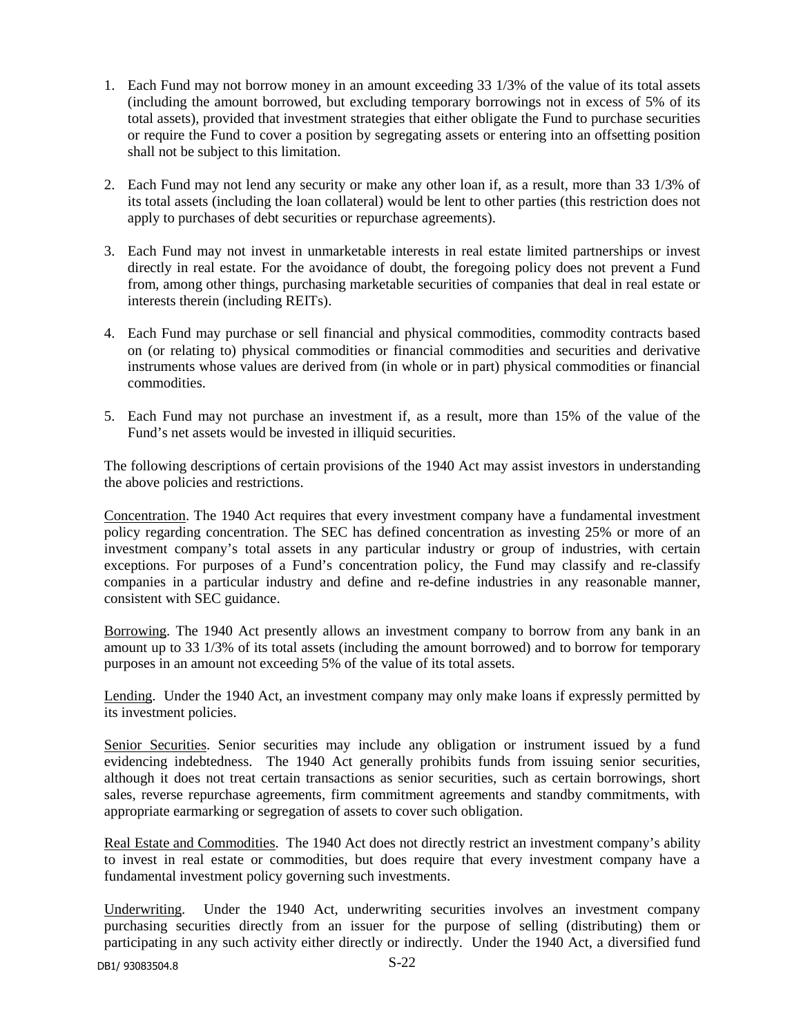1. Each Fund may not borrow money in an amount exceeding 33 1/3% of the value of its total assets (including the amount borrowed, but excluding temporary borrowings not in excess of 5% of its total assets), provided that investment strategies that either obligate the Fund to purchase securities or require the Fund to cover a position by segregating assets or entering into an offsetting position shall not be subject to this limitation.

2. Each Fund may not lend any security or make any other loan if, as a result, more than 33 1/3% of its total assets (including the loan collateral) would be lent to other parties (this restriction does not apply to purchases of debt securities or repurchase agreements).

3. Each Fund may not invest in unmarketable interests in real estate limited partnerships or invest directly in real estate. For the avoidance of doubt, the foregoing policy does not prevent a Fund from, among other things, purchasing marketable securities of companies that deal in real estate or interests therein (including REITs).

4. Each Fund may purchase or sell financial and physical commodities, commodity contracts based on (or relating to) physical commodities or financial commodities and securities and derivative instruments whose values are derived from (in whole or in part) physical commodities or financial commodities.

5. Each Fund may not purchase an investment if, as a result, more than 15% of the value of the Fund's net assets would be invested in illiquid securities.

The following descriptions of certain provisions of the 1940 Act may assist investors in understanding the above policies and restrictions.

Concentration. The 1940 Act requires that every investment company have a fundamental investment policy regarding concentration. The SEC has defined concentration as investing 25% or more of an investment company's total assets in any particular industry or group of industries, with certain exceptions. For purposes of a Fund's concentration policy, the Fund may classify and re-classify companies in a particular industry and define and re-define industries in any reasonable manner, consistent with SEC guidance.

Borrowing. The 1940 Act presently allows an investment company to borrow from any bank in an amount up to 33 1/3% of its total assets (including the amount borrowed) and to borrow for temporary purposes in an amount not exceeding 5% of the value of its total assets.

Lending. Under the 1940 Act, an investment company may only make loans if expressly permitted by its investment policies.

Senior Securities. Senior securities may include any obligation or instrument issued by a fund evidencing indebtedness. The 1940 Act generally prohibits funds from issuing senior securities, although it does not treat certain transactions as senior securities, such as certain borrowings, short sales, reverse repurchase agreements, firm commitment agreements and standby commitments, with appropriate earmarking or segregation of assets to cover such obligation.

Real Estate and Commodities. The 1940 Act does not directly restrict an investment company's ability to invest in real estate or commodities, but does require that every investment company have a fundamental investment policy governing such investments.

Underwriting. Under the 1940 Act, underwriting securities involves an investment company purchasing securities directly from an issuer for the purpose of selling (distributing) them or participating in any such activity either directly or indirectly. Under the 1940 Act, a diversified fund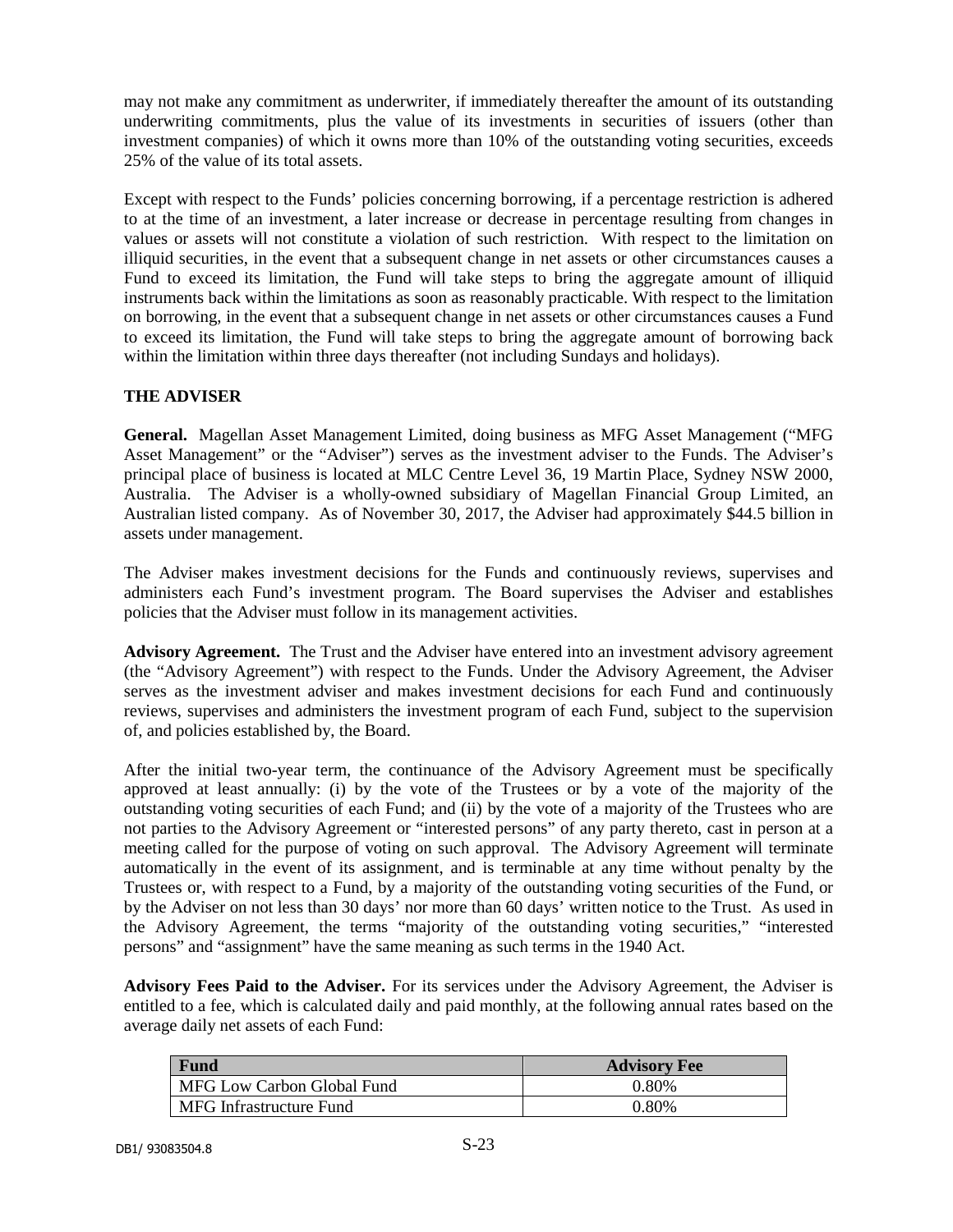may not make any commitment as underwriter, if immediately thereafter the amount of its outstanding underwriting commitments, plus the value of its investments in securities of issuers (other than investment companies) of which it owns more than 10% of the outstanding voting securities, exceeds 25% of the value of its total assets.

Except with respect to the Funds' policies concerning borrowing, if a percentage restriction is adhered to at the time of an investment, a later increase or decrease in percentage resulting from changes in values or assets will not constitute a violation of such restriction. With respect to the limitation on illiquid securities, in the event that a subsequent change in net assets or other circumstances causes a Fund to exceed its limitation, the Fund will take steps to bring the aggregate amount of illiquid instruments back within the limitations as soon as reasonably practicable. With respect to the limitation on borrowing, in the event that a subsequent change in net assets or other circumstances causes a Fund to exceed its limitation, the Fund will take steps to bring the aggregate amount of borrowing back within the limitation within three days thereafter (not including Sundays and holidays).

## THE ADVISER

**General.** Magellan Asset Management Limited, doing business as MFG Asset Management ("MFG Asset Management" or the "Adviser") serves as the investment adviser to the Funds. The Adviser's principal place of business is located at MLC Centre Level 36, 19 Martin Place, Sydney NSW 2000, Australia. The Adviser is a wholly-owned subsidiary of Magellan Financial Group Limited, an Australian listed company. As of November 30, 2017, the Adviser had approximately $44.5 billion in assets under management.

The Adviser makes investment decisions for the Funds and continuously reviews, supervises and administers each Fund's investment program. The Board supervises the Adviser and establishes policies that the Adviser must follow in its management activities.

**Advisory Agreement.** The Trust and the Adviser have entered into an investment advisory agreement (the "Advisory Agreement") with respect to the Funds. Under the Advisory Agreement, the Adviser serves as the investment adviser and makes investment decisions for each Fund and continuously reviews, supervises and administers the investment program of each Fund, subject to the supervision of, and policies established by, the Board.

After the initial two-year term, the continuance of the Advisory Agreement must be specifically approved at least annually: (i) by the vote of the Trustees or by a vote of the majority of the outstanding voting securities of each Fund; and (ii) by the vote of a majority of the Trustees who are not parties to the Advisory Agreement or "interested persons" of any party thereto, cast in person at a meeting called for the purpose of voting on such approval. The Advisory Agreement will terminate automatically in the event of its assignment, and is terminable at any time without penalty by the Trustees or, with respect to a Fund, by a majority of the outstanding voting securities of the Fund, or by the Adviser on not less than 30 days' nor more than 60 days' written notice to the Trust. As used in the Advisory Agreement, the terms "majority of the outstanding voting securities," "interested persons" and "assignment" have the same meaning as such terms in the 1940 Act.

**Advisory Fees Paid to the Adviser.** For its services under the Advisory Agreement, the Adviser is entitled to a fee, which is calculated daily and paid monthly, at the following annual rates based on the average daily net assets of each Fund:

| Fund | Advisory Fee |
|---|---|
| MFG Low Carbon Global Fund | 0.80% |
| MFG Infrastructure Fund | 0.80% |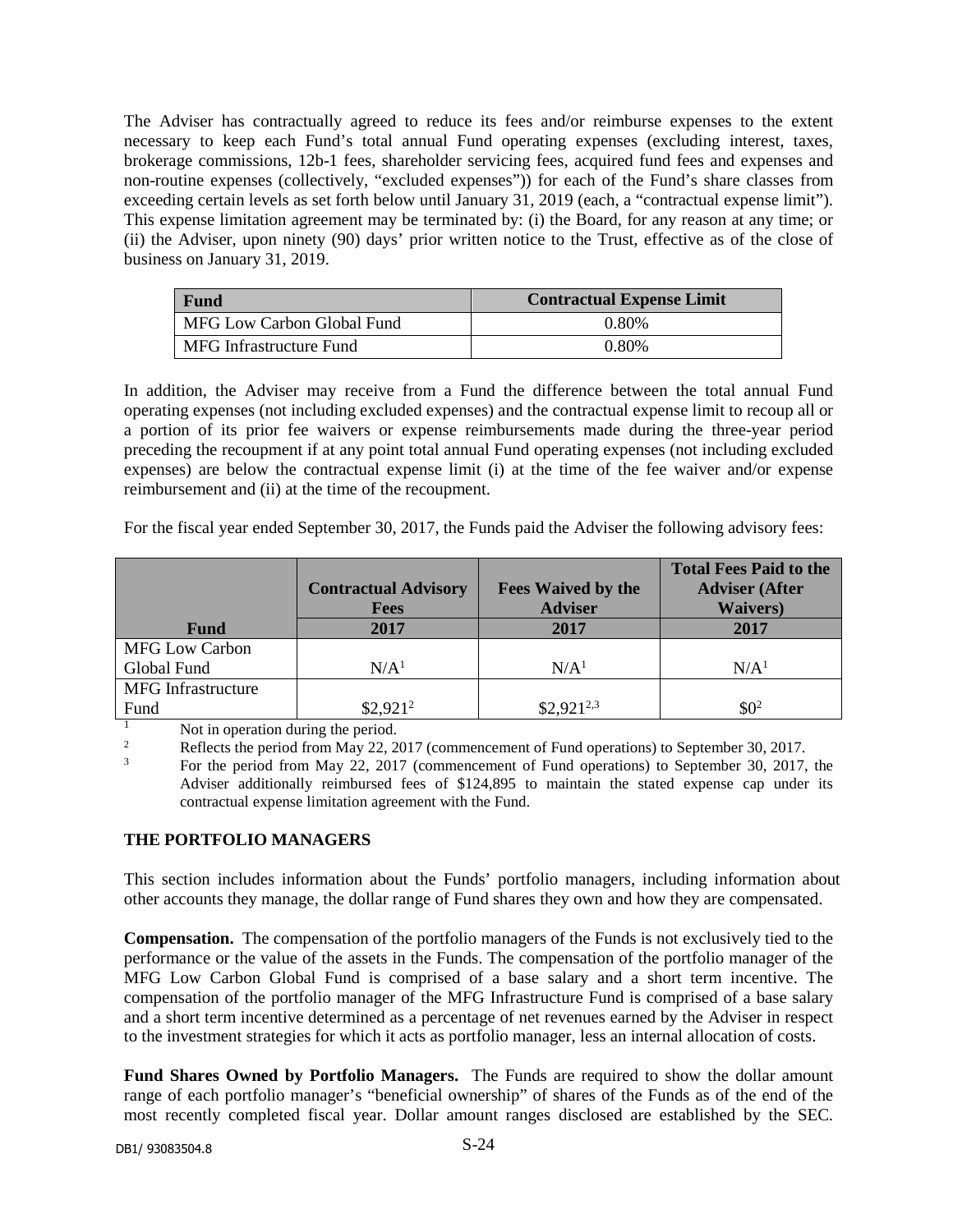The Adviser has contractually agreed to reduce its fees and/or reimburse expenses to the extent necessary to keep each Fund's total annual Fund operating expenses (excluding interest, taxes, brokerage commissions, 12b-1 fees, shareholder servicing fees, acquired fund fees and expenses and non-routine expenses (collectively, "excluded expenses")) for each of the Fund's share classes from exceeding certain levels as set forth below until January 31, 2019 (each, a "contractual expense limit"). This expense limitation agreement may be terminated by: (i) the Board, for any reason at any time; or (ii) the Adviser, upon ninety (90) days' prior written notice to the Trust, effective as of the close of business on January 31, 2019.

| Fund | Contractual Expense Limit |
|---|---|
| MFG Low Carbon Global Fund | 0.80% |
| MFG Infrastructure Fund | 0.80% |

In addition, the Adviser may receive from a Fund the difference between the total annual Fund operating expenses (not including excluded expenses) and the contractual expense limit to recoup all or a portion of its prior fee waivers or expense reimbursements made during the three-year period preceding the recoupment if at any point total annual Fund operating expenses (not including excluded expenses) are below the contractual expense limit (i) at the time of the fee waiver and/or expense reimbursement and (ii) at the time of the recoupment.

For the fiscal year ended September 30, 2017, the Funds paid the Adviser the following advisory fees:

| Fund | Contractual Advisory Fees 2017 | Fees Waived by the Adviser 2017 | Total Fees Paid to the Adviser (After Waivers) 2017 |
|---|---|---|---|
| MFG Low Carbon Global Fund | N/A[1] | N/A[1] | N/A[1] |
| MFG Infrastructure Fund | $2,921[2] | $2,921[2,3] | $0[2] |

[1] Not in operation during the period.

[2] Reflects the period from May 22, 2017 (commencement of Fund operations) to September 30, 2017.

[3] For the period from May 22, 2017 (commencement of Fund operations) to September 30, 2017, the Adviser additionally reimbursed fees of $124,895 to maintain the stated expense cap under its contractual expense limitation agreement with the Fund.

## THE PORTFOLIO MANAGERS

This section includes information about the Funds' portfolio managers, including information about other accounts they manage, the dollar range of Fund shares they own and how they are compensated.

**Compensation.** The compensation of the portfolio managers of the Funds is not exclusively tied to the performance or the value of the assets in the Funds. The compensation of the portfolio manager of the MFG Low Carbon Global Fund is comprised of a base salary and a short term incentive. The compensation of the portfolio manager of the MFG Infrastructure Fund is comprised of a base salary and a short term incentive determined as a percentage of net revenues earned by the Adviser in respect to the investment strategies for which it acts as portfolio manager, less an internal allocation of costs.

**Fund Shares Owned by Portfolio Managers.** The Funds are required to show the dollar amount range of each portfolio manager's "beneficial ownership" of shares of the Funds as of the end of the most recently completed fiscal year. Dollar amount ranges disclosed are established by the SEC.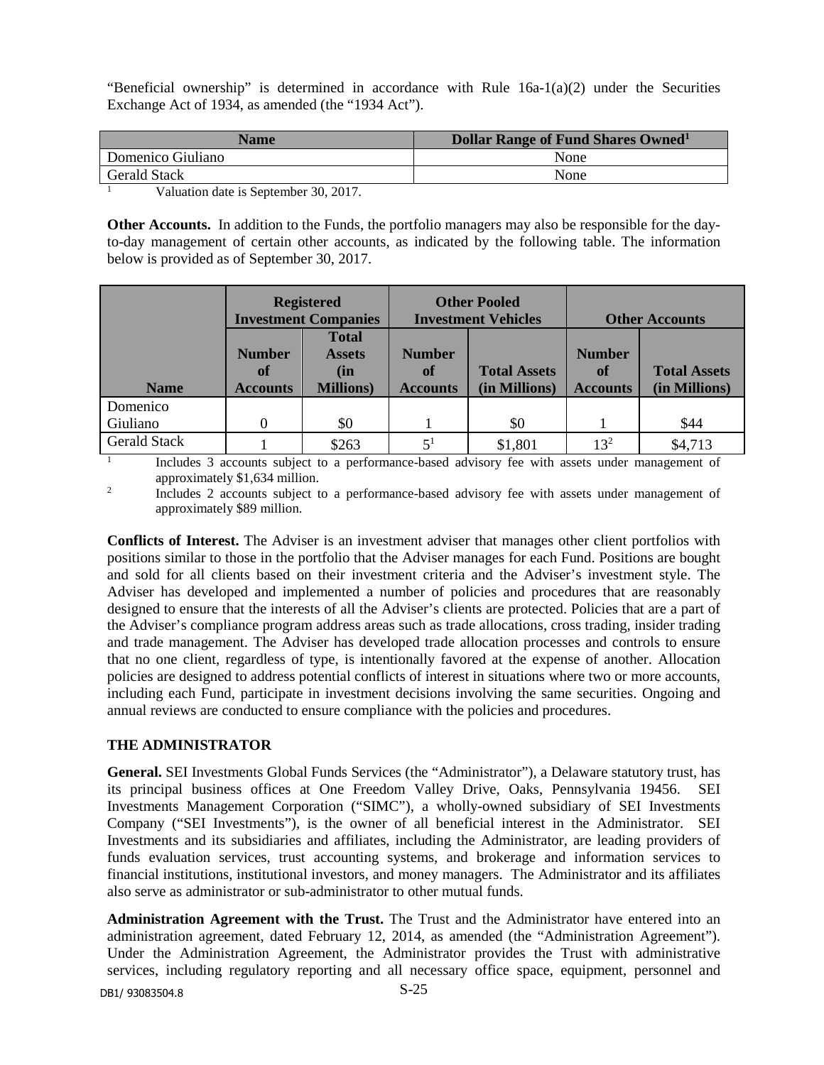"Beneficial ownership" is determined in accordance with Rule 16a-1(a)(2) under the Securities Exchange Act of 1934, as amended (the "1934 Act").

| Name | Dollar Range of Fund Shares Owned[1] |
|---|---|
| Domenico Giuliano | None |
| Gerald Stack | None |

[1] Valuation date is September 30, 2017.

**Other Accounts.** In addition to the Funds, the portfolio managers may also be responsible for the day-to-day management of certain other accounts, as indicated by the following table. The information below is provided as of September 30, 2017.

| | Registered Investment Companies | | Other Pooled Investment Vehicles | | Other Accounts | |
|---|---|---|---|---|---|---|
| **Name** | **Number of Accounts** | **Total Assets (in Millions)** | **Number of Accounts** | **Total Assets (in Millions)** | **Number of Accounts** | **Total Assets (in Millions)** |
| Domenico Giuliano | 0 | $0 | 1 | $0 | 1 | $44 |
| Gerald Stack | 1 | $263 | 5[1] | $1,801 | 13[2] | $4,713 |

[1] Includes 3 accounts subject to a performance-based advisory fee with assets under management of approximately $1,634 million.

[2] Includes 2 accounts subject to a performance-based advisory fee with assets under management of approximately $89 million.

**Conflicts of Interest.** The Adviser is an investment adviser that manages other client portfolios with positions similar to those in the portfolio that the Adviser manages for each Fund. Positions are bought and sold for all clients based on their investment criteria and the Adviser's investment style. The Adviser has developed and implemented a number of policies and procedures that are reasonably designed to ensure that the interests of all the Adviser's clients are protected. Policies that are a part of the Adviser's compliance program address areas such as trade allocations, cross trading, insider trading and trade management. The Adviser has developed trade allocation processes and controls to ensure that no one client, regardless of type, is intentionally favored at the expense of another. Allocation policies are designed to address potential conflicts of interest in situations where two or more accounts, including each Fund, participate in investment decisions involving the same securities. Ongoing and annual reviews are conducted to ensure compliance with the policies and procedures.

## THE ADMINISTRATOR

**General.** SEI Investments Global Funds Services (the "Administrator"), a Delaware statutory trust, has its principal business offices at One Freedom Valley Drive, Oaks, Pennsylvania 19456. SEI Investments Management Corporation ("SIMC"), a wholly-owned subsidiary of SEI Investments Company ("SEI Investments"), is the owner of all beneficial interest in the Administrator. SEI Investments and its subsidiaries and affiliates, including the Administrator, are leading providers of funds evaluation services, trust accounting systems, and brokerage and information services to financial institutions, institutional investors, and money managers. The Administrator and its affiliates also serve as administrator or sub-administrator to other mutual funds.

**Administration Agreement with the Trust.** The Trust and the Administrator have entered into an administration agreement, dated February 12, 2014, as amended (the "Administration Agreement"). Under the Administration Agreement, the Administrator provides the Trust with administrative services, including regulatory reporting and all necessary office space, equipment, personnel and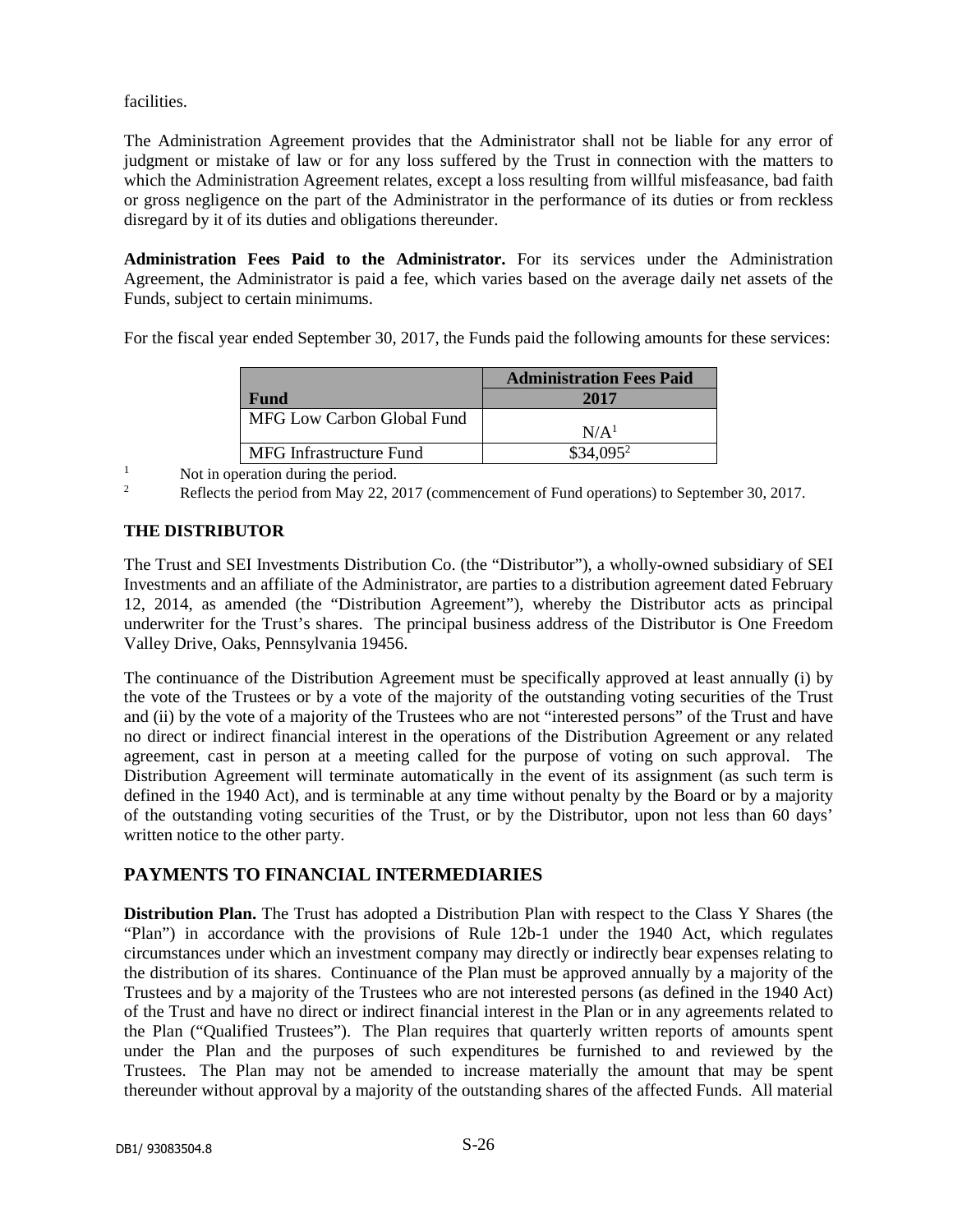facilities.

The Administration Agreement provides that the Administrator shall not be liable for any error of judgment or mistake of law or for any loss suffered by the Trust in connection with the matters to which the Administration Agreement relates, except a loss resulting from willful misfeasance, bad faith or gross negligence on the part of the Administrator in the performance of its duties or from reckless disregard by it of its duties and obligations thereunder.

**Administration Fees Paid to the Administrator.** For its services under the Administration Agreement, the Administrator is paid a fee, which varies based on the average daily net assets of the Funds, subject to certain minimums.

For the fiscal year ended September 30, 2017, the Funds paid the following amounts for these services:

| Fund | Administration Fees Paid 2017 |
|---|---|
| MFG Low Carbon Global Fund | N/A[1] |
| MFG Infrastructure Fund | $34,095[2] |

[1] Not in operation during the period.

[2] Reflects the period from May 22, 2017 (commencement of Fund operations) to September 30, 2017.

**THE DISTRIBUTOR**

The Trust and SEI Investments Distribution Co. (the "Distributor"), a wholly-owned subsidiary of SEI Investments and an affiliate of the Administrator, are parties to a distribution agreement dated February 12, 2014, as amended (the "Distribution Agreement"), whereby the Distributor acts as principal underwriter for the Trust's shares. The principal business address of the Distributor is One Freedom Valley Drive, Oaks, Pennsylvania 19456.

The continuance of the Distribution Agreement must be specifically approved at least annually (i) by the vote of the Trustees or by a vote of the majority of the outstanding voting securities of the Trust and (ii) by the vote of a majority of the Trustees who are not "interested persons" of the Trust and have no direct or indirect financial interest in the operations of the Distribution Agreement or any related agreement, cast in person at a meeting called for the purpose of voting on such approval. The Distribution Agreement will terminate automatically in the event of its assignment (as such term is defined in the 1940 Act), and is terminable at any time without penalty by the Board or by a majority of the outstanding voting securities of the Trust, or by the Distributor, upon not less than 60 days' written notice to the other party.

## PAYMENTS TO FINANCIAL INTERMEDIARIES

**Distribution Plan.** The Trust has adopted a Distribution Plan with respect to the Class Y Shares (the "Plan") in accordance with the provisions of Rule 12b-1 under the 1940 Act, which regulates circumstances under which an investment company may directly or indirectly bear expenses relating to the distribution of its shares. Continuance of the Plan must be approved annually by a majority of the Trustees and by a majority of the Trustees who are not interested persons (as defined in the 1940 Act) of the Trust and have no direct or indirect financial interest in the Plan or in any agreements related to the Plan ("Qualified Trustees"). The Plan requires that quarterly written reports of amounts spent under the Plan and the purposes of such expenditures be furnished to and reviewed by the Trustees. The Plan may not be amended to increase materially the amount that may be spent thereunder without approval by a majority of the outstanding shares of the affected Funds. All material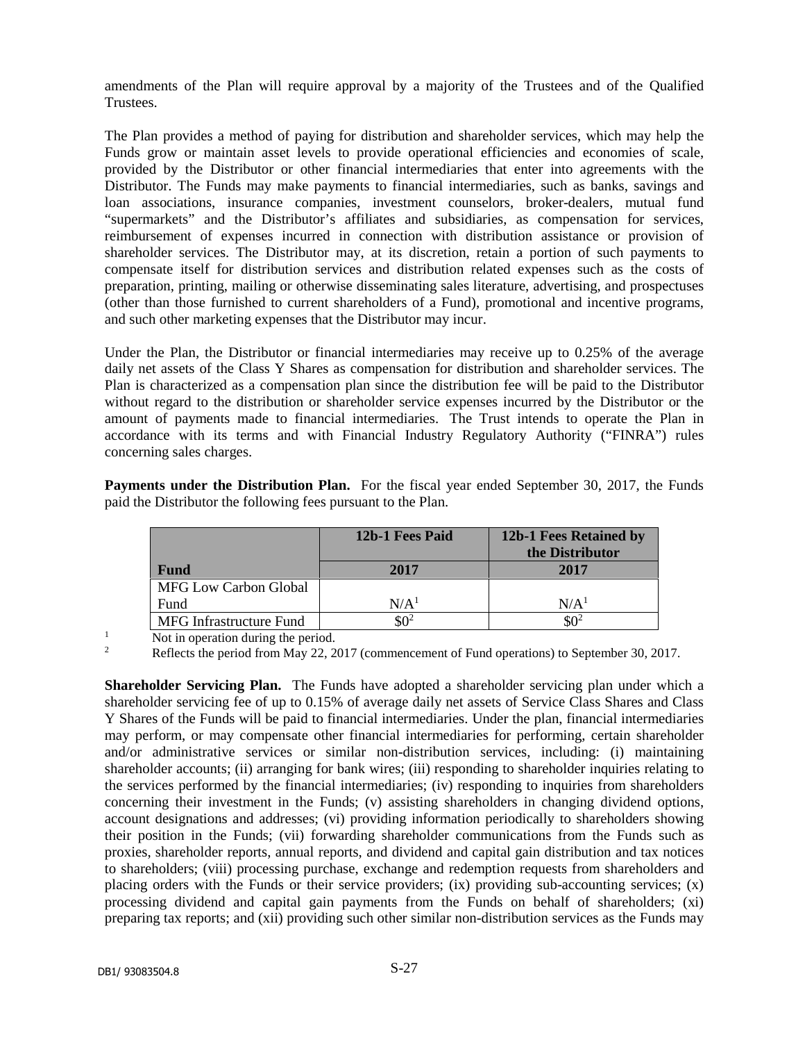amendments of the Plan will require approval by a majority of the Trustees and of the Qualified Trustees.

The Plan provides a method of paying for distribution and shareholder services, which may help the Funds grow or maintain asset levels to provide operational efficiencies and economies of scale, provided by the Distributor or other financial intermediaries that enter into agreements with the Distributor. The Funds may make payments to financial intermediaries, such as banks, savings and loan associations, insurance companies, investment counselors, broker-dealers, mutual fund "supermarkets" and the Distributor's affiliates and subsidiaries, as compensation for services, reimbursement of expenses incurred in connection with distribution assistance or provision of shareholder services. The Distributor may, at its discretion, retain a portion of such payments to compensate itself for distribution services and distribution related expenses such as the costs of preparation, printing, mailing or otherwise disseminating sales literature, advertising, and prospectuses (other than those furnished to current shareholders of a Fund), promotional and incentive programs, and such other marketing expenses that the Distributor may incur.

Under the Plan, the Distributor or financial intermediaries may receive up to 0.25% of the average daily net assets of the Class Y Shares as compensation for distribution and shareholder services. The Plan is characterized as a compensation plan since the distribution fee will be paid to the Distributor without regard to the distribution or shareholder service expenses incurred by the Distributor or the amount of payments made to financial intermediaries. The Trust intends to operate the Plan in accordance with its terms and with Financial Industry Regulatory Authority ("FINRA") rules concerning sales charges.

**Payments under the Distribution Plan.** For the fiscal year ended September 30, 2017, the Funds paid the Distributor the following fees pursuant to the Plan.

| | 12b-1 Fees Paid | 12b-1 Fees Retained by the Distributor |
|---|---|---|
| **Fund** | **2017** | **2017** |
| MFG Low Carbon Global Fund | N/A[1] | N/A[1] |
| MFG Infrastructure Fund | $0[2] | $0[2] |

[1] Not in operation during the period.

[2] Reflects the period from May 22, 2017 (commencement of Fund operations) to September 30, 2017.

**Shareholder Servicing Plan.** The Funds have adopted a shareholder servicing plan under which a shareholder servicing fee of up to 0.15% of average daily net assets of Service Class Shares and Class Y Shares of the Funds will be paid to financial intermediaries. Under the plan, financial intermediaries may perform, or may compensate other financial intermediaries for performing, certain shareholder and/or administrative services or similar non-distribution services, including: (i) maintaining shareholder accounts; (ii) arranging for bank wires; (iii) responding to shareholder inquiries relating to the services performed by the financial intermediaries; (iv) responding to inquiries from shareholders concerning their investment in the Funds; (v) assisting shareholders in changing dividend options, account designations and addresses; (vi) providing information periodically to shareholders showing their position in the Funds; (vii) forwarding shareholder communications from the Funds such as proxies, shareholder reports, annual reports, and dividend and capital gain distribution and tax notices to shareholders; (viii) processing purchase, exchange and redemption requests from shareholders and placing orders with the Funds or their service providers; (ix) providing sub-accounting services; (x) processing dividend and capital gain payments from the Funds on behalf of shareholders; (xi) preparing tax reports; and (xii) providing such other similar non-distribution services as the Funds may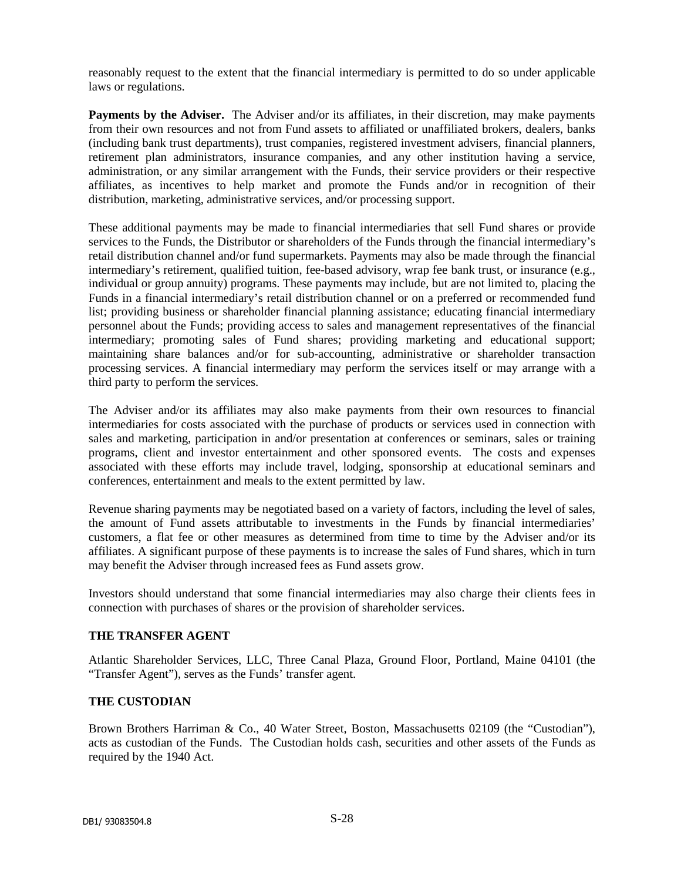reasonably request to the extent that the financial intermediary is permitted to do so under applicable laws or regulations.

**Payments by the Adviser.** The Adviser and/or its affiliates, in their discretion, may make payments from their own resources and not from Fund assets to affiliated or unaffiliated brokers, dealers, banks (including bank trust departments), trust companies, registered investment advisers, financial planners, retirement plan administrators, insurance companies, and any other institution having a service, administration, or any similar arrangement with the Funds, their service providers or their respective affiliates, as incentives to help market and promote the Funds and/or in recognition of their distribution, marketing, administrative services, and/or processing support.

These additional payments may be made to financial intermediaries that sell Fund shares or provide services to the Funds, the Distributor or shareholders of the Funds through the financial intermediary's retail distribution channel and/or fund supermarkets. Payments may also be made through the financial intermediary's retirement, qualified tuition, fee-based advisory, wrap fee bank trust, or insurance (e.g., individual or group annuity) programs. These payments may include, but are not limited to, placing the Funds in a financial intermediary's retail distribution channel or on a preferred or recommended fund list; providing business or shareholder financial planning assistance; educating financial intermediary personnel about the Funds; providing access to sales and management representatives of the financial intermediary; promoting sales of Fund shares; providing marketing and educational support; maintaining share balances and/or for sub-accounting, administrative or shareholder transaction processing services. A financial intermediary may perform the services itself or may arrange with a third party to perform the services.

The Adviser and/or its affiliates may also make payments from their own resources to financial intermediaries for costs associated with the purchase of products or services used in connection with sales and marketing, participation in and/or presentation at conferences or seminars, sales or training programs, client and investor entertainment and other sponsored events. The costs and expenses associated with these efforts may include travel, lodging, sponsorship at educational seminars and conferences, entertainment and meals to the extent permitted by law.

Revenue sharing payments may be negotiated based on a variety of factors, including the level of sales, the amount of Fund assets attributable to investments in the Funds by financial intermediaries' customers, a flat fee or other measures as determined from time to time by the Adviser and/or its affiliates. A significant purpose of these payments is to increase the sales of Fund shares, which in turn may benefit the Adviser through increased fees as Fund assets grow.

Investors should understand that some financial intermediaries may also charge their clients fees in connection with purchases of shares or the provision of shareholder services.

## THE TRANSFER AGENT

Atlantic Shareholder Services, LLC, Three Canal Plaza, Ground Floor, Portland, Maine 04101 (the "Transfer Agent"), serves as the Funds' transfer agent.

## THE CUSTODIAN

Brown Brothers Harriman & Co., 40 Water Street, Boston, Massachusetts 02109 (the "Custodian"), acts as custodian of the Funds. The Custodian holds cash, securities and other assets of the Funds as required by the 1940 Act.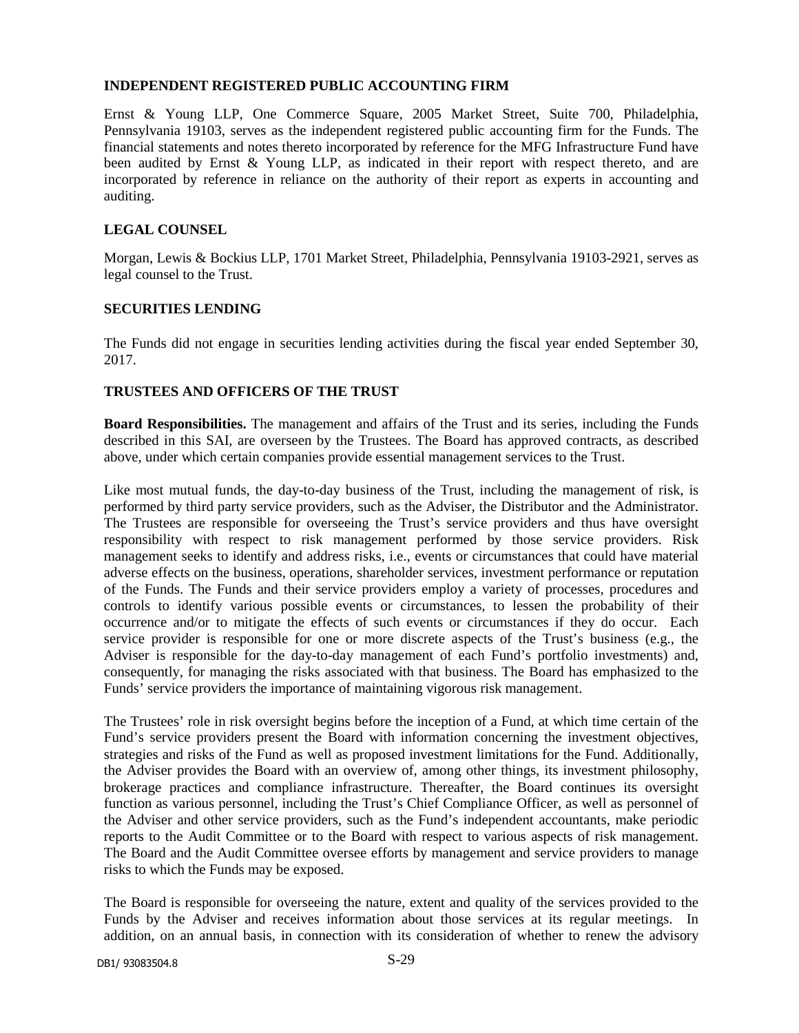## INDEPENDENT REGISTERED PUBLIC ACCOUNTING FIRM

Ernst & Young LLP, One Commerce Square, 2005 Market Street, Suite 700, Philadelphia, Pennsylvania 19103, serves as the independent registered public accounting firm for the Funds. The financial statements and notes thereto incorporated by reference for the MFG Infrastructure Fund have been audited by Ernst & Young LLP, as indicated in their report with respect thereto, and are incorporated by reference in reliance on the authority of their report as experts in accounting and auditing.

## LEGAL COUNSEL

Morgan, Lewis & Bockius LLP, 1701 Market Street, Philadelphia, Pennsylvania 19103-2921, serves as legal counsel to the Trust.

## SECURITIES LENDING

The Funds did not engage in securities lending activities during the fiscal year ended September 30, 2017.

## TRUSTEES AND OFFICERS OF THE TRUST

**Board Responsibilities.** The management and affairs of the Trust and its series, including the Funds described in this SAI, are overseen by the Trustees. The Board has approved contracts, as described above, under which certain companies provide essential management services to the Trust.

Like most mutual funds, the day-to-day business of the Trust, including the management of risk, is performed by third party service providers, such as the Adviser, the Distributor and the Administrator. The Trustees are responsible for overseeing the Trust's service providers and thus have oversight responsibility with respect to risk management performed by those service providers. Risk management seeks to identify and address risks, i.e., events or circumstances that could have material adverse effects on the business, operations, shareholder services, investment performance or reputation of the Funds. The Funds and their service providers employ a variety of processes, procedures and controls to identify various possible events or circumstances, to lessen the probability of their occurrence and/or to mitigate the effects of such events or circumstances if they do occur. Each service provider is responsible for one or more discrete aspects of the Trust's business (e.g., the Adviser is responsible for the day-to-day management of each Fund's portfolio investments) and, consequently, for managing the risks associated with that business. The Board has emphasized to the Funds' service providers the importance of maintaining vigorous risk management.

The Trustees' role in risk oversight begins before the inception of a Fund, at which time certain of the Fund's service providers present the Board with information concerning the investment objectives, strategies and risks of the Fund as well as proposed investment limitations for the Fund. Additionally, the Adviser provides the Board with an overview of, among other things, its investment philosophy, brokerage practices and compliance infrastructure. Thereafter, the Board continues its oversight function as various personnel, including the Trust's Chief Compliance Officer, as well as personnel of the Adviser and other service providers, such as the Fund's independent accountants, make periodic reports to the Audit Committee or to the Board with respect to various aspects of risk management. The Board and the Audit Committee oversee efforts by management and service providers to manage risks to which the Funds may be exposed.

The Board is responsible for overseeing the nature, extent and quality of the services provided to the Funds by the Adviser and receives information about those services at its regular meetings. In addition, on an annual basis, in connection with its consideration of whether to renew the advisory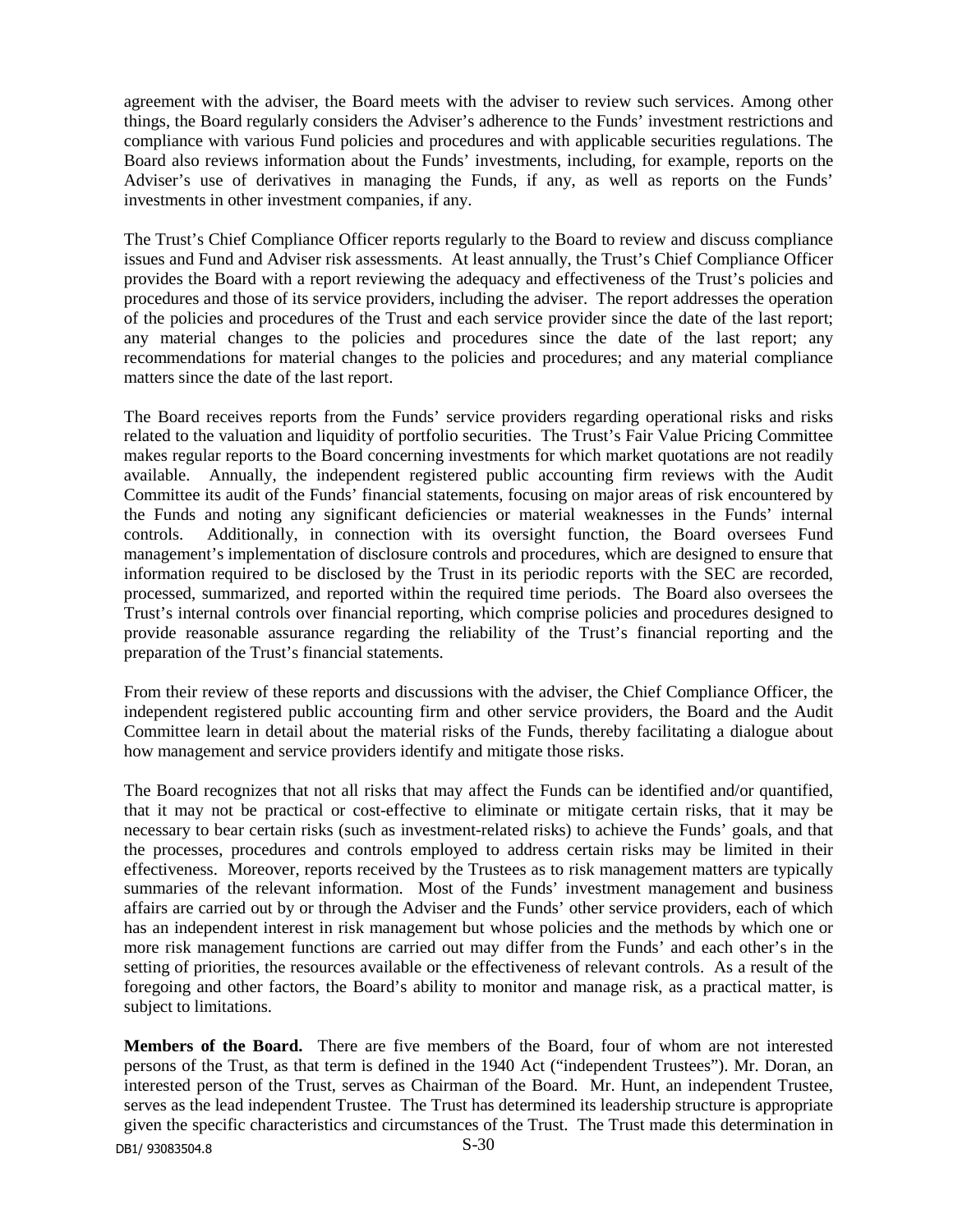agreement with the adviser, the Board meets with the adviser to review such services. Among other things, the Board regularly considers the Adviser's adherence to the Funds' investment restrictions and compliance with various Fund policies and procedures and with applicable securities regulations. The Board also reviews information about the Funds' investments, including, for example, reports on the Adviser's use of derivatives in managing the Funds, if any, as well as reports on the Funds' investments in other investment companies, if any.

The Trust's Chief Compliance Officer reports regularly to the Board to review and discuss compliance issues and Fund and Adviser risk assessments. At least annually, the Trust's Chief Compliance Officer provides the Board with a report reviewing the adequacy and effectiveness of the Trust's policies and procedures and those of its service providers, including the adviser. The report addresses the operation of the policies and procedures of the Trust and each service provider since the date of the last report; any material changes to the policies and procedures since the date of the last report; any recommendations for material changes to the policies and procedures; and any material compliance matters since the date of the last report.

The Board receives reports from the Funds' service providers regarding operational risks and risks related to the valuation and liquidity of portfolio securities. The Trust's Fair Value Pricing Committee makes regular reports to the Board concerning investments for which market quotations are not readily available. Annually, the independent registered public accounting firm reviews with the Audit Committee its audit of the Funds' financial statements, focusing on major areas of risk encountered by the Funds and noting any significant deficiencies or material weaknesses in the Funds' internal controls. Additionally, in connection with its oversight function, the Board oversees Fund management's implementation of disclosure controls and procedures, which are designed to ensure that information required to be disclosed by the Trust in its periodic reports with the SEC are recorded, processed, summarized, and reported within the required time periods. The Board also oversees the Trust's internal controls over financial reporting, which comprise policies and procedures designed to provide reasonable assurance regarding the reliability of the Trust's financial reporting and the preparation of the Trust's financial statements.

From their review of these reports and discussions with the adviser, the Chief Compliance Officer, the independent registered public accounting firm and other service providers, the Board and the Audit Committee learn in detail about the material risks of the Funds, thereby facilitating a dialogue about how management and service providers identify and mitigate those risks.

The Board recognizes that not all risks that may affect the Funds can be identified and/or quantified, that it may not be practical or cost-effective to eliminate or mitigate certain risks, that it may be necessary to bear certain risks (such as investment-related risks) to achieve the Funds' goals, and that the processes, procedures and controls employed to address certain risks may be limited in their effectiveness. Moreover, reports received by the Trustees as to risk management matters are typically summaries of the relevant information. Most of the Funds' investment management and business affairs are carried out by or through the Adviser and the Funds' other service providers, each of which has an independent interest in risk management but whose policies and the methods by which one or more risk management functions are carried out may differ from the Funds' and each other's in the setting of priorities, the resources available or the effectiveness of relevant controls. As a result of the foregoing and other factors, the Board's ability to monitor and manage risk, as a practical matter, is subject to limitations.

**Members of the Board.** There are five members of the Board, four of whom are not interested persons of the Trust, as that term is defined in the 1940 Act ("independent Trustees"). Mr. Doran, an interested person of the Trust, serves as Chairman of the Board. Mr. Hunt, an independent Trustee, serves as the lead independent Trustee. The Trust has determined its leadership structure is appropriate given the specific characteristics and circumstances of the Trust. The Trust made this determination in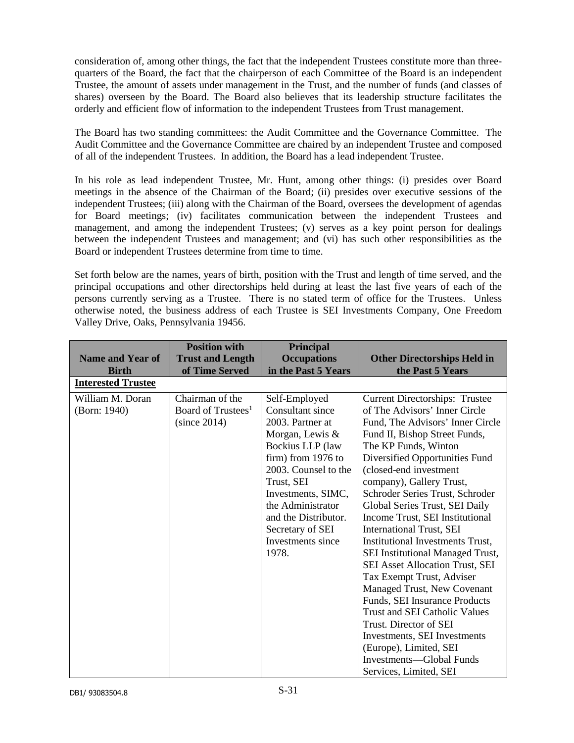consideration of, among other things, the fact that the independent Trustees constitute more than three-quarters of the Board, the fact that the chairperson of each Committee of the Board is an independent Trustee, the amount of assets under management in the Trust, and the number of funds (and classes of shares) overseen by the Board. The Board also believes that its leadership structure facilitates the orderly and efficient flow of information to the independent Trustees from Trust management.

The Board has two standing committees: the Audit Committee and the Governance Committee. The Audit Committee and the Governance Committee are chaired by an independent Trustee and composed of all of the independent Trustees. In addition, the Board has a lead independent Trustee.

In his role as lead independent Trustee, Mr. Hunt, among other things: (i) presides over Board meetings in the absence of the Chairman of the Board; (ii) presides over executive sessions of the independent Trustees; (iii) along with the Chairman of the Board, oversees the development of agendas for Board meetings; (iv) facilitates communication between the independent Trustees and management, and among the independent Trustees; (v) serves as a key point person for dealings between the independent Trustees and management; and (vi) has such other responsibilities as the Board or independent Trustees determine from time to time.

Set forth below are the names, years of birth, position with the Trust and length of time served, and the principal occupations and other directorships held during at least the last five years of each of the persons currently serving as a Trustee. There is no stated term of office for the Trustees. Unless otherwise noted, the business address of each Trustee is SEI Investments Company, One Freedom Valley Drive, Oaks, Pennsylvania 19456.

| Name and Year of Birth | Position with Trust and Length of Time Served | Principal Occupations in the Past 5 Years | Other Directorships Held in the Past 5 Years |
|---|---|---|---|
| **Interested Trustee** | | | |
| William M. Doran (Born: 1940) | Chairman of the Board of Trustees[1] (since 2014) | Self-Employed Consultant since 2003. Partner at Morgan, Lewis & Bockius LLP (law firm) from 1976 to 2003. Counsel to the Trust, SEI Investments, SIMC, the Administrator and the Distributor. Secretary of SEI Investments since 1978. | Current Directorships: Trustee of The Advisors' Inner Circle Fund, The Advisors' Inner Circle Fund II, Bishop Street Funds, The KP Funds, Winton Diversified Opportunities Fund (closed-end investment company), Gallery Trust, Schroder Series Trust, Schroder Global Series Trust, SEI Daily Income Trust, SEI Institutional International Trust, SEI Institutional Investments Trust, SEI Institutional Managed Trust, SEI Asset Allocation Trust, SEI Tax Exempt Trust, Adviser Managed Trust, New Covenant Funds, SEI Insurance Products Trust and SEI Catholic Values Trust. Director of SEI Investments, SEI Investments (Europe), Limited, SEI Investments—Global Funds Services, Limited, SEI |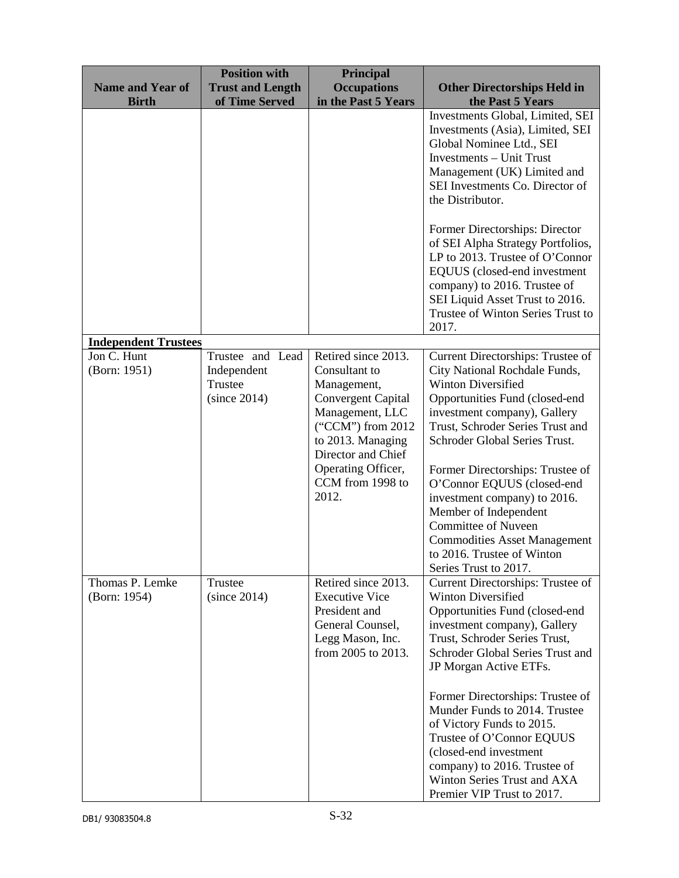| Name and Year of Birth | Position with Trust and Length of Time Served | Principal Occupations in the Past 5 Years | Other Directorships Held in the Past 5 Years |
|---|---|---|---|
| | | | Investments Global, Limited, SEI Investments (Asia), Limited, SEI Global Nominee Ltd., SEI Investments – Unit Trust Management (UK) Limited and SEI Investments Co. Director of the Distributor.<br><br>Former Directorships: Director of SEI Alpha Strategy Portfolios, LP to 2013. Trustee of O'Connor EQUUS (closed-end investment company) to 2016. Trustee of SEI Liquid Asset Trust to 2016. Trustee of Winton Series Trust to 2017. |
| **Independent Trustees** | | | |
| Jon C. Hunt (Born: 1951) | Trustee and Lead Independent Trustee (since 2014) | Retired since 2013. Consultant to Management, Convergent Capital Management, LLC ("CCM") from 2012 to 2013. Managing Director and Chief Operating Officer, CCM from 1998 to 2012. | Current Directorships: Trustee of City National Rochdale Funds, Winton Diversified Opportunities Fund (closed-end investment company), Gallery Trust, Schroder Series Trust and Schroder Global Series Trust.<br><br>Former Directorships: Trustee of O'Connor EQUUS (closed-end investment company) to 2016. Member of Independent Committee of Nuveen Commodities Asset Management to 2016. Trustee of Winton Series Trust to 2017. |
| Thomas P. Lemke (Born: 1954) | Trustee (since 2014) | Retired since 2013. Executive Vice President and General Counsel, Legg Mason, Inc. from 2005 to 2013. | Current Directorships: Trustee of Winton Diversified Opportunities Fund (closed-end investment company), Gallery Trust, Schroder Series Trust, Schroder Global Series Trust and JP Morgan Active ETFs.<br><br>Former Directorships: Trustee of Munder Funds to 2014. Trustee of Victory Funds to 2015. Trustee of O'Connor EQUUS (closed-end investment company) to 2016. Trustee of Winton Series Trust and AXA Premier VIP Trust to 2017. |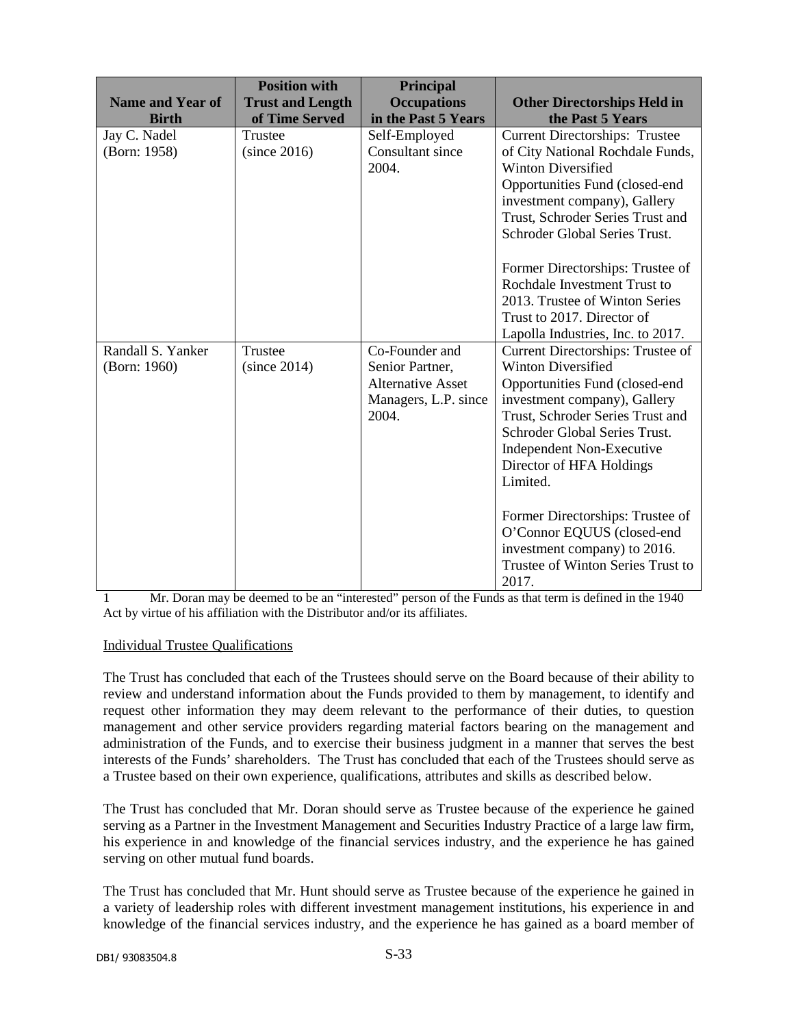| Name and Year of Birth | Position with Trust and Length of Time Served | Principal Occupations in the Past 5 Years | Other Directorships Held in the Past 5 Years |
|---|---|---|---|
| Jay C. Nadel (Born: 1958) | Trustee (since 2016) | Self-Employed Consultant since 2004. | Current Directorships: Trustee of City National Rochdale Funds, Winton Diversified Opportunities Fund (closed-end investment company), Gallery Trust, Schroder Series Trust and Schroder Global Series Trust.<br><br>Former Directorships: Trustee of Rochdale Investment Trust to 2013. Trustee of Winton Series Trust to 2017. Director of Lapolla Industries, Inc. to 2017. |
| Randall S. Yanker (Born: 1960) | Trustee (since 2014) | Co-Founder and Senior Partner, Alternative Asset Managers, L.P. since 2004. | Current Directorships: Trustee of Winton Diversified Opportunities Fund (closed-end investment company), Gallery Trust, Schroder Series Trust and Schroder Global Series Trust. Independent Non-Executive Director of HFA Holdings Limited.<br><br>Former Directorships: Trustee of O'Connor EQUUS (closed-end investment company) to 2016. Trustee of Winton Series Trust to 2017. |

1 Mr. Doran may be deemed to be an "interested" person of the Funds as that term is defined in the 1940 Act by virtue of his affiliation with the Distributor and/or its affiliates.

Individual Trustee Qualifications

The Trust has concluded that each of the Trustees should serve on the Board because of their ability to review and understand information about the Funds provided to them by management, to identify and request other information they may deem relevant to the performance of their duties, to question management and other service providers regarding material factors bearing on the management and administration of the Funds, and to exercise their business judgment in a manner that serves the best interests of the Funds' shareholders. The Trust has concluded that each of the Trustees should serve as a Trustee based on their own experience, qualifications, attributes and skills as described below.

The Trust has concluded that Mr. Doran should serve as Trustee because of the experience he gained serving as a Partner in the Investment Management and Securities Industry Practice of a large law firm, his experience in and knowledge of the financial services industry, and the experience he has gained serving on other mutual fund boards.

The Trust has concluded that Mr. Hunt should serve as Trustee because of the experience he gained in a variety of leadership roles with different investment management institutions, his experience in and knowledge of the financial services industry, and the experience he has gained as a board member of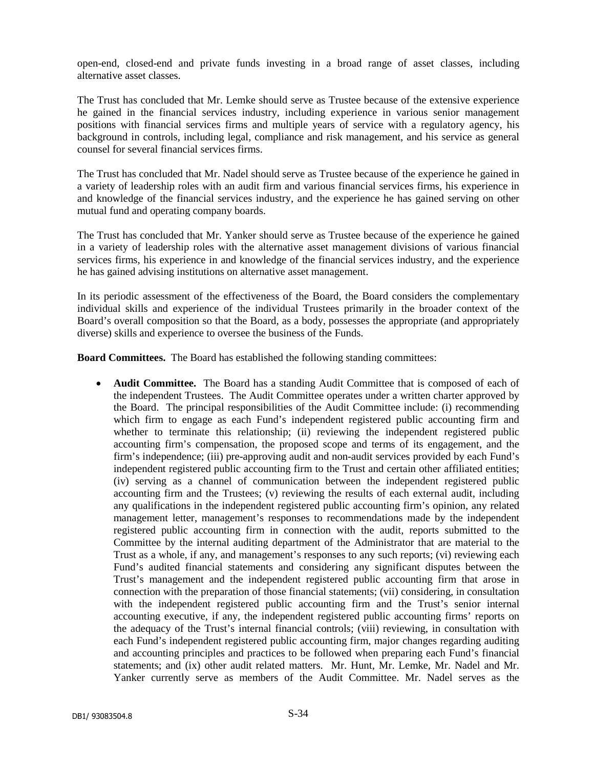open-end, closed-end and private funds investing in a broad range of asset classes, including alternative asset classes.

The Trust has concluded that Mr. Lemke should serve as Trustee because of the extensive experience he gained in the financial services industry, including experience in various senior management positions with financial services firms and multiple years of service with a regulatory agency, his background in controls, including legal, compliance and risk management, and his service as general counsel for several financial services firms.

The Trust has concluded that Mr. Nadel should serve as Trustee because of the experience he gained in a variety of leadership roles with an audit firm and various financial services firms, his experience in and knowledge of the financial services industry, and the experience he has gained serving on other mutual fund and operating company boards.

The Trust has concluded that Mr. Yanker should serve as Trustee because of the experience he gained in a variety of leadership roles with the alternative asset management divisions of various financial services firms, his experience in and knowledge of the financial services industry, and the experience he has gained advising institutions on alternative asset management.

In its periodic assessment of the effectiveness of the Board, the Board considers the complementary individual skills and experience of the individual Trustees primarily in the broader context of the Board's overall composition so that the Board, as a body, possesses the appropriate (and appropriately diverse) skills and experience to oversee the business of the Funds.

**Board Committees.** The Board has established the following standing committees:

- **Audit Committee.** The Board has a standing Audit Committee that is composed of each of the independent Trustees. The Audit Committee operates under a written charter approved by the Board. The principal responsibilities of the Audit Committee include: (i) recommending which firm to engage as each Fund's independent registered public accounting firm and whether to terminate this relationship; (ii) reviewing the independent registered public accounting firm's compensation, the proposed scope and terms of its engagement, and the firm's independence; (iii) pre-approving audit and non-audit services provided by each Fund's independent registered public accounting firm to the Trust and certain other affiliated entities; (iv) serving as a channel of communication between the independent registered public accounting firm and the Trustees; (v) reviewing the results of each external audit, including any qualifications in the independent registered public accounting firm's opinion, any related management letter, management's responses to recommendations made by the independent registered public accounting firm in connection with the audit, reports submitted to the Committee by the internal auditing department of the Administrator that are material to the Trust as a whole, if any, and management's responses to any such reports; (vi) reviewing each Fund's audited financial statements and considering any significant disputes between the Trust's management and the independent registered public accounting firm that arose in connection with the preparation of those financial statements; (vii) considering, in consultation with the independent registered public accounting firm and the Trust's senior internal accounting executive, if any, the independent registered public accounting firms' reports on the adequacy of the Trust's internal financial controls; (viii) reviewing, in consultation with each Fund's independent registered public accounting firm, major changes regarding auditing and accounting principles and practices to be followed when preparing each Fund's financial statements; and (ix) other audit related matters. Mr. Hunt, Mr. Lemke, Mr. Nadel and Mr. Yanker currently serve as members of the Audit Committee. Mr. Nadel serves as the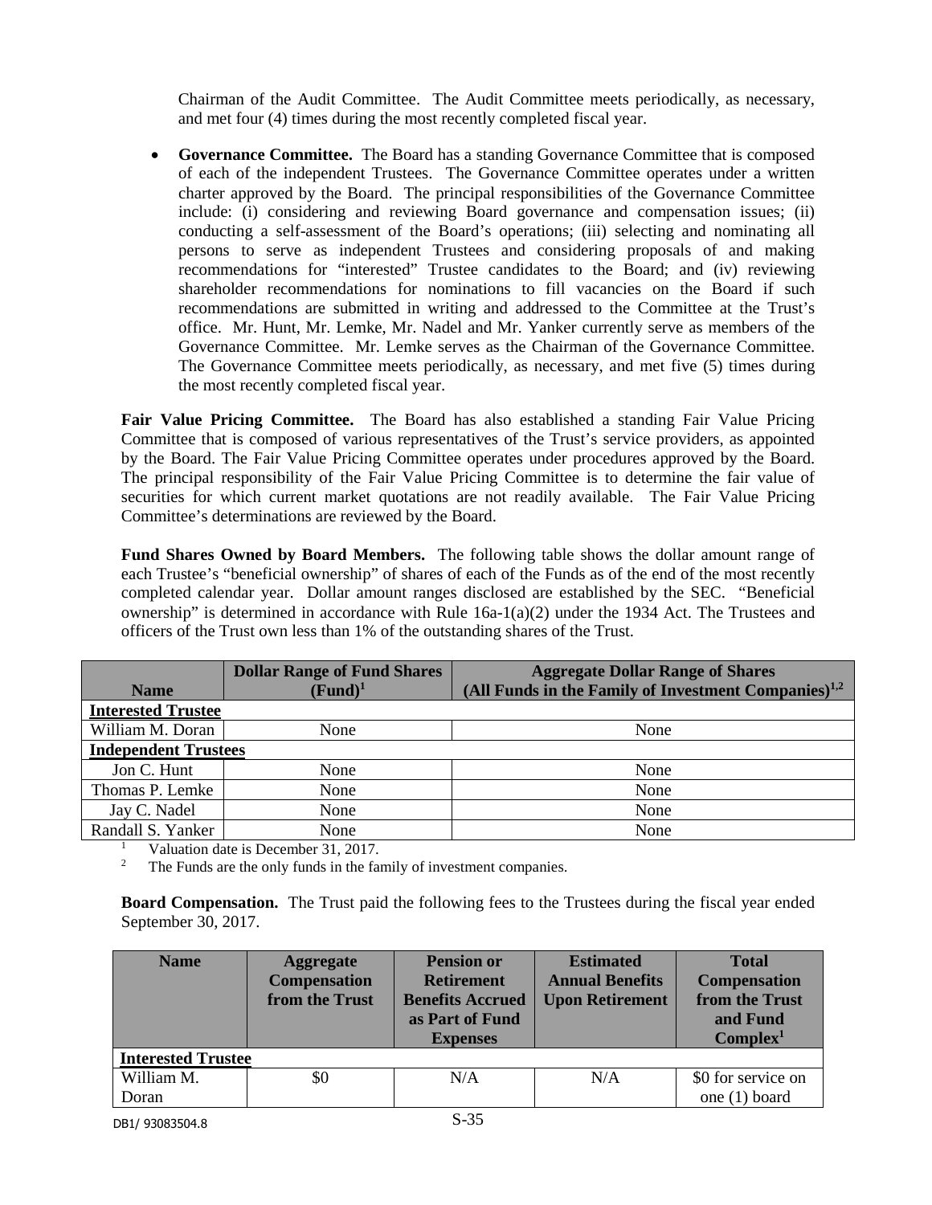Chairman of the Audit Committee. The Audit Committee meets periodically, as necessary, and met four (4) times during the most recently completed fiscal year.

- **Governance Committee.** The Board has a standing Governance Committee that is composed of each of the independent Trustees. The Governance Committee operates under a written charter approved by the Board. The principal responsibilities of the Governance Committee include: (i) considering and reviewing Board governance and compensation issues; (ii) conducting a self-assessment of the Board's operations; (iii) selecting and nominating all persons to serve as independent Trustees and considering proposals of and making recommendations for "interested" Trustee candidates to the Board; and (iv) reviewing shareholder recommendations for nominations to fill vacancies on the Board if such recommendations are submitted in writing and addressed to the Committee at the Trust's office. Mr. Hunt, Mr. Lemke, Mr. Nadel and Mr. Yanker currently serve as members of the Governance Committee. Mr. Lemke serves as the Chairman of the Governance Committee. The Governance Committee meets periodically, as necessary, and met five (5) times during the most recently completed fiscal year.

**Fair Value Pricing Committee.** The Board has also established a standing Fair Value Pricing Committee that is composed of various representatives of the Trust's service providers, as appointed by the Board. The Fair Value Pricing Committee operates under procedures approved by the Board. The principal responsibility of the Fair Value Pricing Committee is to determine the fair value of securities for which current market quotations are not readily available. The Fair Value Pricing Committee's determinations are reviewed by the Board.

**Fund Shares Owned by Board Members.** The following table shows the dollar amount range of each Trustee's "beneficial ownership" of shares of each of the Funds as of the end of the most recently completed calendar year. Dollar amount ranges disclosed are established by the SEC. "Beneficial ownership" is determined in accordance with Rule 16a-1(a)(2) under the 1934 Act. The Trustees and officers of the Trust own less than 1% of the outstanding shares of the Trust.

| Name | Dollar Range of Fund Shares (Fund)[1] | Aggregate Dollar Range of Shares (All Funds in the Family of Investment Companies)[1,2] |
|---|---|---|
| **Interested Trustee** | | |
| William M. Doran | None | None |
| **Independent Trustees** | | |
| Jon C. Hunt | None | None |
| Thomas P. Lemke | None | None |
| Jay C. Nadel | None | None |
| Randall S. Yanker | None | None |

[1] Valuation date is December 31, 2017.

[2] The Funds are the only funds in the family of investment companies.

**Board Compensation.** The Trust paid the following fees to the Trustees during the fiscal year ended September 30, 2017.

| Name | Aggregate Compensation from the Trust | Pension or Retirement Benefits Accrued as Part of Fund Expenses | Estimated Annual Benefits Upon Retirement | Total Compensation from the Trust and Fund Complex[1] |
|---|---|---|---|---|
| **Interested Trustee** | | | | |
| William M. Doran | \$0 | N/A | N/A | \$0 for service on one (1) board |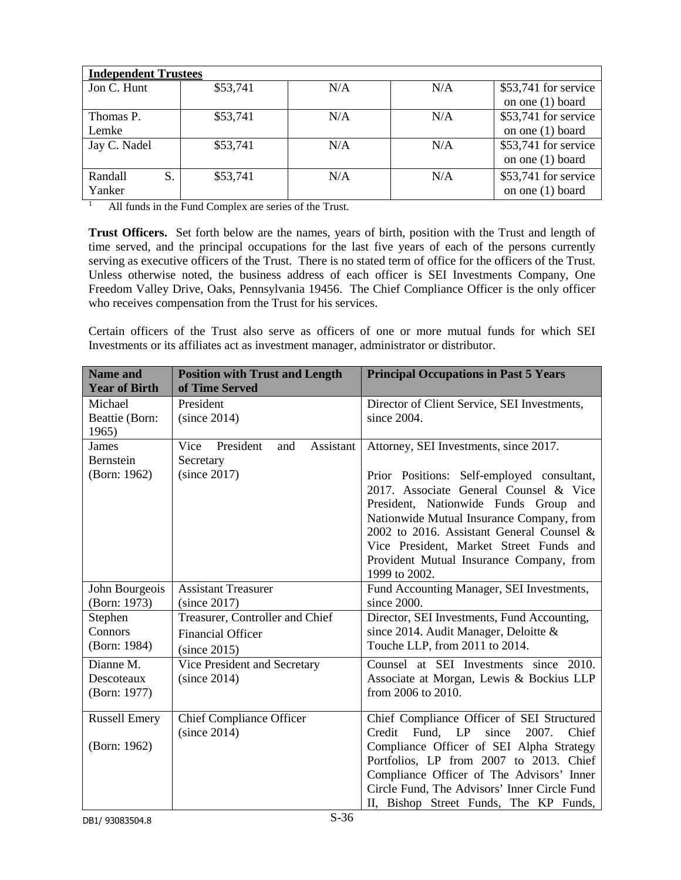| Independent Trustees | | | | |
|---|---|---|---|---|
| Jon C. Hunt | $53,741 | N/A | N/A | $53,741 for service on one (1) board |
| Thomas P. Lemke | $53,741 | N/A | N/A | $53,741 for service on one (1) board |
| Jay C. Nadel | $53,741 | N/A | N/A | $53,741 for service on one (1) board |
| Randall S. Yanker | $53,741 | N/A | N/A | $53,741 for service on one (1) board |

[1] All funds in the Fund Complex are series of the Trust.

**Trust Officers.** Set forth below are the names, years of birth, position with the Trust and length of time served, and the principal occupations for the last five years of each of the persons currently serving as executive officers of the Trust. There is no stated term of office for the officers of the Trust. Unless otherwise noted, the business address of each officer is SEI Investments Company, One Freedom Valley Drive, Oaks, Pennsylvania 19456. The Chief Compliance Officer is the only officer who receives compensation from the Trust for his services.

Certain officers of the Trust also serve as officers of one or more mutual funds for which SEI Investments or its affiliates act as investment manager, administrator or distributor.

| Name and Year of Birth | Position with Trust and Length of Time Served | Principal Occupations in Past 5 Years |
|---|---|---|
| Michael Beattie (Born: 1965) | President (since 2014) | Director of Client Service, SEI Investments, since 2004. |
| James Bernstein (Born: 1962) | Vice President and Assistant Secretary (since 2017) | Attorney, SEI Investments, since 2017.<br><br>Prior Positions: Self-employed consultant, 2017. Associate General Counsel & Vice President, Nationwide Funds Group and Nationwide Mutual Insurance Company, from 2002 to 2016. Assistant General Counsel & Vice President, Market Street Funds and Provident Mutual Insurance Company, from 1999 to 2002. |
| John Bourgeois (Born: 1973) | Assistant Treasurer (since 2017) | Fund Accounting Manager, SEI Investments, since 2000. |
| Stephen Connors (Born: 1984) | Treasurer, Controller and Chief Financial Officer (since 2015) | Director, SEI Investments, Fund Accounting, since 2014. Audit Manager, Deloitte & Touche LLP, from 2011 to 2014. |
| Dianne M. Descoteaux (Born: 1977) | Vice President and Secretary (since 2014) | Counsel at SEI Investments since 2010. Associate at Morgan, Lewis & Bockius LLP from 2006 to 2010. |
| Russell Emery<br><br>(Born: 1962) | Chief Compliance Officer (since 2014) | Chief Compliance Officer of SEI Structured Credit Fund, LP since 2007. Chief Compliance Officer of SEI Alpha Strategy Portfolios, LP from 2007 to 2013. Chief Compliance Officer of The Advisors' Inner Circle Fund, The Advisors' Inner Circle Fund II, Bishop Street Funds, The KP Funds, |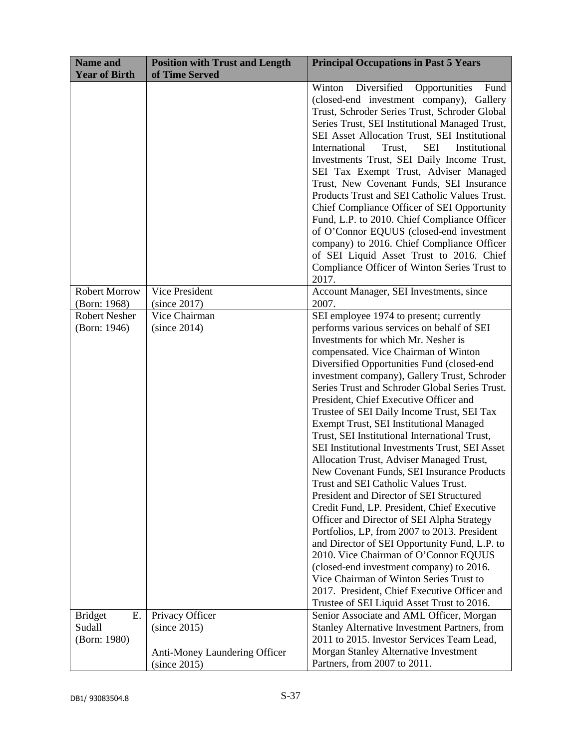| Name and Year of Birth | Position with Trust and Length of Time Served | Principal Occupations in Past 5 Years |
|---|---|---|
| | | Winton Diversified Opportunities Fund (closed-end investment company), Gallery Trust, Schroder Series Trust, Schroder Global Series Trust, SEI Institutional Managed Trust, SEI Asset Allocation Trust, SEI Institutional International Trust, SEI Institutional Investments Trust, SEI Daily Income Trust, SEI Tax Exempt Trust, Adviser Managed Trust, New Covenant Funds, SEI Insurance Products Trust and SEI Catholic Values Trust. Chief Compliance Officer of SEI Opportunity Fund, L.P. to 2010. Chief Compliance Officer of O'Connor EQUUS (closed-end investment company) to 2016. Chief Compliance Officer of SEI Liquid Asset Trust to 2016. Chief Compliance Officer of Winton Series Trust to 2017. |
| Robert Morrow (Born: 1968) | Vice President (since 2017) | Account Manager, SEI Investments, since 2007. |
| Robert Nesher (Born: 1946) | Vice Chairman (since 2014) | SEI employee 1974 to present; currently performs various services on behalf of SEI Investments for which Mr. Nesher is compensated. Vice Chairman of Winton Diversified Opportunities Fund (closed-end investment company), Gallery Trust, Schroder Series Trust and Schroder Global Series Trust. President, Chief Executive Officer and Trustee of SEI Daily Income Trust, SEI Tax Exempt Trust, SEI Institutional Managed Trust, SEI Institutional International Trust, SEI Institutional Investments Trust, SEI Asset Allocation Trust, Adviser Managed Trust, New Covenant Funds, SEI Insurance Products Trust and SEI Catholic Values Trust. President and Director of SEI Structured Credit Fund, LP. President, Chief Executive Officer and Director of SEI Alpha Strategy Portfolios, LP, from 2007 to 2013. President and Director of SEI Opportunity Fund, L.P. to 2010. Vice Chairman of O'Connor EQUUS (closed-end investment company) to 2016. Vice Chairman of Winton Series Trust to 2017. President, Chief Executive Officer and Trustee of SEI Liquid Asset Trust to 2016. |
| Bridget E. Sudall (Born: 1980) | Privacy Officer (since 2015)<br><br>Anti-Money Laundering Officer (since 2015) | Senior Associate and AML Officer, Morgan Stanley Alternative Investment Partners, from 2011 to 2015. Investor Services Team Lead, Morgan Stanley Alternative Investment Partners, from 2007 to 2011. |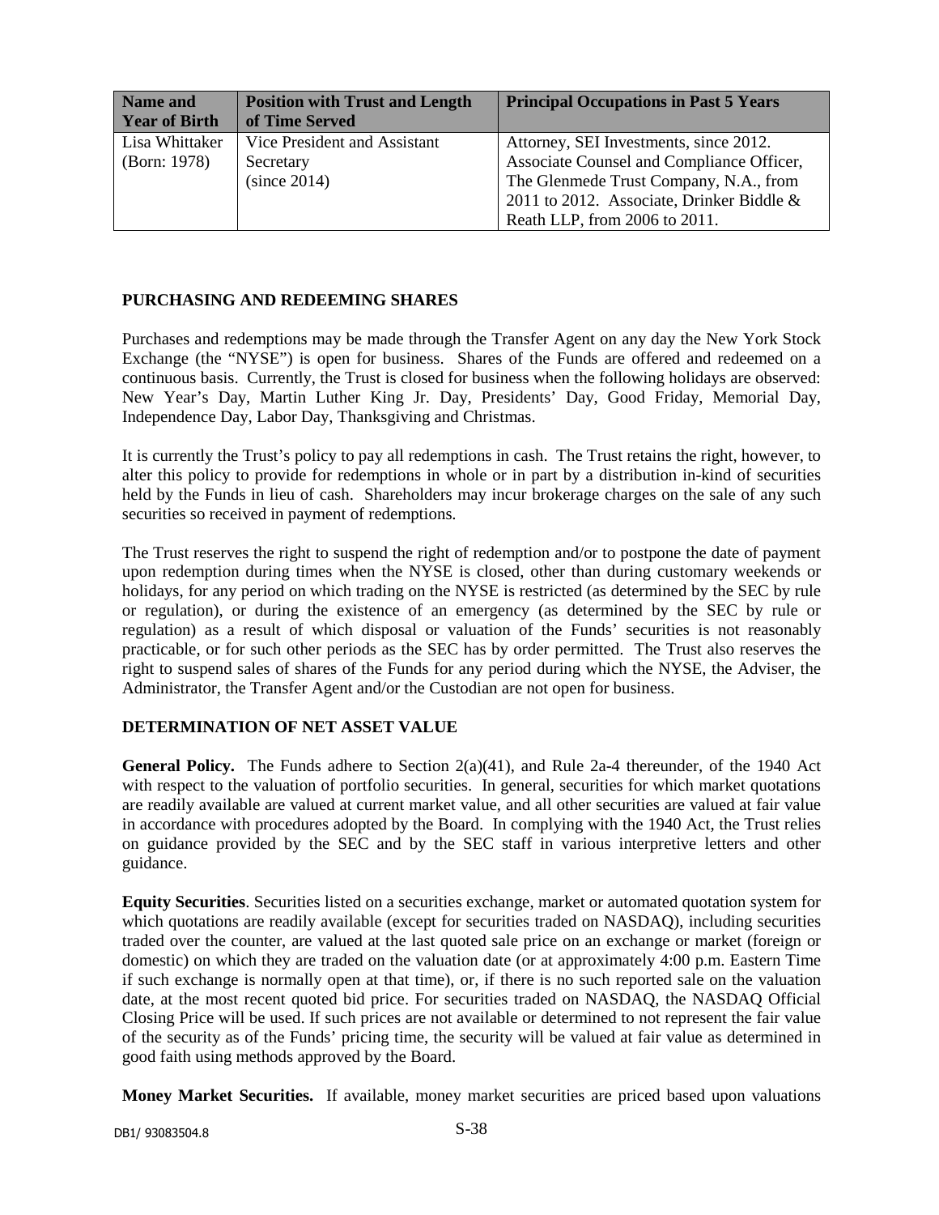| Name and Year of Birth | Position with Trust and Length of Time Served | Principal Occupations in Past 5 Years |
|---|---|---|
| Lisa Whittaker (Born: 1978) | Vice President and Assistant Secretary (since 2014) | Attorney, SEI Investments, since 2012. Associate Counsel and Compliance Officer, The Glenmede Trust Company, N.A., from 2011 to 2012. Associate, Drinker Biddle & Reath LLP, from 2006 to 2011. |

## PURCHASING AND REDEEMING SHARES

Purchases and redemptions may be made through the Transfer Agent on any day the New York Stock Exchange (the "NYSE") is open for business. Shares of the Funds are offered and redeemed on a continuous basis. Currently, the Trust is closed for business when the following holidays are observed: New Year's Day, Martin Luther King Jr. Day, Presidents' Day, Good Friday, Memorial Day, Independence Day, Labor Day, Thanksgiving and Christmas.

It is currently the Trust's policy to pay all redemptions in cash. The Trust retains the right, however, to alter this policy to provide for redemptions in whole or in part by a distribution in-kind of securities held by the Funds in lieu of cash. Shareholders may incur brokerage charges on the sale of any such securities so received in payment of redemptions.

The Trust reserves the right to suspend the right of redemption and/or to postpone the date of payment upon redemption during times when the NYSE is closed, other than during customary weekends or holidays, for any period on which trading on the NYSE is restricted (as determined by the SEC by rule or regulation), or during the existence of an emergency (as determined by the SEC by rule or regulation) as a result of which disposal or valuation of the Funds' securities is not reasonably practicable, or for such other periods as the SEC has by order permitted. The Trust also reserves the right to suspend sales of shares of the Funds for any period during which the NYSE, the Adviser, the Administrator, the Transfer Agent and/or the Custodian are not open for business.

## DETERMINATION OF NET ASSET VALUE

**General Policy.** The Funds adhere to Section 2(a)(41), and Rule 2a-4 thereunder, of the 1940 Act with respect to the valuation of portfolio securities. In general, securities for which market quotations are readily available are valued at current market value, and all other securities are valued at fair value in accordance with procedures adopted by the Board. In complying with the 1940 Act, the Trust relies on guidance provided by the SEC and by the SEC staff in various interpretive letters and other guidance.

**Equity Securities**. Securities listed on a securities exchange, market or automated quotation system for which quotations are readily available (except for securities traded on NASDAQ), including securities traded over the counter, are valued at the last quoted sale price on an exchange or market (foreign or domestic) on which they are traded on the valuation date (or at approximately 4:00 p.m. Eastern Time if such exchange is normally open at that time), or, if there is no such reported sale on the valuation date, at the most recent quoted bid price. For securities traded on NASDAQ, the NASDAQ Official Closing Price will be used. If such prices are not available or determined to not represent the fair value of the security as of the Funds' pricing time, the security will be valued at fair value as determined in good faith using methods approved by the Board.

**Money Market Securities.** If available, money market securities are priced based upon valuations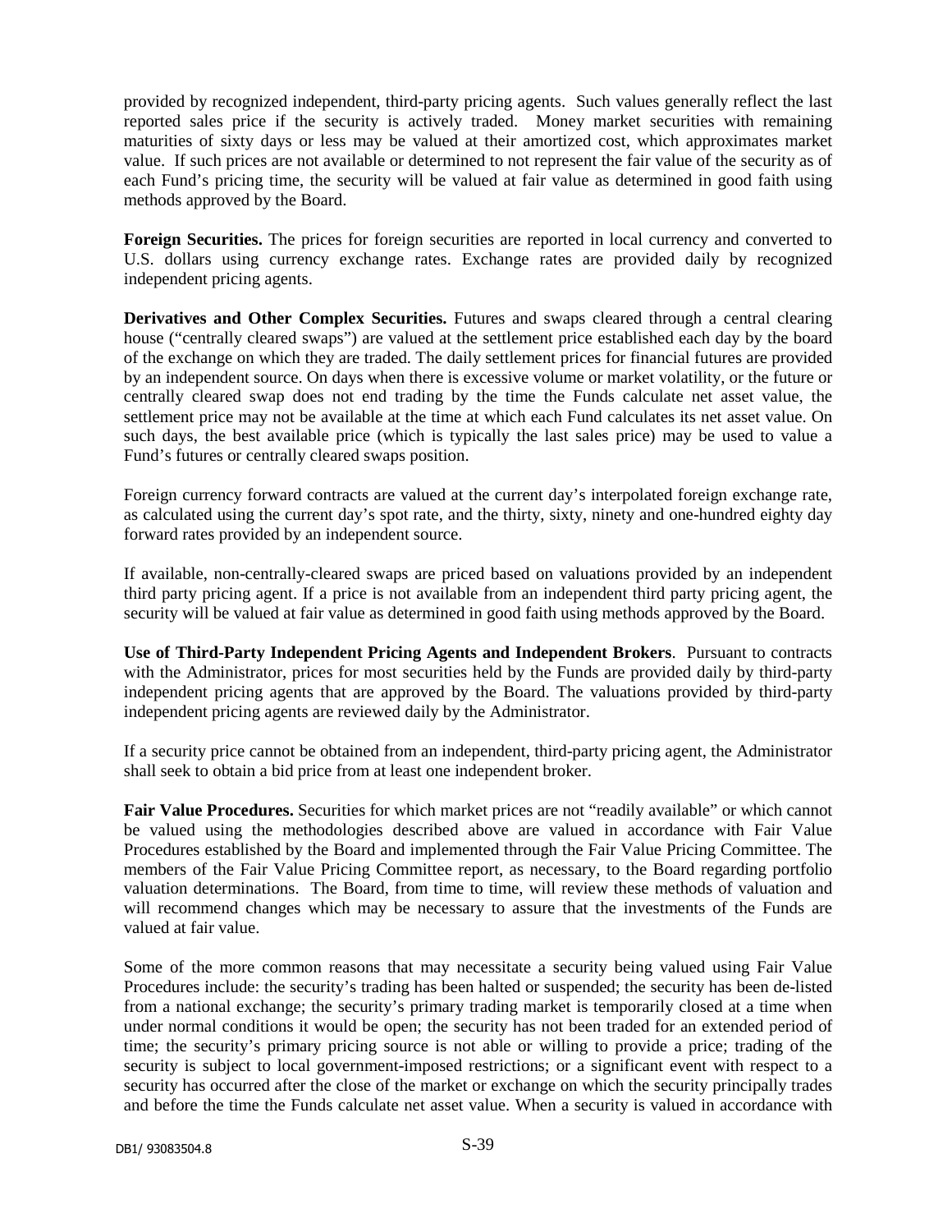provided by recognized independent, third-party pricing agents. Such values generally reflect the last reported sales price if the security is actively traded. Money market securities with remaining maturities of sixty days or less may be valued at their amortized cost, which approximates market value. If such prices are not available or determined to not represent the fair value of the security as of each Fund's pricing time, the security will be valued at fair value as determined in good faith using methods approved by the Board.

**Foreign Securities.** The prices for foreign securities are reported in local currency and converted to U.S. dollars using currency exchange rates. Exchange rates are provided daily by recognized independent pricing agents.

**Derivatives and Other Complex Securities.** Futures and swaps cleared through a central clearing house ("centrally cleared swaps") are valued at the settlement price established each day by the board of the exchange on which they are traded. The daily settlement prices for financial futures are provided by an independent source. On days when there is excessive volume or market volatility, or the future or centrally cleared swap does not end trading by the time the Funds calculate net asset value, the settlement price may not be available at the time at which each Fund calculates its net asset value. On such days, the best available price (which is typically the last sales price) may be used to value a Fund's futures or centrally cleared swaps position.

Foreign currency forward contracts are valued at the current day's interpolated foreign exchange rate, as calculated using the current day's spot rate, and the thirty, sixty, ninety and one-hundred eighty day forward rates provided by an independent source.

If available, non-centrally-cleared swaps are priced based on valuations provided by an independent third party pricing agent. If a price is not available from an independent third party pricing agent, the security will be valued at fair value as determined in good faith using methods approved by the Board.

**Use of Third-Party Independent Pricing Agents and Independent Brokers**. Pursuant to contracts with the Administrator, prices for most securities held by the Funds are provided daily by third-party independent pricing agents that are approved by the Board. The valuations provided by third-party independent pricing agents are reviewed daily by the Administrator.

If a security price cannot be obtained from an independent, third-party pricing agent, the Administrator shall seek to obtain a bid price from at least one independent broker.

**Fair Value Procedures.** Securities for which market prices are not "readily available" or which cannot be valued using the methodologies described above are valued in accordance with Fair Value Procedures established by the Board and implemented through the Fair Value Pricing Committee. The members of the Fair Value Pricing Committee report, as necessary, to the Board regarding portfolio valuation determinations. The Board, from time to time, will review these methods of valuation and will recommend changes which may be necessary to assure that the investments of the Funds are valued at fair value.

Some of the more common reasons that may necessitate a security being valued using Fair Value Procedures include: the security's trading has been halted or suspended; the security has been de-listed from a national exchange; the security's primary trading market is temporarily closed at a time when under normal conditions it would be open; the security has not been traded for an extended period of time; the security's primary pricing source is not able or willing to provide a price; trading of the security is subject to local government-imposed restrictions; or a significant event with respect to a security has occurred after the close of the market or exchange on which the security principally trades and before the time the Funds calculate net asset value. When a security is valued in accordance with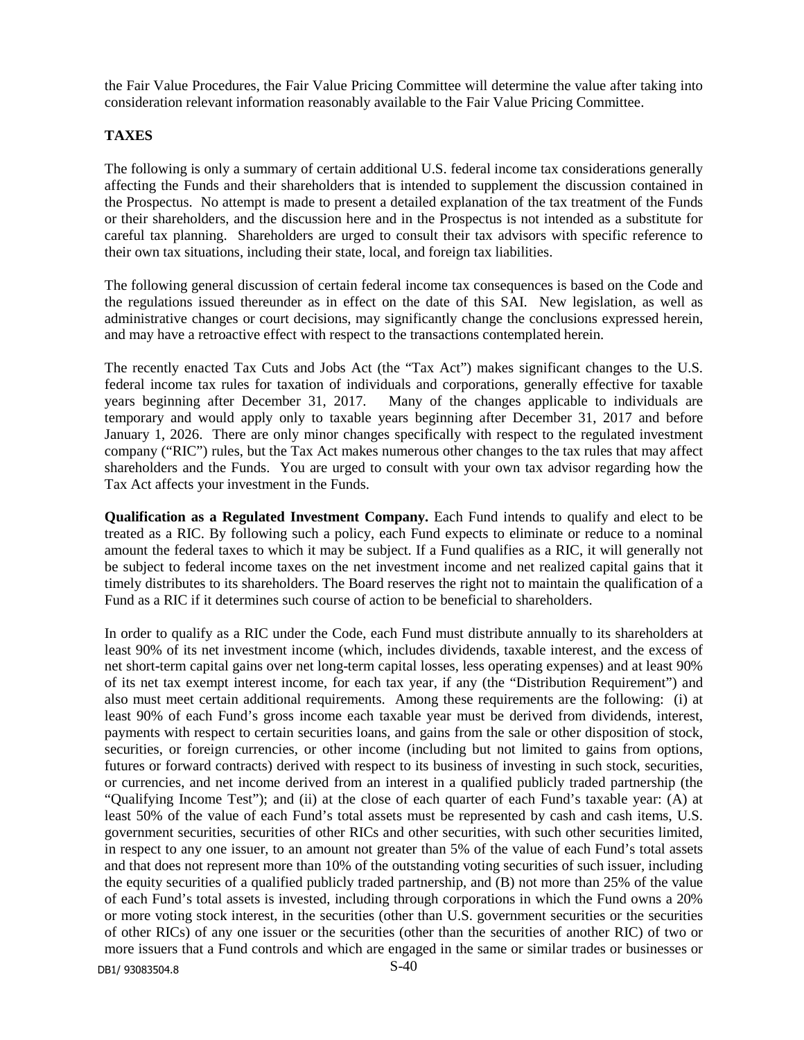the Fair Value Procedures, the Fair Value Pricing Committee will determine the value after taking into consideration relevant information reasonably available to the Fair Value Pricing Committee.

## TAXES

The following is only a summary of certain additional U.S. federal income tax considerations generally affecting the Funds and their shareholders that is intended to supplement the discussion contained in the Prospectus. No attempt is made to present a detailed explanation of the tax treatment of the Funds or their shareholders, and the discussion here and in the Prospectus is not intended as a substitute for careful tax planning. Shareholders are urged to consult their tax advisors with specific reference to their own tax situations, including their state, local, and foreign tax liabilities.

The following general discussion of certain federal income tax consequences is based on the Code and the regulations issued thereunder as in effect on the date of this SAI. New legislation, as well as administrative changes or court decisions, may significantly change the conclusions expressed herein, and may have a retroactive effect with respect to the transactions contemplated herein.

The recently enacted Tax Cuts and Jobs Act (the "Tax Act") makes significant changes to the U.S. federal income tax rules for taxation of individuals and corporations, generally effective for taxable years beginning after December 31, 2017. Many of the changes applicable to individuals are temporary and would apply only to taxable years beginning after December 31, 2017 and before January 1, 2026. There are only minor changes specifically with respect to the regulated investment company ("RIC") rules, but the Tax Act makes numerous other changes to the tax rules that may affect shareholders and the Funds. You are urged to consult with your own tax advisor regarding how the Tax Act affects your investment in the Funds.

**Qualification as a Regulated Investment Company.** Each Fund intends to qualify and elect to be treated as a RIC. By following such a policy, each Fund expects to eliminate or reduce to a nominal amount the federal taxes to which it may be subject. If a Fund qualifies as a RIC, it will generally not be subject to federal income taxes on the net investment income and net realized capital gains that it timely distributes to its shareholders. The Board reserves the right not to maintain the qualification of a Fund as a RIC if it determines such course of action to be beneficial to shareholders.

In order to qualify as a RIC under the Code, each Fund must distribute annually to its shareholders at least 90% of its net investment income (which, includes dividends, taxable interest, and the excess of net short-term capital gains over net long-term capital losses, less operating expenses) and at least 90% of its net tax exempt interest income, for each tax year, if any (the "Distribution Requirement") and also must meet certain additional requirements. Among these requirements are the following: (i) at least 90% of each Fund's gross income each taxable year must be derived from dividends, interest, payments with respect to certain securities loans, and gains from the sale or other disposition of stock, securities, or foreign currencies, or other income (including but not limited to gains from options, futures or forward contracts) derived with respect to its business of investing in such stock, securities, or currencies, and net income derived from an interest in a qualified publicly traded partnership (the "Qualifying Income Test"); and (ii) at the close of each quarter of each Fund's taxable year: (A) at least 50% of the value of each Fund's total assets must be represented by cash and cash items, U.S. government securities, securities of other RICs and other securities, with such other securities limited, in respect to any one issuer, to an amount not greater than 5% of the value of each Fund's total assets and that does not represent more than 10% of the outstanding voting securities of such issuer, including the equity securities of a qualified publicly traded partnership, and (B) not more than 25% of the value of each Fund's total assets is invested, including through corporations in which the Fund owns a 20% or more voting stock interest, in the securities (other than U.S. government securities or the securities of other RICs) of any one issuer or the securities (other than the securities of another RIC) of two or more issuers that a Fund controls and which are engaged in the same or similar trades or businesses or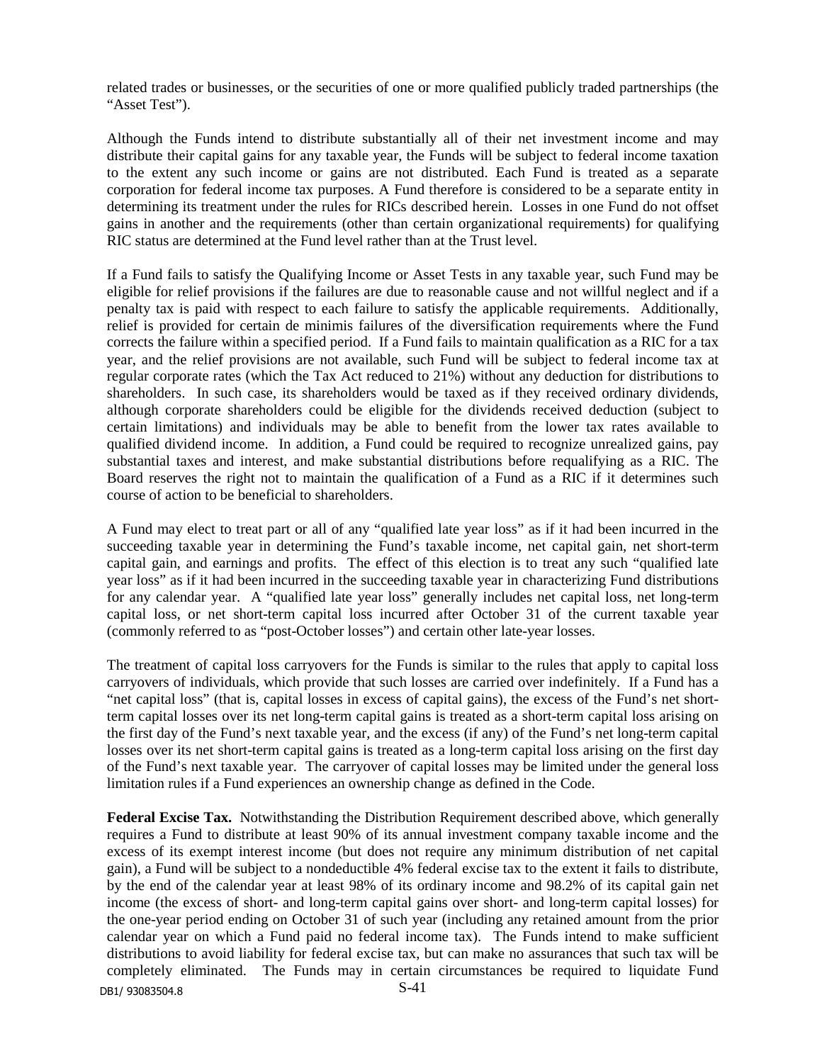related trades or businesses, or the securities of one or more qualified publicly traded partnerships (the "Asset Test").

Although the Funds intend to distribute substantially all of their net investment income and may distribute their capital gains for any taxable year, the Funds will be subject to federal income taxation to the extent any such income or gains are not distributed. Each Fund is treated as a separate corporation for federal income tax purposes. A Fund therefore is considered to be a separate entity in determining its treatment under the rules for RICs described herein. Losses in one Fund do not offset gains in another and the requirements (other than certain organizational requirements) for qualifying RIC status are determined at the Fund level rather than at the Trust level.

If a Fund fails to satisfy the Qualifying Income or Asset Tests in any taxable year, such Fund may be eligible for relief provisions if the failures are due to reasonable cause and not willful neglect and if a penalty tax is paid with respect to each failure to satisfy the applicable requirements. Additionally, relief is provided for certain de minimis failures of the diversification requirements where the Fund corrects the failure within a specified period. If a Fund fails to maintain qualification as a RIC for a tax year, and the relief provisions are not available, such Fund will be subject to federal income tax at regular corporate rates (which the Tax Act reduced to 21%) without any deduction for distributions to shareholders. In such case, its shareholders would be taxed as if they received ordinary dividends, although corporate shareholders could be eligible for the dividends received deduction (subject to certain limitations) and individuals may be able to benefit from the lower tax rates available to qualified dividend income. In addition, a Fund could be required to recognize unrealized gains, pay substantial taxes and interest, and make substantial distributions before requalifying as a RIC. The Board reserves the right not to maintain the qualification of a Fund as a RIC if it determines such course of action to be beneficial to shareholders.

A Fund may elect to treat part or all of any "qualified late year loss" as if it had been incurred in the succeeding taxable year in determining the Fund's taxable income, net capital gain, net short-term capital gain, and earnings and profits. The effect of this election is to treat any such "qualified late year loss" as if it had been incurred in the succeeding taxable year in characterizing Fund distributions for any calendar year. A "qualified late year loss" generally includes net capital loss, net long-term capital loss, or net short-term capital loss incurred after October 31 of the current taxable year (commonly referred to as "post-October losses") and certain other late-year losses.

The treatment of capital loss carryovers for the Funds is similar to the rules that apply to capital loss carryovers of individuals, which provide that such losses are carried over indefinitely. If a Fund has a "net capital loss" (that is, capital losses in excess of capital gains), the excess of the Fund's net short-term capital losses over its net long-term capital gains is treated as a short-term capital loss arising on the first day of the Fund's next taxable year, and the excess (if any) of the Fund's net long-term capital losses over its net short-term capital gains is treated as a long-term capital loss arising on the first day of the Fund's next taxable year. The carryover of capital losses may be limited under the general loss limitation rules if a Fund experiences an ownership change as defined in the Code.

**Federal Excise Tax.** Notwithstanding the Distribution Requirement described above, which generally requires a Fund to distribute at least 90% of its annual investment company taxable income and the excess of its exempt interest income (but does not require any minimum distribution of net capital gain), a Fund will be subject to a nondeductible 4% federal excise tax to the extent it fails to distribute, by the end of the calendar year at least 98% of its ordinary income and 98.2% of its capital gain net income (the excess of short- and long-term capital gains over short- and long-term capital losses) for the one-year period ending on October 31 of such year (including any retained amount from the prior calendar year on which a Fund paid no federal income tax). The Funds intend to make sufficient distributions to avoid liability for federal excise tax, but can make no assurances that such tax will be completely eliminated. The Funds may in certain circumstances be required to liquidate Fund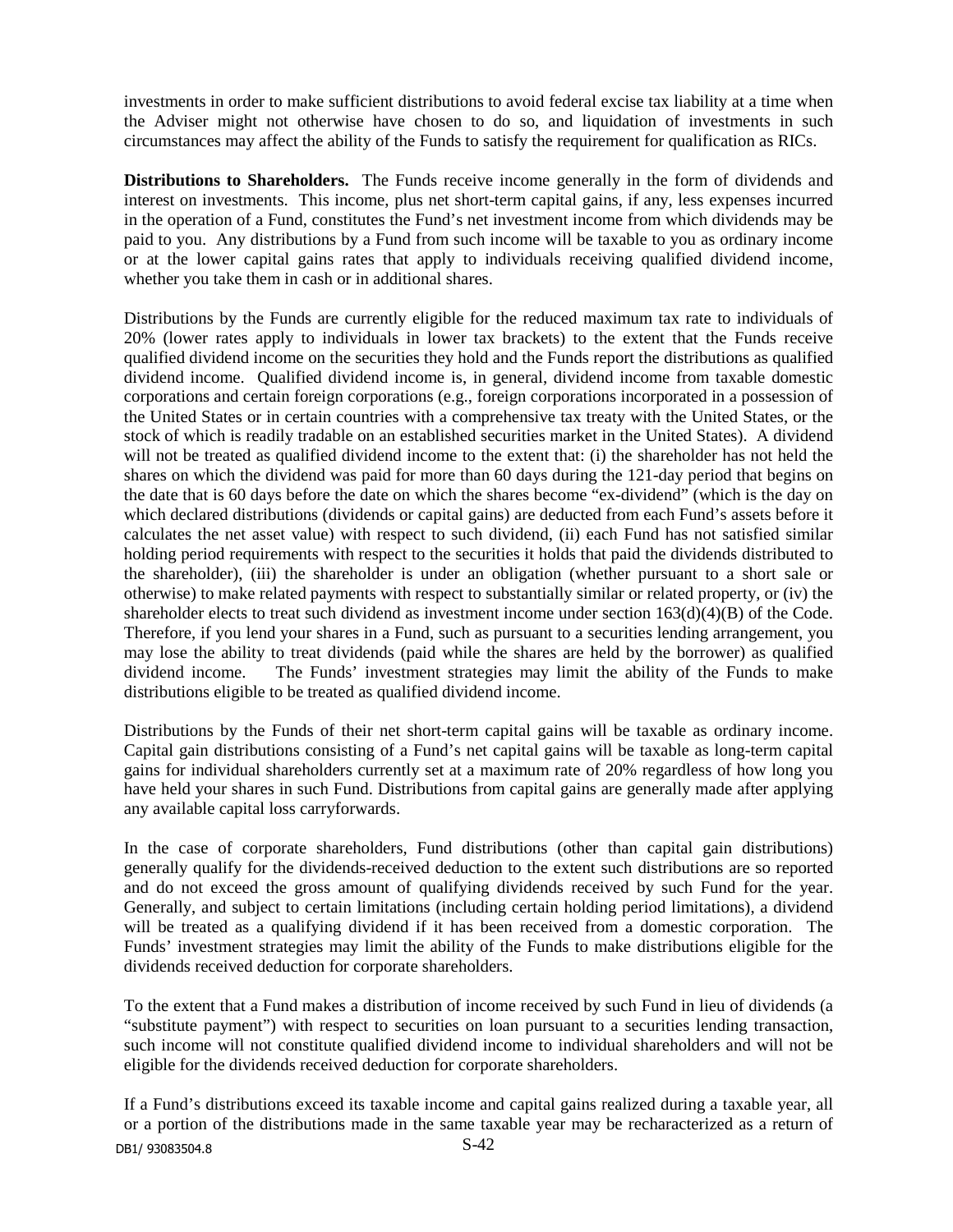investments in order to make sufficient distributions to avoid federal excise tax liability at a time when the Adviser might not otherwise have chosen to do so, and liquidation of investments in such circumstances may affect the ability of the Funds to satisfy the requirement for qualification as RICs.

**Distributions to Shareholders.** The Funds receive income generally in the form of dividends and interest on investments. This income, plus net short-term capital gains, if any, less expenses incurred in the operation of a Fund, constitutes the Fund's net investment income from which dividends may be paid to you. Any distributions by a Fund from such income will be taxable to you as ordinary income or at the lower capital gains rates that apply to individuals receiving qualified dividend income, whether you take them in cash or in additional shares.

Distributions by the Funds are currently eligible for the reduced maximum tax rate to individuals of 20% (lower rates apply to individuals in lower tax brackets) to the extent that the Funds receive qualified dividend income on the securities they hold and the Funds report the distributions as qualified dividend income. Qualified dividend income is, in general, dividend income from taxable domestic corporations and certain foreign corporations (e.g., foreign corporations incorporated in a possession of the United States or in certain countries with a comprehensive tax treaty with the United States, or the stock of which is readily tradable on an established securities market in the United States). A dividend will not be treated as qualified dividend income to the extent that: (i) the shareholder has not held the shares on which the dividend was paid for more than 60 days during the 121-day period that begins on the date that is 60 days before the date on which the shares become "ex-dividend" (which is the day on which declared distributions (dividends or capital gains) are deducted from each Fund's assets before it calculates the net asset value) with respect to such dividend, (ii) each Fund has not satisfied similar holding period requirements with respect to the securities it holds that paid the dividends distributed to the shareholder), (iii) the shareholder is under an obligation (whether pursuant to a short sale or otherwise) to make related payments with respect to substantially similar or related property, or (iv) the shareholder elects to treat such dividend as investment income under section 163(d)(4)(B) of the Code. Therefore, if you lend your shares in a Fund, such as pursuant to a securities lending arrangement, you may lose the ability to treat dividends (paid while the shares are held by the borrower) as qualified dividend income. The Funds' investment strategies may limit the ability of the Funds to make distributions eligible to be treated as qualified dividend income.

Distributions by the Funds of their net short-term capital gains will be taxable as ordinary income. Capital gain distributions consisting of a Fund's net capital gains will be taxable as long-term capital gains for individual shareholders currently set at a maximum rate of 20% regardless of how long you have held your shares in such Fund. Distributions from capital gains are generally made after applying any available capital loss carryforwards.

In the case of corporate shareholders, Fund distributions (other than capital gain distributions) generally qualify for the dividends-received deduction to the extent such distributions are so reported and do not exceed the gross amount of qualifying dividends received by such Fund for the year. Generally, and subject to certain limitations (including certain holding period limitations), a dividend will be treated as a qualifying dividend if it has been received from a domestic corporation. The Funds' investment strategies may limit the ability of the Funds to make distributions eligible for the dividends received deduction for corporate shareholders.

To the extent that a Fund makes a distribution of income received by such Fund in lieu of dividends (a "substitute payment") with respect to securities on loan pursuant to a securities lending transaction, such income will not constitute qualified dividend income to individual shareholders and will not be eligible for the dividends received deduction for corporate shareholders.

If a Fund's distributions exceed its taxable income and capital gains realized during a taxable year, all or a portion of the distributions made in the same taxable year may be recharacterized as a return of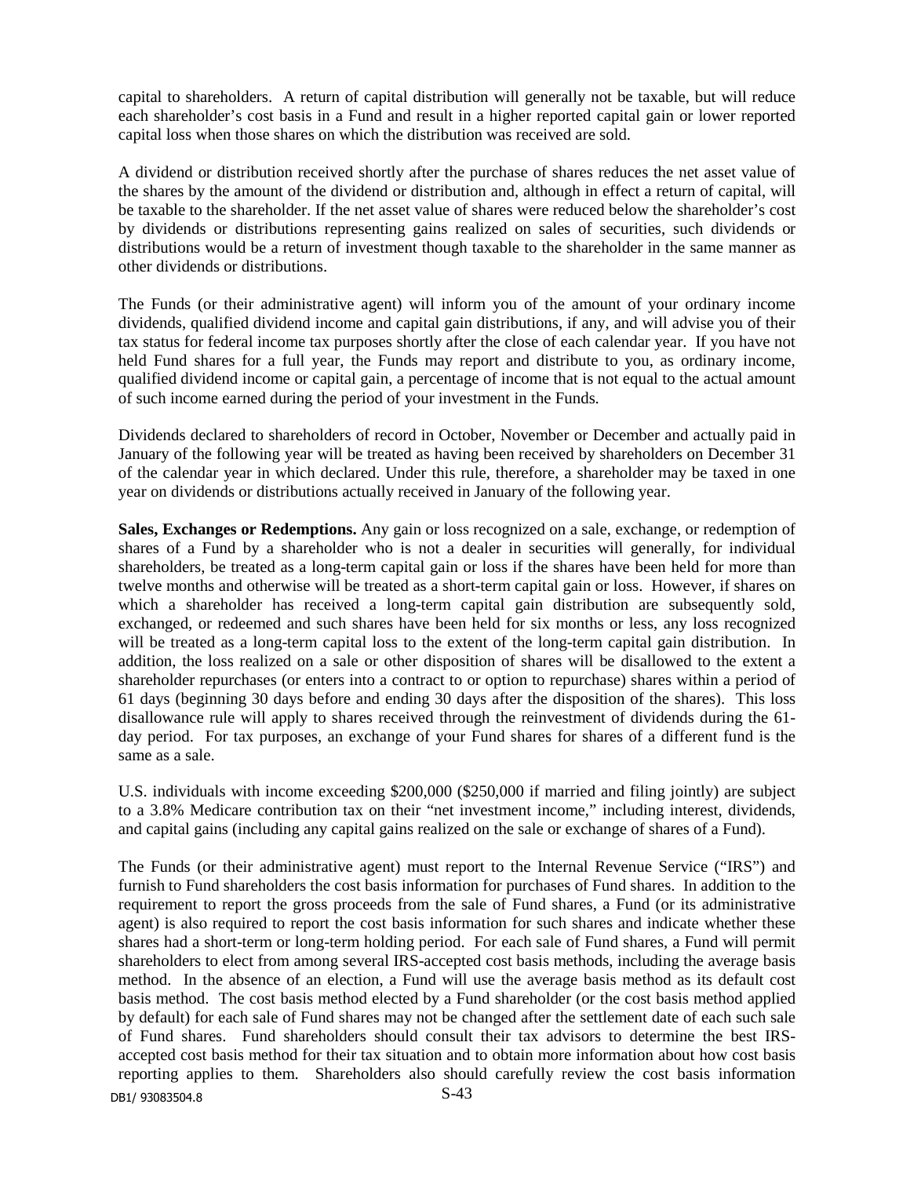capital to shareholders. A return of capital distribution will generally not be taxable, but will reduce each shareholder's cost basis in a Fund and result in a higher reported capital gain or lower reported capital loss when those shares on which the distribution was received are sold.

A dividend or distribution received shortly after the purchase of shares reduces the net asset value of the shares by the amount of the dividend or distribution and, although in effect a return of capital, will be taxable to the shareholder. If the net asset value of shares were reduced below the shareholder's cost by dividends or distributions representing gains realized on sales of securities, such dividends or distributions would be a return of investment though taxable to the shareholder in the same manner as other dividends or distributions.

The Funds (or their administrative agent) will inform you of the amount of your ordinary income dividends, qualified dividend income and capital gain distributions, if any, and will advise you of their tax status for federal income tax purposes shortly after the close of each calendar year. If you have not held Fund shares for a full year, the Funds may report and distribute to you, as ordinary income, qualified dividend income or capital gain, a percentage of income that is not equal to the actual amount of such income earned during the period of your investment in the Funds.

Dividends declared to shareholders of record in October, November or December and actually paid in January of the following year will be treated as having been received by shareholders on December 31 of the calendar year in which declared. Under this rule, therefore, a shareholder may be taxed in one year on dividends or distributions actually received in January of the following year.

**Sales, Exchanges or Redemptions.** Any gain or loss recognized on a sale, exchange, or redemption of shares of a Fund by a shareholder who is not a dealer in securities will generally, for individual shareholders, be treated as a long-term capital gain or loss if the shares have been held for more than twelve months and otherwise will be treated as a short-term capital gain or loss. However, if shares on which a shareholder has received a long-term capital gain distribution are subsequently sold, exchanged, or redeemed and such shares have been held for six months or less, any loss recognized will be treated as a long-term capital loss to the extent of the long-term capital gain distribution. In addition, the loss realized on a sale or other disposition of shares will be disallowed to the extent a shareholder repurchases (or enters into a contract to or option to repurchase) shares within a period of 61 days (beginning 30 days before and ending 30 days after the disposition of the shares). This loss disallowance rule will apply to shares received through the reinvestment of dividends during the 61-day period. For tax purposes, an exchange of your Fund shares for shares of a different fund is the same as a sale.

U.S. individuals with income exceeding \$200,000 (\$250,000 if married and filing jointly) are subject to a 3.8% Medicare contribution tax on their "net investment income," including interest, dividends, and capital gains (including any capital gains realized on the sale or exchange of shares of a Fund).

The Funds (or their administrative agent) must report to the Internal Revenue Service ("IRS") and furnish to Fund shareholders the cost basis information for purchases of Fund shares. In addition to the requirement to report the gross proceeds from the sale of Fund shares, a Fund (or its administrative agent) is also required to report the cost basis information for such shares and indicate whether these shares had a short-term or long-term holding period. For each sale of Fund shares, a Fund will permit shareholders to elect from among several IRS-accepted cost basis methods, including the average basis method. In the absence of an election, a Fund will use the average basis method as its default cost basis method. The cost basis method elected by a Fund shareholder (or the cost basis method applied by default) for each sale of Fund shares may not be changed after the settlement date of each such sale of Fund shares. Fund shareholders should consult their tax advisors to determine the best IRS-accepted cost basis method for their tax situation and to obtain more information about how cost basis reporting applies to them. Shareholders also should carefully review the cost basis information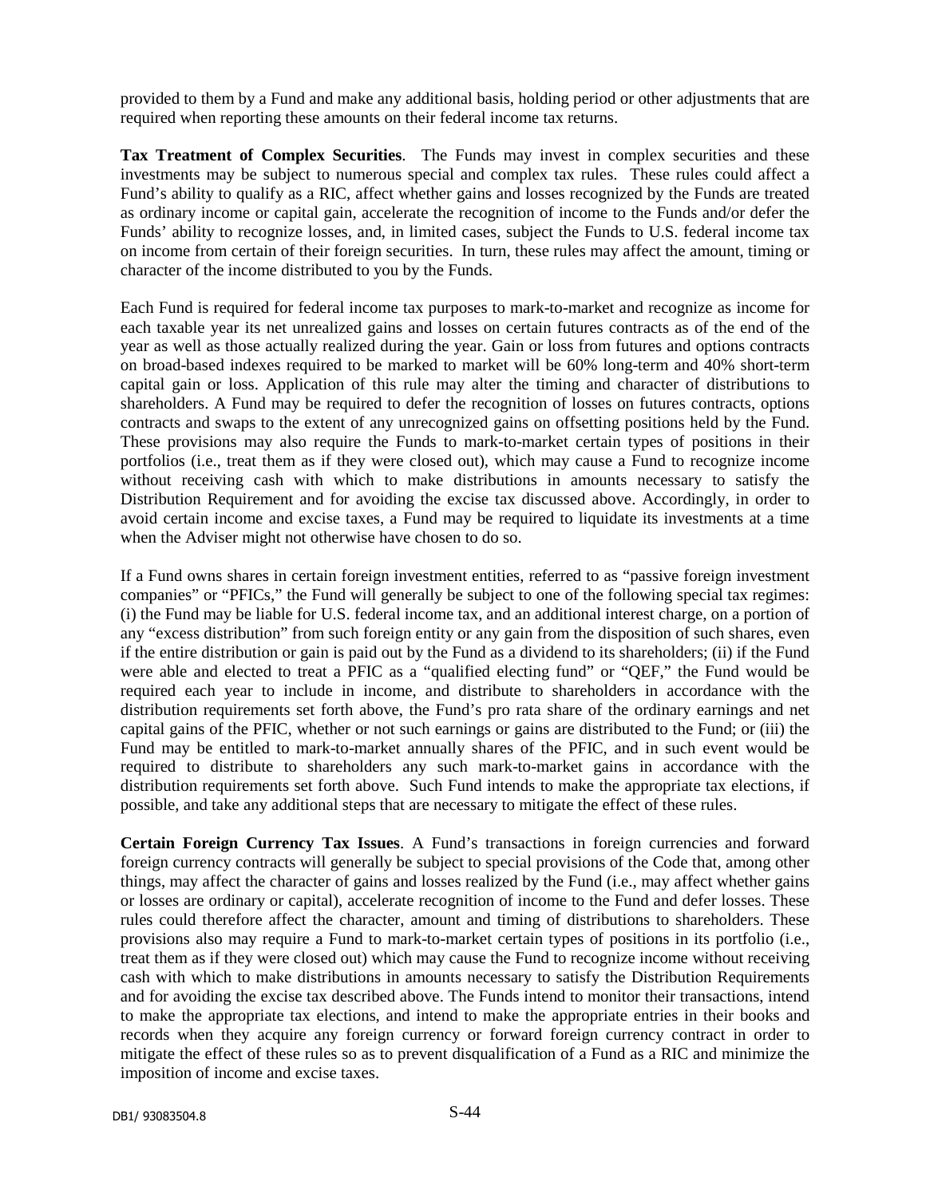provided to them by a Fund and make any additional basis, holding period or other adjustments that are required when reporting these amounts on their federal income tax returns.

**Tax Treatment of Complex Securities**. The Funds may invest in complex securities and these investments may be subject to numerous special and complex tax rules. These rules could affect a Fund's ability to qualify as a RIC, affect whether gains and losses recognized by the Funds are treated as ordinary income or capital gain, accelerate the recognition of income to the Funds and/or defer the Funds' ability to recognize losses, and, in limited cases, subject the Funds to U.S. federal income tax on income from certain of their foreign securities. In turn, these rules may affect the amount, timing or character of the income distributed to you by the Funds.

Each Fund is required for federal income tax purposes to mark-to-market and recognize as income for each taxable year its net unrealized gains and losses on certain futures contracts as of the end of the year as well as those actually realized during the year. Gain or loss from futures and options contracts on broad-based indexes required to be marked to market will be 60% long-term and 40% short-term capital gain or loss. Application of this rule may alter the timing and character of distributions to shareholders. A Fund may be required to defer the recognition of losses on futures contracts, options contracts and swaps to the extent of any unrecognized gains on offsetting positions held by the Fund. These provisions may also require the Funds to mark-to-market certain types of positions in their portfolios (i.e., treat them as if they were closed out), which may cause a Fund to recognize income without receiving cash with which to make distributions in amounts necessary to satisfy the Distribution Requirement and for avoiding the excise tax discussed above. Accordingly, in order to avoid certain income and excise taxes, a Fund may be required to liquidate its investments at a time when the Adviser might not otherwise have chosen to do so.

If a Fund owns shares in certain foreign investment entities, referred to as "passive foreign investment companies" or "PFICs," the Fund will generally be subject to one of the following special tax regimes: (i) the Fund may be liable for U.S. federal income tax, and an additional interest charge, on a portion of any "excess distribution" from such foreign entity or any gain from the disposition of such shares, even if the entire distribution or gain is paid out by the Fund as a dividend to its shareholders; (ii) if the Fund were able and elected to treat a PFIC as a "qualified electing fund" or "QEF," the Fund would be required each year to include in income, and distribute to shareholders in accordance with the distribution requirements set forth above, the Fund's pro rata share of the ordinary earnings and net capital gains of the PFIC, whether or not such earnings or gains are distributed to the Fund; or (iii) the Fund may be entitled to mark-to-market annually shares of the PFIC, and in such event would be required to distribute to shareholders any such mark-to-market gains in accordance with the distribution requirements set forth above. Such Fund intends to make the appropriate tax elections, if possible, and take any additional steps that are necessary to mitigate the effect of these rules.

**Certain Foreign Currency Tax Issues**. A Fund's transactions in foreign currencies and forward foreign currency contracts will generally be subject to special provisions of the Code that, among other things, may affect the character of gains and losses realized by the Fund (i.e., may affect whether gains or losses are ordinary or capital), accelerate recognition of income to the Fund and defer losses. These rules could therefore affect the character, amount and timing of distributions to shareholders. These provisions also may require a Fund to mark-to-market certain types of positions in its portfolio (i.e., treat them as if they were closed out) which may cause the Fund to recognize income without receiving cash with which to make distributions in amounts necessary to satisfy the Distribution Requirements and for avoiding the excise tax described above. The Funds intend to monitor their transactions, intend to make the appropriate tax elections, and intend to make the appropriate entries in their books and records when they acquire any foreign currency or forward foreign currency contract in order to mitigate the effect of these rules so as to prevent disqualification of a Fund as a RIC and minimize the imposition of income and excise taxes.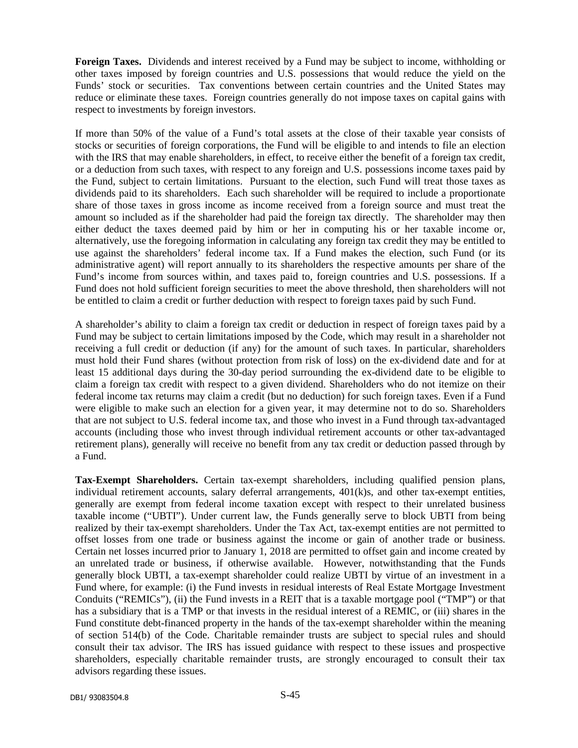**Foreign Taxes.** Dividends and interest received by a Fund may be subject to income, withholding or other taxes imposed by foreign countries and U.S. possessions that would reduce the yield on the Funds' stock or securities. Tax conventions between certain countries and the United States may reduce or eliminate these taxes. Foreign countries generally do not impose taxes on capital gains with respect to investments by foreign investors.

If more than 50% of the value of a Fund's total assets at the close of their taxable year consists of stocks or securities of foreign corporations, the Fund will be eligible to and intends to file an election with the IRS that may enable shareholders, in effect, to receive either the benefit of a foreign tax credit, or a deduction from such taxes, with respect to any foreign and U.S. possessions income taxes paid by the Fund, subject to certain limitations. Pursuant to the election, such Fund will treat those taxes as dividends paid to its shareholders. Each such shareholder will be required to include a proportionate share of those taxes in gross income as income received from a foreign source and must treat the amount so included as if the shareholder had paid the foreign tax directly. The shareholder may then either deduct the taxes deemed paid by him or her in computing his or her taxable income or, alternatively, use the foregoing information in calculating any foreign tax credit they may be entitled to use against the shareholders' federal income tax. If a Fund makes the election, such Fund (or its administrative agent) will report annually to its shareholders the respective amounts per share of the Fund's income from sources within, and taxes paid to, foreign countries and U.S. possessions. If a Fund does not hold sufficient foreign securities to meet the above threshold, then shareholders will not be entitled to claim a credit or further deduction with respect to foreign taxes paid by such Fund.

A shareholder's ability to claim a foreign tax credit or deduction in respect of foreign taxes paid by a Fund may be subject to certain limitations imposed by the Code, which may result in a shareholder not receiving a full credit or deduction (if any) for the amount of such taxes. In particular, shareholders must hold their Fund shares (without protection from risk of loss) on the ex-dividend date and for at least 15 additional days during the 30-day period surrounding the ex-dividend date to be eligible to claim a foreign tax credit with respect to a given dividend. Shareholders who do not itemize on their federal income tax returns may claim a credit (but no deduction) for such foreign taxes. Even if a Fund were eligible to make such an election for a given year, it may determine not to do so. Shareholders that are not subject to U.S. federal income tax, and those who invest in a Fund through tax-advantaged accounts (including those who invest through individual retirement accounts or other tax-advantaged retirement plans), generally will receive no benefit from any tax credit or deduction passed through by a Fund.

**Tax-Exempt Shareholders.** Certain tax-exempt shareholders, including qualified pension plans, individual retirement accounts, salary deferral arrangements, 401(k)s, and other tax-exempt entities, generally are exempt from federal income taxation except with respect to their unrelated business taxable income ("UBTI"). Under current law, the Funds generally serve to block UBTI from being realized by their tax-exempt shareholders. Under the Tax Act, tax-exempt entities are not permitted to offset losses from one trade or business against the income or gain of another trade or business. Certain net losses incurred prior to January 1, 2018 are permitted to offset gain and income created by an unrelated trade or business, if otherwise available. However, notwithstanding that the Funds generally block UBTI, a tax-exempt shareholder could realize UBTI by virtue of an investment in a Fund where, for example: (i) the Fund invests in residual interests of Real Estate Mortgage Investment Conduits ("REMICs"), (ii) the Fund invests in a REIT that is a taxable mortgage pool ("TMP") or that has a subsidiary that is a TMP or that invests in the residual interest of a REMIC, or (iii) shares in the Fund constitute debt-financed property in the hands of the tax-exempt shareholder within the meaning of section 514(b) of the Code. Charitable remainder trusts are subject to special rules and should consult their tax advisor. The IRS has issued guidance with respect to these issues and prospective shareholders, especially charitable remainder trusts, are strongly encouraged to consult their tax advisors regarding these issues.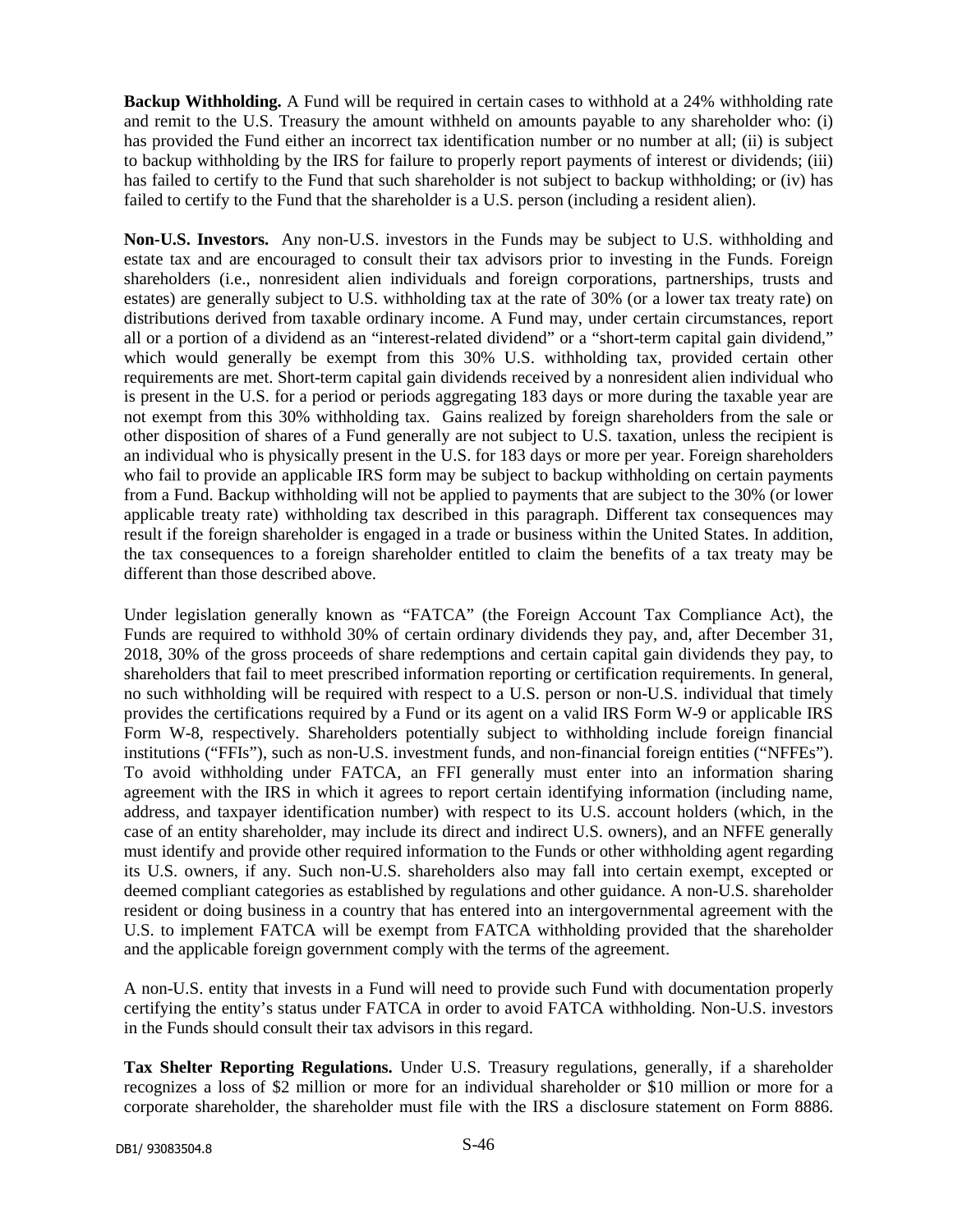**Backup Withholding.** A Fund will be required in certain cases to withhold at a 24% withholding rate and remit to the U.S. Treasury the amount withheld on amounts payable to any shareholder who: (i) has provided the Fund either an incorrect tax identification number or no number at all; (ii) is subject to backup withholding by the IRS for failure to properly report payments of interest or dividends; (iii) has failed to certify to the Fund that such shareholder is not subject to backup withholding; or (iv) has failed to certify to the Fund that the shareholder is a U.S. person (including a resident alien).

**Non-U.S. Investors.** Any non-U.S. investors in the Funds may be subject to U.S. withholding and estate tax and are encouraged to consult their tax advisors prior to investing in the Funds. Foreign shareholders (i.e., nonresident alien individuals and foreign corporations, partnerships, trusts and estates) are generally subject to U.S. withholding tax at the rate of 30% (or a lower tax treaty rate) on distributions derived from taxable ordinary income. A Fund may, under certain circumstances, report all or a portion of a dividend as an "interest-related dividend" or a "short-term capital gain dividend," which would generally be exempt from this 30% U.S. withholding tax, provided certain other requirements are met. Short-term capital gain dividends received by a nonresident alien individual who is present in the U.S. for a period or periods aggregating 183 days or more during the taxable year are not exempt from this 30% withholding tax. Gains realized by foreign shareholders from the sale or other disposition of shares of a Fund generally are not subject to U.S. taxation, unless the recipient is an individual who is physically present in the U.S. for 183 days or more per year. Foreign shareholders who fail to provide an applicable IRS form may be subject to backup withholding on certain payments from a Fund. Backup withholding will not be applied to payments that are subject to the 30% (or lower applicable treaty rate) withholding tax described in this paragraph. Different tax consequences may result if the foreign shareholder is engaged in a trade or business within the United States. In addition, the tax consequences to a foreign shareholder entitled to claim the benefits of a tax treaty may be different than those described above.

Under legislation generally known as "FATCA" (the Foreign Account Tax Compliance Act), the Funds are required to withhold 30% of certain ordinary dividends they pay, and, after December 31, 2018, 30% of the gross proceeds of share redemptions and certain capital gain dividends they pay, to shareholders that fail to meet prescribed information reporting or certification requirements. In general, no such withholding will be required with respect to a U.S. person or non-U.S. individual that timely provides the certifications required by a Fund or its agent on a valid IRS Form W-9 or applicable IRS Form W-8, respectively. Shareholders potentially subject to withholding include foreign financial institutions ("FFIs"), such as non-U.S. investment funds, and non-financial foreign entities ("NFFEs"). To avoid withholding under FATCA, an FFI generally must enter into an information sharing agreement with the IRS in which it agrees to report certain identifying information (including name, address, and taxpayer identification number) with respect to its U.S. account holders (which, in the case of an entity shareholder, may include its direct and indirect U.S. owners), and an NFFE generally must identify and provide other required information to the Funds or other withholding agent regarding its U.S. owners, if any. Such non-U.S. shareholders also may fall into certain exempt, excepted or deemed compliant categories as established by regulations and other guidance. A non-U.S. shareholder resident or doing business in a country that has entered into an intergovernmental agreement with the U.S. to implement FATCA will be exempt from FATCA withholding provided that the shareholder and the applicable foreign government comply with the terms of the agreement.

A non-U.S. entity that invests in a Fund will need to provide such Fund with documentation properly certifying the entity's status under FATCA in order to avoid FATCA withholding. Non-U.S. investors in the Funds should consult their tax advisors in this regard.

**Tax Shelter Reporting Regulations.** Under U.S. Treasury regulations, generally, if a shareholder recognizes a loss of $2 million or more for an individual shareholder or $10 million or more for a corporate shareholder, the shareholder must file with the IRS a disclosure statement on Form 8886.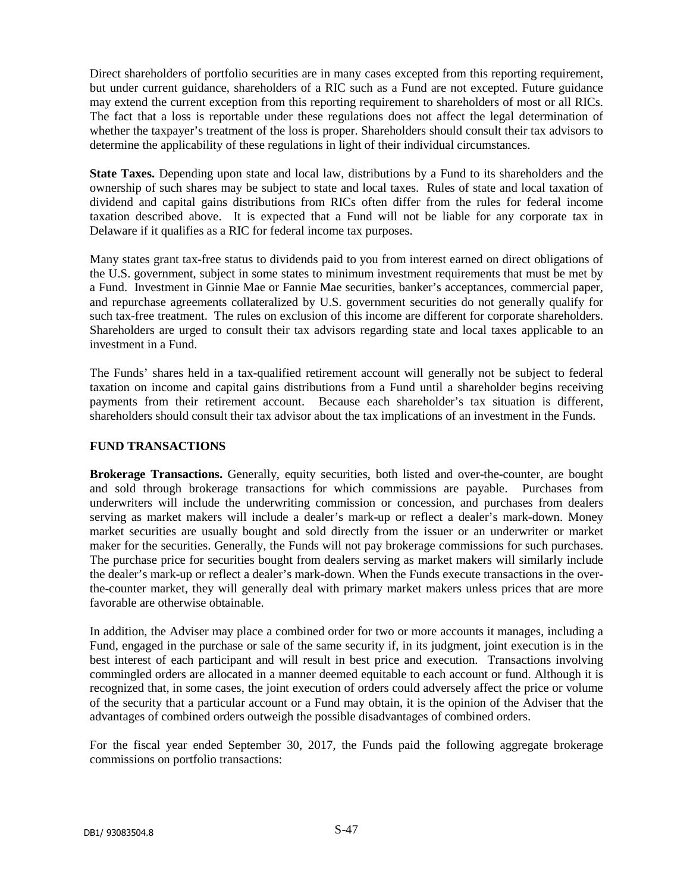Direct shareholders of portfolio securities are in many cases excepted from this reporting requirement, but under current guidance, shareholders of a RIC such as a Fund are not excepted. Future guidance may extend the current exception from this reporting requirement to shareholders of most or all RICs. The fact that a loss is reportable under these regulations does not affect the legal determination of whether the taxpayer's treatment of the loss is proper. Shareholders should consult their tax advisors to determine the applicability of these regulations in light of their individual circumstances.

**State Taxes.** Depending upon state and local law, distributions by a Fund to its shareholders and the ownership of such shares may be subject to state and local taxes. Rules of state and local taxation of dividend and capital gains distributions from RICs often differ from the rules for federal income taxation described above. It is expected that a Fund will not be liable for any corporate tax in Delaware if it qualifies as a RIC for federal income tax purposes.

Many states grant tax-free status to dividends paid to you from interest earned on direct obligations of the U.S. government, subject in some states to minimum investment requirements that must be met by a Fund. Investment in Ginnie Mae or Fannie Mae securities, banker's acceptances, commercial paper, and repurchase agreements collateralized by U.S. government securities do not generally qualify for such tax-free treatment. The rules on exclusion of this income are different for corporate shareholders. Shareholders are urged to consult their tax advisors regarding state and local taxes applicable to an investment in a Fund.

The Funds' shares held in a tax-qualified retirement account will generally not be subject to federal taxation on income and capital gains distributions from a Fund until a shareholder begins receiving payments from their retirement account. Because each shareholder's tax situation is different, shareholders should consult their tax advisor about the tax implications of an investment in the Funds.

## FUND TRANSACTIONS

**Brokerage Transactions.** Generally, equity securities, both listed and over-the-counter, are bought and sold through brokerage transactions for which commissions are payable. Purchases from underwriters will include the underwriting commission or concession, and purchases from dealers serving as market makers will include a dealer's mark-up or reflect a dealer's mark-down. Money market securities are usually bought and sold directly from the issuer or an underwriter or market maker for the securities. Generally, the Funds will not pay brokerage commissions for such purchases. The purchase price for securities bought from dealers serving as market makers will similarly include the dealer's mark-up or reflect a dealer's mark-down. When the Funds execute transactions in the over-the-counter market, they will generally deal with primary market makers unless prices that are more favorable are otherwise obtainable.

In addition, the Adviser may place a combined order for two or more accounts it manages, including a Fund, engaged in the purchase or sale of the same security if, in its judgment, joint execution is in the best interest of each participant and will result in best price and execution. Transactions involving commingled orders are allocated in a manner deemed equitable to each account or fund. Although it is recognized that, in some cases, the joint execution of orders could adversely affect the price or volume of the security that a particular account or a Fund may obtain, it is the opinion of the Adviser that the advantages of combined orders outweigh the possible disadvantages of combined orders.

For the fiscal year ended September 30, 2017, the Funds paid the following aggregate brokerage commissions on portfolio transactions: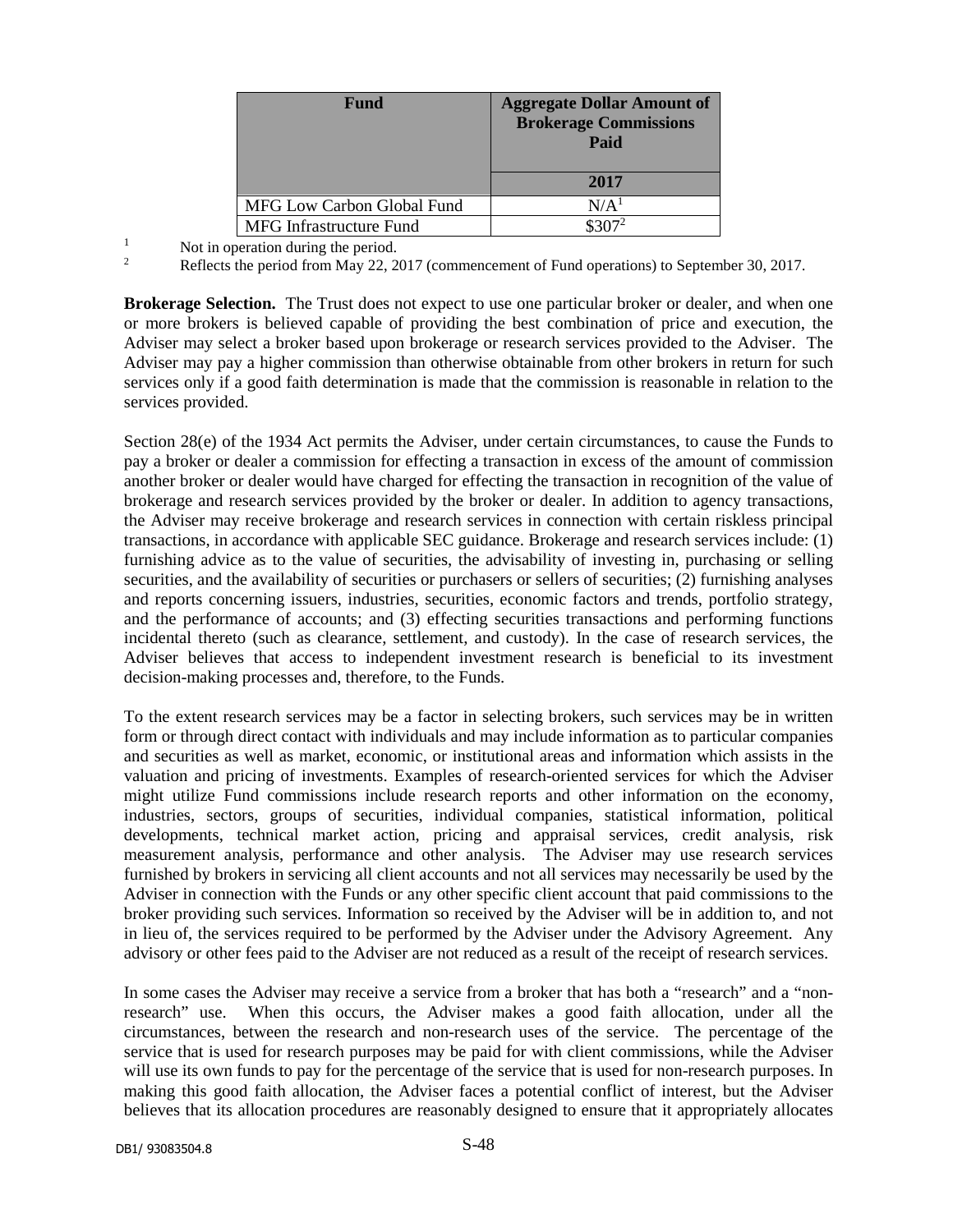| Fund | Aggregate Dollar Amount of Brokerage Commissions Paid |
|---|---|
| | 2017 |
| MFG Low Carbon Global Fund | N/A[1] |
| MFG Infrastructure Fund | $307[2] |

[1] Not in operation during the period.

[2] Reflects the period from May 22, 2017 (commencement of Fund operations) to September 30, 2017.

**Brokerage Selection.** The Trust does not expect to use one particular broker or dealer, and when one or more brokers is believed capable of providing the best combination of price and execution, the Adviser may select a broker based upon brokerage or research services provided to the Adviser. The Adviser may pay a higher commission than otherwise obtainable from other brokers in return for such services only if a good faith determination is made that the commission is reasonable in relation to the services provided.

Section 28(e) of the 1934 Act permits the Adviser, under certain circumstances, to cause the Funds to pay a broker or dealer a commission for effecting a transaction in excess of the amount of commission another broker or dealer would have charged for effecting the transaction in recognition of the value of brokerage and research services provided by the broker or dealer. In addition to agency transactions, the Adviser may receive brokerage and research services in connection with certain riskless principal transactions, in accordance with applicable SEC guidance. Brokerage and research services include: (1) furnishing advice as to the value of securities, the advisability of investing in, purchasing or selling securities, and the availability of securities or purchasers or sellers of securities; (2) furnishing analyses and reports concerning issuers, industries, securities, economic factors and trends, portfolio strategy, and the performance of accounts; and (3) effecting securities transactions and performing functions incidental thereto (such as clearance, settlement, and custody). In the case of research services, the Adviser believes that access to independent investment research is beneficial to its investment decision-making processes and, therefore, to the Funds.

To the extent research services may be a factor in selecting brokers, such services may be in written form or through direct contact with individuals and may include information as to particular companies and securities as well as market, economic, or institutional areas and information which assists in the valuation and pricing of investments. Examples of research-oriented services for which the Adviser might utilize Fund commissions include research reports and other information on the economy, industries, sectors, groups of securities, individual companies, statistical information, political developments, technical market action, pricing and appraisal services, credit analysis, risk measurement analysis, performance and other analysis. The Adviser may use research services furnished by brokers in servicing all client accounts and not all services may necessarily be used by the Adviser in connection with the Funds or any other specific client account that paid commissions to the broker providing such services. Information so received by the Adviser will be in addition to, and not in lieu of, the services required to be performed by the Adviser under the Advisory Agreement. Any advisory or other fees paid to the Adviser are not reduced as a result of the receipt of research services.

In some cases the Adviser may receive a service from a broker that has both a "research" and a "non-research" use. When this occurs, the Adviser makes a good faith allocation, under all the circumstances, between the research and non-research uses of the service. The percentage of the service that is used for research purposes may be paid for with client commissions, while the Adviser will use its own funds to pay for the percentage of the service that is used for non-research purposes. In making this good faith allocation, the Adviser faces a potential conflict of interest, but the Adviser believes that its allocation procedures are reasonably designed to ensure that it appropriately allocates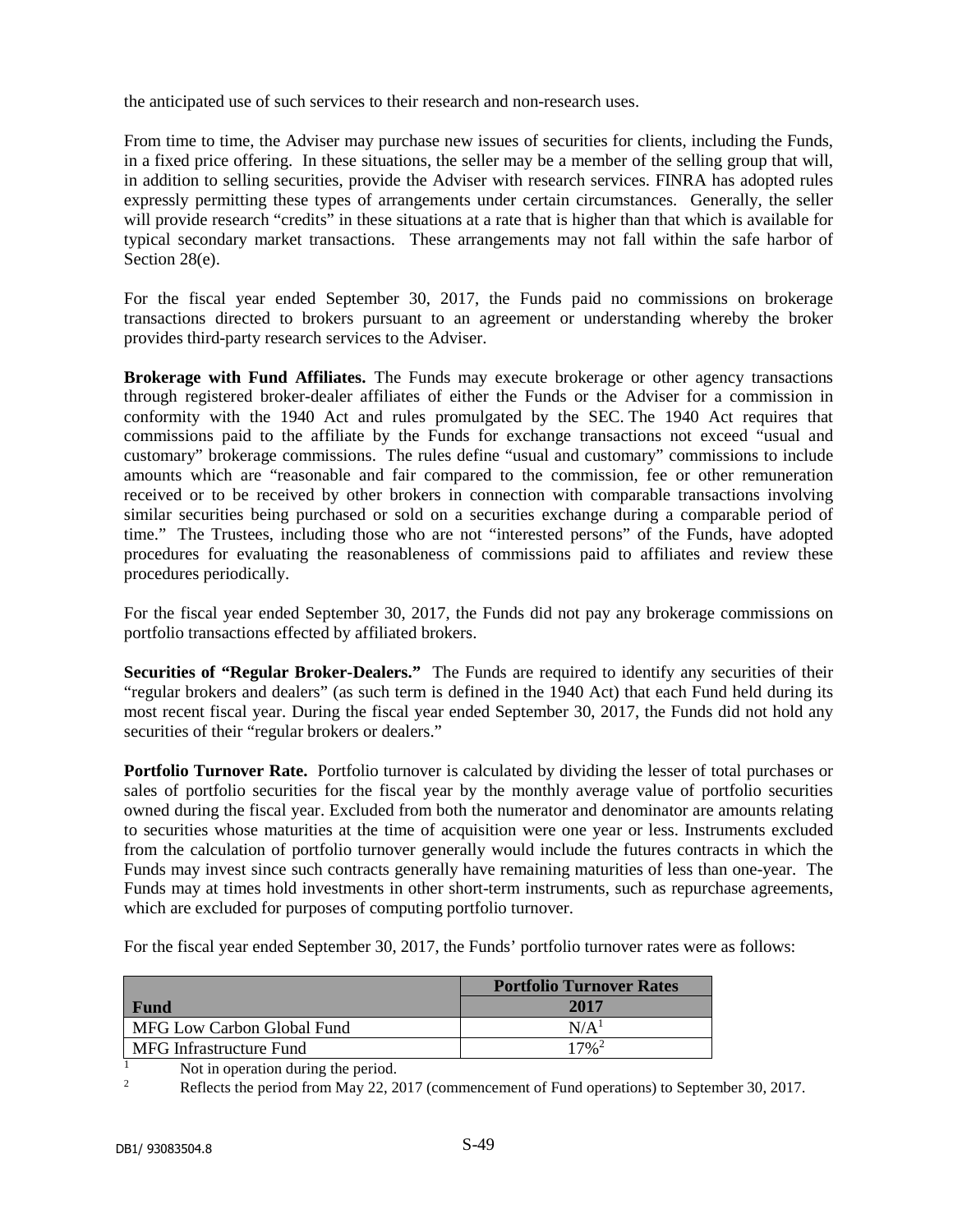the anticipated use of such services to their research and non-research uses.

From time to time, the Adviser may purchase new issues of securities for clients, including the Funds, in a fixed price offering. In these situations, the seller may be a member of the selling group that will, in addition to selling securities, provide the Adviser with research services. FINRA has adopted rules expressly permitting these types of arrangements under certain circumstances. Generally, the seller will provide research "credits" in these situations at a rate that is higher than that which is available for typical secondary market transactions. These arrangements may not fall within the safe harbor of Section 28(e).

For the fiscal year ended September 30, 2017, the Funds paid no commissions on brokerage transactions directed to brokers pursuant to an agreement or understanding whereby the broker provides third-party research services to the Adviser.

**Brokerage with Fund Affiliates.** The Funds may execute brokerage or other agency transactions through registered broker-dealer affiliates of either the Funds or the Adviser for a commission in conformity with the 1940 Act and rules promulgated by the SEC. The 1940 Act requires that commissions paid to the affiliate by the Funds for exchange transactions not exceed "usual and customary" brokerage commissions. The rules define "usual and customary" commissions to include amounts which are "reasonable and fair compared to the commission, fee or other remuneration received or to be received by other brokers in connection with comparable transactions involving similar securities being purchased or sold on a securities exchange during a comparable period of time." The Trustees, including those who are not "interested persons" of the Funds, have adopted procedures for evaluating the reasonableness of commissions paid to affiliates and review these procedures periodically.

For the fiscal year ended September 30, 2017, the Funds did not pay any brokerage commissions on portfolio transactions effected by affiliated brokers.

**Securities of "Regular Broker-Dealers."** The Funds are required to identify any securities of their "regular brokers and dealers" (as such term is defined in the 1940 Act) that each Fund held during its most recent fiscal year. During the fiscal year ended September 30, 2017, the Funds did not hold any securities of their "regular brokers or dealers."

**Portfolio Turnover Rate.** Portfolio turnover is calculated by dividing the lesser of total purchases or sales of portfolio securities for the fiscal year by the monthly average value of portfolio securities owned during the fiscal year. Excluded from both the numerator and denominator are amounts relating to securities whose maturities at the time of acquisition were one year or less. Instruments excluded from the calculation of portfolio turnover generally would include the futures contracts in which the Funds may invest since such contracts generally have remaining maturities of less than one-year. The Funds may at times hold investments in other short-term instruments, such as repurchase agreements, which are excluded for purposes of computing portfolio turnover.

For the fiscal year ended September 30, 2017, the Funds' portfolio turnover rates were as follows:

| Fund | Portfolio Turnover Rates<br>2017 |
|---|---|
| MFG Low Carbon Global Fund | N/A[1] |
| MFG Infrastructure Fund | 17%[2] |

[1] Not in operation during the period.

[2] Reflects the period from May 22, 2017 (commencement of Fund operations) to September 30, 2017.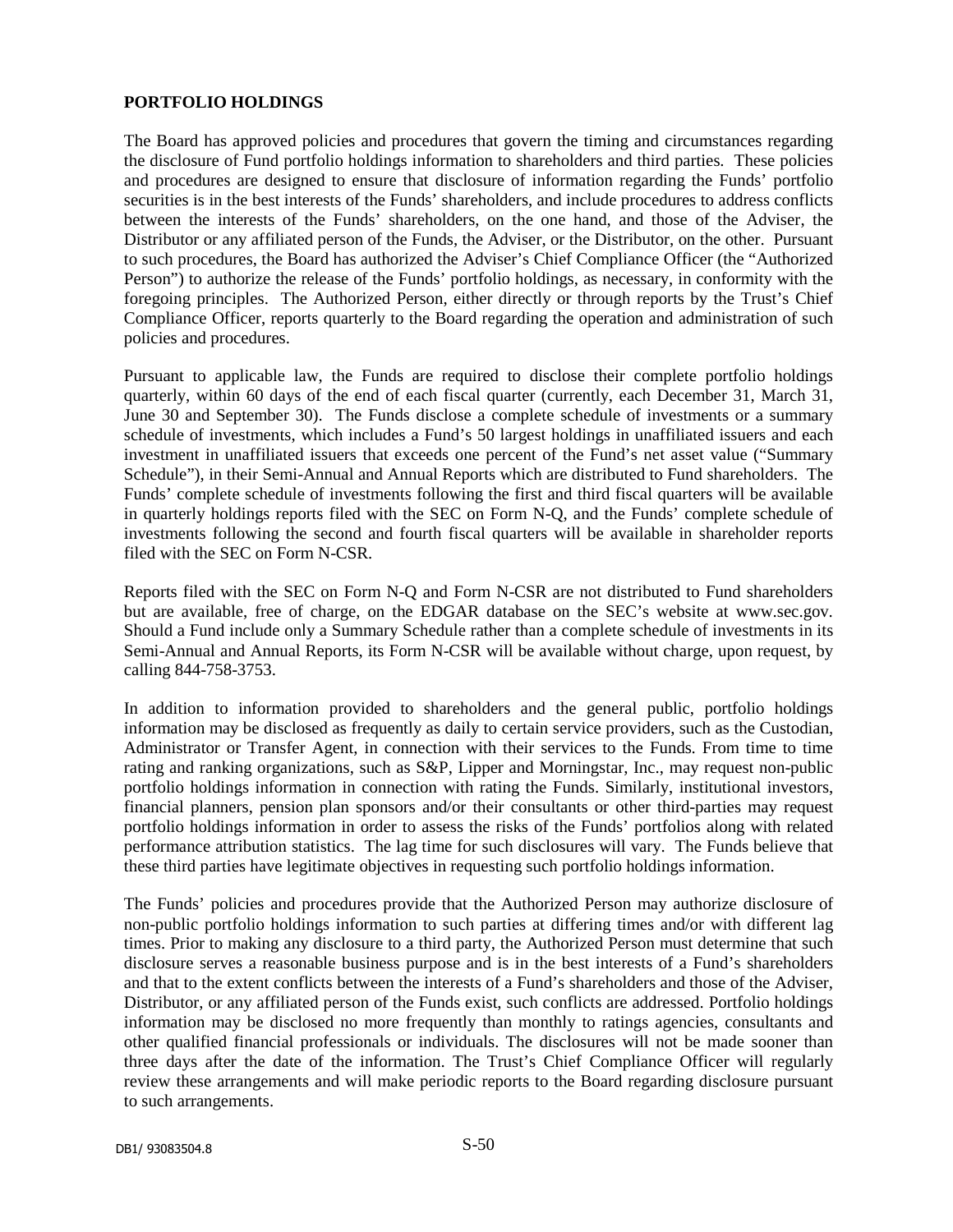## PORTFOLIO HOLDINGS

The Board has approved policies and procedures that govern the timing and circumstances regarding the disclosure of Fund portfolio holdings information to shareholders and third parties. These policies and procedures are designed to ensure that disclosure of information regarding the Funds' portfolio securities is in the best interests of the Funds' shareholders, and include procedures to address conflicts between the interests of the Funds' shareholders, on the one hand, and those of the Adviser, the Distributor or any affiliated person of the Funds, the Adviser, or the Distributor, on the other. Pursuant to such procedures, the Board has authorized the Adviser's Chief Compliance Officer (the "Authorized Person") to authorize the release of the Funds' portfolio holdings, as necessary, in conformity with the foregoing principles. The Authorized Person, either directly or through reports by the Trust's Chief Compliance Officer, reports quarterly to the Board regarding the operation and administration of such policies and procedures.

Pursuant to applicable law, the Funds are required to disclose their complete portfolio holdings quarterly, within 60 days of the end of each fiscal quarter (currently, each December 31, March 31, June 30 and September 30). The Funds disclose a complete schedule of investments or a summary schedule of investments, which includes a Fund's 50 largest holdings in unaffiliated issuers and each investment in unaffiliated issuers that exceeds one percent of the Fund's net asset value ("Summary Schedule"), in their Semi-Annual and Annual Reports which are distributed to Fund shareholders. The Funds' complete schedule of investments following the first and third fiscal quarters will be available in quarterly holdings reports filed with the SEC on Form N-Q, and the Funds' complete schedule of investments following the second and fourth fiscal quarters will be available in shareholder reports filed with the SEC on Form N-CSR.

Reports filed with the SEC on Form N-Q and Form N-CSR are not distributed to Fund shareholders but are available, free of charge, on the EDGAR database on the SEC's website at www.sec.gov. Should a Fund include only a Summary Schedule rather than a complete schedule of investments in its Semi-Annual and Annual Reports, its Form N-CSR will be available without charge, upon request, by calling 844-758-3753.

In addition to information provided to shareholders and the general public, portfolio holdings information may be disclosed as frequently as daily to certain service providers, such as the Custodian, Administrator or Transfer Agent, in connection with their services to the Funds. From time to time rating and ranking organizations, such as S&P, Lipper and Morningstar, Inc., may request non-public portfolio holdings information in connection with rating the Funds. Similarly, institutional investors, financial planners, pension plan sponsors and/or their consultants or other third-parties may request portfolio holdings information in order to assess the risks of the Funds' portfolios along with related performance attribution statistics. The lag time for such disclosures will vary. The Funds believe that these third parties have legitimate objectives in requesting such portfolio holdings information.

The Funds' policies and procedures provide that the Authorized Person may authorize disclosure of non-public portfolio holdings information to such parties at differing times and/or with different lag times. Prior to making any disclosure to a third party, the Authorized Person must determine that such disclosure serves a reasonable business purpose and is in the best interests of a Fund's shareholders and that to the extent conflicts between the interests of a Fund's shareholders and those of the Adviser, Distributor, or any affiliated person of the Funds exist, such conflicts are addressed. Portfolio holdings information may be disclosed no more frequently than monthly to ratings agencies, consultants and other qualified financial professionals or individuals. The disclosures will not be made sooner than three days after the date of the information. The Trust's Chief Compliance Officer will regularly review these arrangements and will make periodic reports to the Board regarding disclosure pursuant to such arrangements.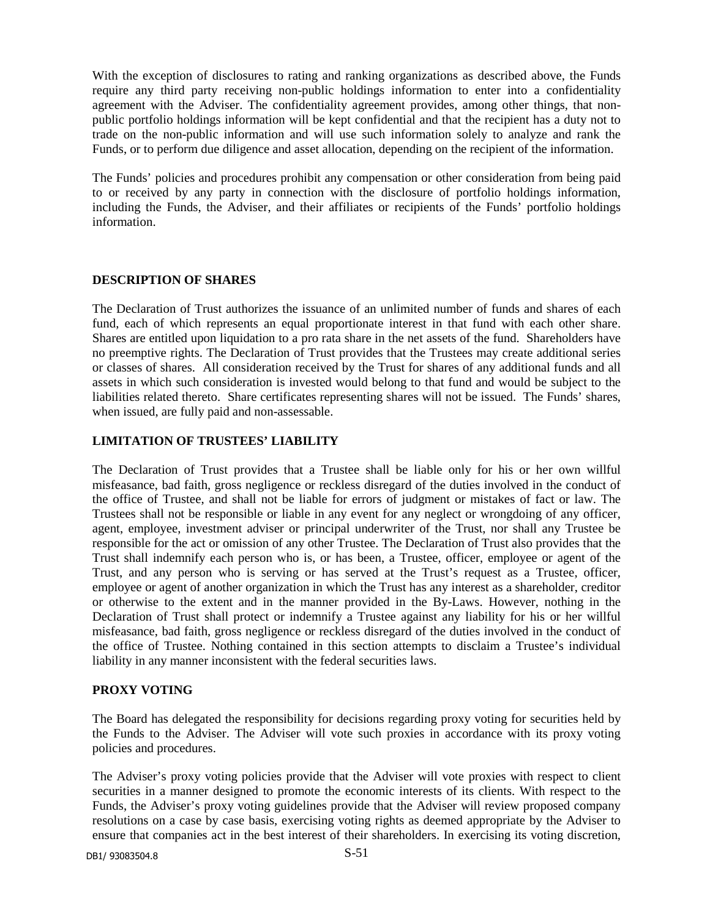With the exception of disclosures to rating and ranking organizations as described above, the Funds require any third party receiving non-public holdings information to enter into a confidentiality agreement with the Adviser. The confidentiality agreement provides, among other things, that non-public portfolio holdings information will be kept confidential and that the recipient has a duty not to trade on the non-public information and will use such information solely to analyze and rank the Funds, or to perform due diligence and asset allocation, depending on the recipient of the information.

The Funds' policies and procedures prohibit any compensation or other consideration from being paid to or received by any party in connection with the disclosure of portfolio holdings information, including the Funds, the Adviser, and their affiliates or recipients of the Funds' portfolio holdings information.

## DESCRIPTION OF SHARES

The Declaration of Trust authorizes the issuance of an unlimited number of funds and shares of each fund, each of which represents an equal proportionate interest in that fund with each other share. Shares are entitled upon liquidation to a pro rata share in the net assets of the fund. Shareholders have no preemptive rights. The Declaration of Trust provides that the Trustees may create additional series or classes of shares. All consideration received by the Trust for shares of any additional funds and all assets in which such consideration is invested would belong to that fund and would be subject to the liabilities related thereto. Share certificates representing shares will not be issued. The Funds' shares, when issued, are fully paid and non-assessable.

## LIMITATION OF TRUSTEES' LIABILITY

The Declaration of Trust provides that a Trustee shall be liable only for his or her own willful misfeasance, bad faith, gross negligence or reckless disregard of the duties involved in the conduct of the office of Trustee, and shall not be liable for errors of judgment or mistakes of fact or law. The Trustees shall not be responsible or liable in any event for any neglect or wrongdoing of any officer, agent, employee, investment adviser or principal underwriter of the Trust, nor shall any Trustee be responsible for the act or omission of any other Trustee. The Declaration of Trust also provides that the Trust shall indemnify each person who is, or has been, a Trustee, officer, employee or agent of the Trust, and any person who is serving or has served at the Trust's request as a Trustee, officer, employee or agent of another organization in which the Trust has any interest as a shareholder, creditor or otherwise to the extent and in the manner provided in the By-Laws. However, nothing in the Declaration of Trust shall protect or indemnify a Trustee against any liability for his or her willful misfeasance, bad faith, gross negligence or reckless disregard of the duties involved in the conduct of the office of Trustee. Nothing contained in this section attempts to disclaim a Trustee's individual liability in any manner inconsistent with the federal securities laws.

## PROXY VOTING

The Board has delegated the responsibility for decisions regarding proxy voting for securities held by the Funds to the Adviser. The Adviser will vote such proxies in accordance with its proxy voting policies and procedures.

The Adviser's proxy voting policies provide that the Adviser will vote proxies with respect to client securities in a manner designed to promote the economic interests of its clients. With respect to the Funds, the Adviser's proxy voting guidelines provide that the Adviser will review proposed company resolutions on a case by case basis, exercising voting rights as deemed appropriate by the Adviser to ensure that companies act in the best interest of their shareholders. In exercising its voting discretion,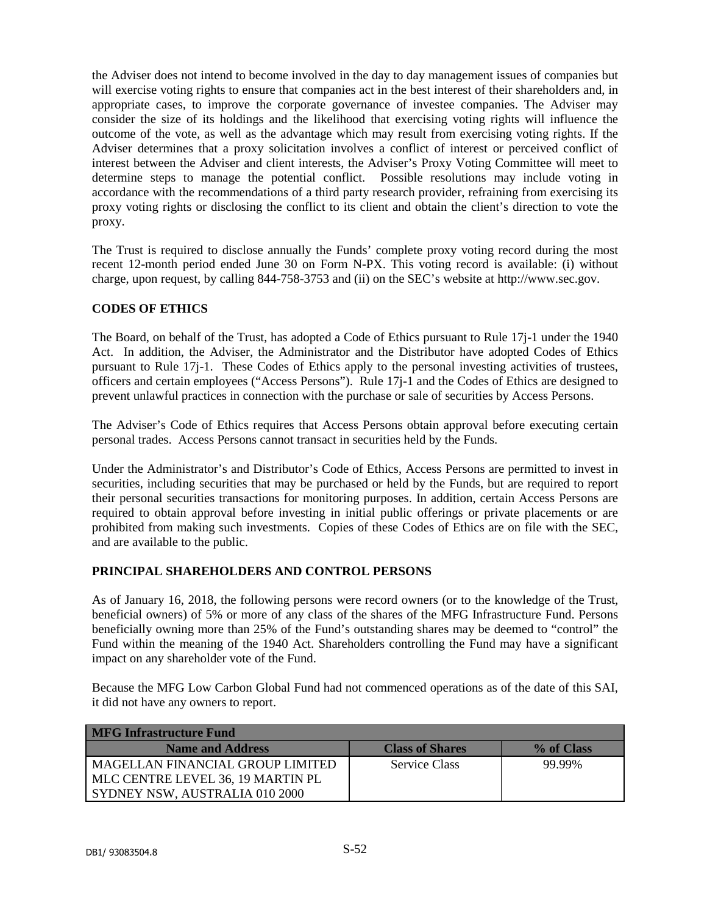the Adviser does not intend to become involved in the day to day management issues of companies but will exercise voting rights to ensure that companies act in the best interest of their shareholders and, in appropriate cases, to improve the corporate governance of investee companies. The Adviser may consider the size of its holdings and the likelihood that exercising voting rights will influence the outcome of the vote, as well as the advantage which may result from exercising voting rights. If the Adviser determines that a proxy solicitation involves a conflict of interest or perceived conflict of interest between the Adviser and client interests, the Adviser's Proxy Voting Committee will meet to determine steps to manage the potential conflict. Possible resolutions may include voting in accordance with the recommendations of a third party research provider, refraining from exercising its proxy voting rights or disclosing the conflict to its client and obtain the client's direction to vote the proxy.

The Trust is required to disclose annually the Funds' complete proxy voting record during the most recent 12-month period ended June 30 on Form N-PX. This voting record is available: (i) without charge, upon request, by calling 844-758-3753 and (ii) on the SEC's website at http://www.sec.gov.

## CODES OF ETHICS

The Board, on behalf of the Trust, has adopted a Code of Ethics pursuant to Rule 17j-1 under the 1940 Act. In addition, the Adviser, the Administrator and the Distributor have adopted Codes of Ethics pursuant to Rule 17j-1. These Codes of Ethics apply to the personal investing activities of trustees, officers and certain employees ("Access Persons"). Rule 17j-1 and the Codes of Ethics are designed to prevent unlawful practices in connection with the purchase or sale of securities by Access Persons.

The Adviser's Code of Ethics requires that Access Persons obtain approval before executing certain personal trades. Access Persons cannot transact in securities held by the Funds.

Under the Administrator's and Distributor's Code of Ethics, Access Persons are permitted to invest in securities, including securities that may be purchased or held by the Funds, but are required to report their personal securities transactions for monitoring purposes. In addition, certain Access Persons are required to obtain approval before investing in initial public offerings or private placements or are prohibited from making such investments. Copies of these Codes of Ethics are on file with the SEC, and are available to the public.

## PRINCIPAL SHAREHOLDERS AND CONTROL PERSONS

As of January 16, 2018, the following persons were record owners (or to the knowledge of the Trust, beneficial owners) of 5% or more of any class of the shares of the MFG Infrastructure Fund. Persons beneficially owning more than 25% of the Fund's outstanding shares may be deemed to "control" the Fund within the meaning of the 1940 Act. Shareholders controlling the Fund may have a significant impact on any shareholder vote of the Fund.

Because the MFG Low Carbon Global Fund had not commenced operations as of the date of this SAI, it did not have any owners to report.

| **MFG Infrastructure Fund** | | |
|---|---|---|
| **Name and Address** | **Class of Shares** | **% of Class** |
| MAGELLAN FINANCIAL GROUP LIMITED<br>MLC CENTRE LEVEL 36, 19 MARTIN PL<br>SYDNEY NSW, AUSTRALIA 010 2000 | Service Class | 99.99% |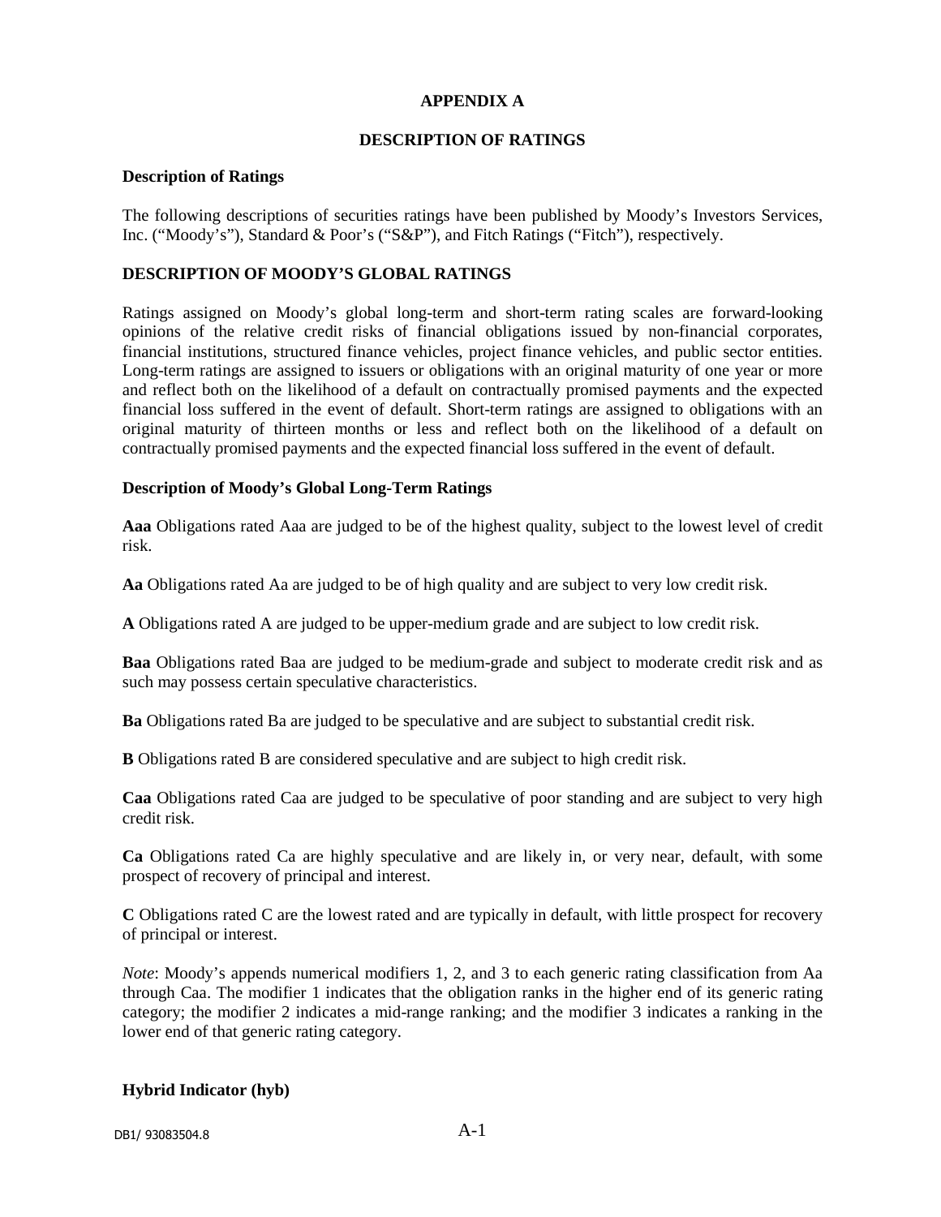## APPENDIX A

## DESCRIPTION OF RATINGS

**Description of Ratings**

The following descriptions of securities ratings have been published by Moody's Investors Services, Inc. ("Moody's"), Standard & Poor's ("S&P"), and Fitch Ratings ("Fitch"), respectively.

### DESCRIPTION OF MOODY'S GLOBAL RATINGS

Ratings assigned on Moody's global long-term and short-term rating scales are forward-looking opinions of the relative credit risks of financial obligations issued by non-financial corporates, financial institutions, structured finance vehicles, project finance vehicles, and public sector entities. Long-term ratings are assigned to issuers or obligations with an original maturity of one year or more and reflect both on the likelihood of a default on contractually promised payments and the expected financial loss suffered in the event of default. Short-term ratings are assigned to obligations with an original maturity of thirteen months or less and reflect both on the likelihood of a default on contractually promised payments and the expected financial loss suffered in the event of default.

**Description of Moody's Global Long-Term Ratings**

**Aaa** Obligations rated Aaa are judged to be of the highest quality, subject to the lowest level of credit risk.

**Aa** Obligations rated Aa are judged to be of high quality and are subject to very low credit risk.

**A** Obligations rated A are judged to be upper-medium grade and are subject to low credit risk.

**Baa** Obligations rated Baa are judged to be medium-grade and subject to moderate credit risk and as such may possess certain speculative characteristics.

**Ba** Obligations rated Ba are judged to be speculative and are subject to substantial credit risk.

**B** Obligations rated B are considered speculative and are subject to high credit risk.

**Caa** Obligations rated Caa are judged to be speculative of poor standing and are subject to very high credit risk.

**Ca** Obligations rated Ca are highly speculative and are likely in, or very near, default, with some prospect of recovery of principal and interest.

**C** Obligations rated C are the lowest rated and are typically in default, with little prospect for recovery of principal or interest.

*Note*: Moody's appends numerical modifiers 1, 2, and 3 to each generic rating classification from Aa through Caa. The modifier 1 indicates that the obligation ranks in the higher end of its generic rating category; the modifier 2 indicates a mid-range ranking; and the modifier 3 indicates a ranking in the lower end of that generic rating category.

**Hybrid Indicator (hyb)**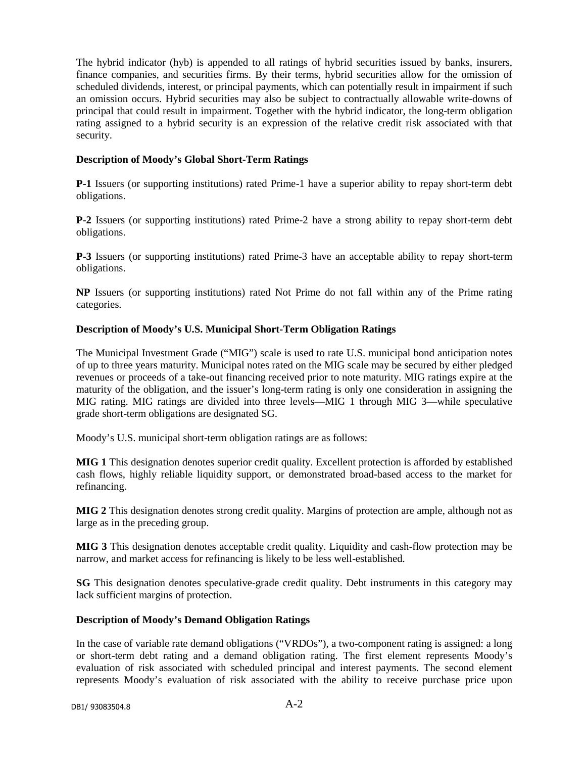The hybrid indicator (hyb) is appended to all ratings of hybrid securities issued by banks, insurers, finance companies, and securities firms. By their terms, hybrid securities allow for the omission of scheduled dividends, interest, or principal payments, which can potentially result in impairment if such an omission occurs. Hybrid securities may also be subject to contractually allowable write-downs of principal that could result in impairment. Together with the hybrid indicator, the long-term obligation rating assigned to a hybrid security is an expression of the relative credit risk associated with that security.

**Description of Moody's Global Short-Term Ratings**

**P-1** Issuers (or supporting institutions) rated Prime-1 have a superior ability to repay short-term debt obligations.

**P-2** Issuers (or supporting institutions) rated Prime-2 have a strong ability to repay short-term debt obligations.

**P-3** Issuers (or supporting institutions) rated Prime-3 have an acceptable ability to repay short-term obligations.

**NP** Issuers (or supporting institutions) rated Not Prime do not fall within any of the Prime rating categories.

**Description of Moody's U.S. Municipal Short-Term Obligation Ratings**

The Municipal Investment Grade ("MIG") scale is used to rate U.S. municipal bond anticipation notes of up to three years maturity. Municipal notes rated on the MIG scale may be secured by either pledged revenues or proceeds of a take-out financing received prior to note maturity. MIG ratings expire at the maturity of the obligation, and the issuer's long-term rating is only one consideration in assigning the MIG rating. MIG ratings are divided into three levels—MIG 1 through MIG 3—while speculative grade short-term obligations are designated SG.

Moody's U.S. municipal short-term obligation ratings are as follows:

**MIG 1** This designation denotes superior credit quality. Excellent protection is afforded by established cash flows, highly reliable liquidity support, or demonstrated broad-based access to the market for refinancing.

**MIG 2** This designation denotes strong credit quality. Margins of protection are ample, although not as large as in the preceding group.

**MIG 3** This designation denotes acceptable credit quality. Liquidity and cash-flow protection may be narrow, and market access for refinancing is likely to be less well-established.

**SG** This designation denotes speculative-grade credit quality. Debt instruments in this category may lack sufficient margins of protection.

**Description of Moody's Demand Obligation Ratings**

In the case of variable rate demand obligations ("VRDOs"), a two-component rating is assigned: a long or short-term debt rating and a demand obligation rating. The first element represents Moody's evaluation of risk associated with scheduled principal and interest payments. The second element represents Moody's evaluation of risk associated with the ability to receive purchase price upon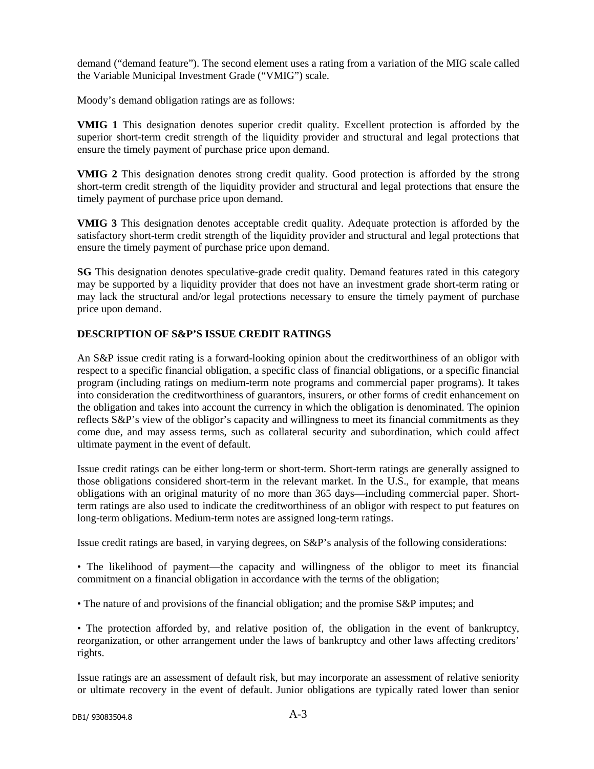demand ("demand feature"). The second element uses a rating from a variation of the MIG scale called the Variable Municipal Investment Grade ("VMIG") scale.

Moody's demand obligation ratings are as follows:

**VMIG 1** This designation denotes superior credit quality. Excellent protection is afforded by the superior short-term credit strength of the liquidity provider and structural and legal protections that ensure the timely payment of purchase price upon demand.

**VMIG 2** This designation denotes strong credit quality. Good protection is afforded by the strong short-term credit strength of the liquidity provider and structural and legal protections that ensure the timely payment of purchase price upon demand.

**VMIG 3** This designation denotes acceptable credit quality. Adequate protection is afforded by the satisfactory short-term credit strength of the liquidity provider and structural and legal protections that ensure the timely payment of purchase price upon demand.

**SG** This designation denotes speculative-grade credit quality. Demand features rated in this category may be supported by a liquidity provider that does not have an investment grade short-term rating or may lack the structural and/or legal protections necessary to ensure the timely payment of purchase price upon demand.

**DESCRIPTION OF S&P'S ISSUE CREDIT RATINGS**

An S&P issue credit rating is a forward-looking opinion about the creditworthiness of an obligor with respect to a specific financial obligation, a specific class of financial obligations, or a specific financial program (including ratings on medium-term note programs and commercial paper programs). It takes into consideration the creditworthiness of guarantors, insurers, or other forms of credit enhancement on the obligation and takes into account the currency in which the obligation is denominated. The opinion reflects S&P's view of the obligor's capacity and willingness to meet its financial commitments as they come due, and may assess terms, such as collateral security and subordination, which could affect ultimate payment in the event of default.

Issue credit ratings can be either long-term or short-term. Short-term ratings are generally assigned to those obligations considered short-term in the relevant market. In the U.S., for example, that means obligations with an original maturity of no more than 365 days—including commercial paper. Short-term ratings are also used to indicate the creditworthiness of an obligor with respect to put features on long-term obligations. Medium-term notes are assigned long-term ratings.

Issue credit ratings are based, in varying degrees, on S&P's analysis of the following considerations:

• The likelihood of payment—the capacity and willingness of the obligor to meet its financial commitment on a financial obligation in accordance with the terms of the obligation;

• The nature of and provisions of the financial obligation; and the promise S&P imputes; and

• The protection afforded by, and relative position of, the obligation in the event of bankruptcy, reorganization, or other arrangement under the laws of bankruptcy and other laws affecting creditors' rights.

Issue ratings are an assessment of default risk, but may incorporate an assessment of relative seniority or ultimate recovery in the event of default. Junior obligations are typically rated lower than senior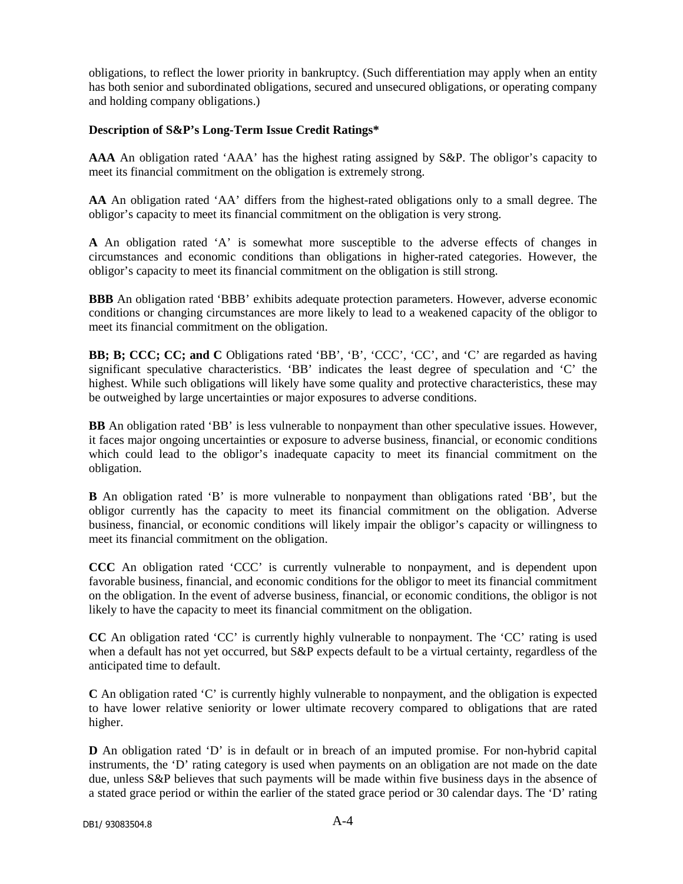obligations, to reflect the lower priority in bankruptcy. (Such differentiation may apply when an entity has both senior and subordinated obligations, secured and unsecured obligations, or operating company and holding company obligations.)

**Description of S&P's Long-Term Issue Credit Ratings***

**AAA** An obligation rated 'AAA' has the highest rating assigned by S&P. The obligor's capacity to meet its financial commitment on the obligation is extremely strong.

**AA** An obligation rated 'AA' differs from the highest-rated obligations only to a small degree. The obligor's capacity to meet its financial commitment on the obligation is very strong.

**A** An obligation rated 'A' is somewhat more susceptible to the adverse effects of changes in circumstances and economic conditions than obligations in higher-rated categories. However, the obligor's capacity to meet its financial commitment on the obligation is still strong.

**BBB** An obligation rated 'BBB' exhibits adequate protection parameters. However, adverse economic conditions or changing circumstances are more likely to lead to a weakened capacity of the obligor to meet its financial commitment on the obligation.

**BB; B; CCC; CC; and C** Obligations rated 'BB', 'B', 'CCC', 'CC', and 'C' are regarded as having significant speculative characteristics. 'BB' indicates the least degree of speculation and 'C' the highest. While such obligations will likely have some quality and protective characteristics, these may be outweighed by large uncertainties or major exposures to adverse conditions.

**BB** An obligation rated 'BB' is less vulnerable to nonpayment than other speculative issues. However, it faces major ongoing uncertainties or exposure to adverse business, financial, or economic conditions which could lead to the obligor's inadequate capacity to meet its financial commitment on the obligation.

**B** An obligation rated 'B' is more vulnerable to nonpayment than obligations rated 'BB', but the obligor currently has the capacity to meet its financial commitment on the obligation. Adverse business, financial, or economic conditions will likely impair the obligor's capacity or willingness to meet its financial commitment on the obligation.

**CCC** An obligation rated 'CCC' is currently vulnerable to nonpayment, and is dependent upon favorable business, financial, and economic conditions for the obligor to meet its financial commitment on the obligation. In the event of adverse business, financial, or economic conditions, the obligor is not likely to have the capacity to meet its financial commitment on the obligation.

**CC** An obligation rated 'CC' is currently highly vulnerable to nonpayment. The 'CC' rating is used when a default has not yet occurred, but S&P expects default to be a virtual certainty, regardless of the anticipated time to default.

**C** An obligation rated 'C' is currently highly vulnerable to nonpayment, and the obligation is expected to have lower relative seniority or lower ultimate recovery compared to obligations that are rated higher.

**D** An obligation rated 'D' is in default or in breach of an imputed promise. For non-hybrid capital instruments, the 'D' rating category is used when payments on an obligation are not made on the date due, unless S&P believes that such payments will be made within five business days in the absence of a stated grace period or within the earlier of the stated grace period or 30 calendar days. The 'D' rating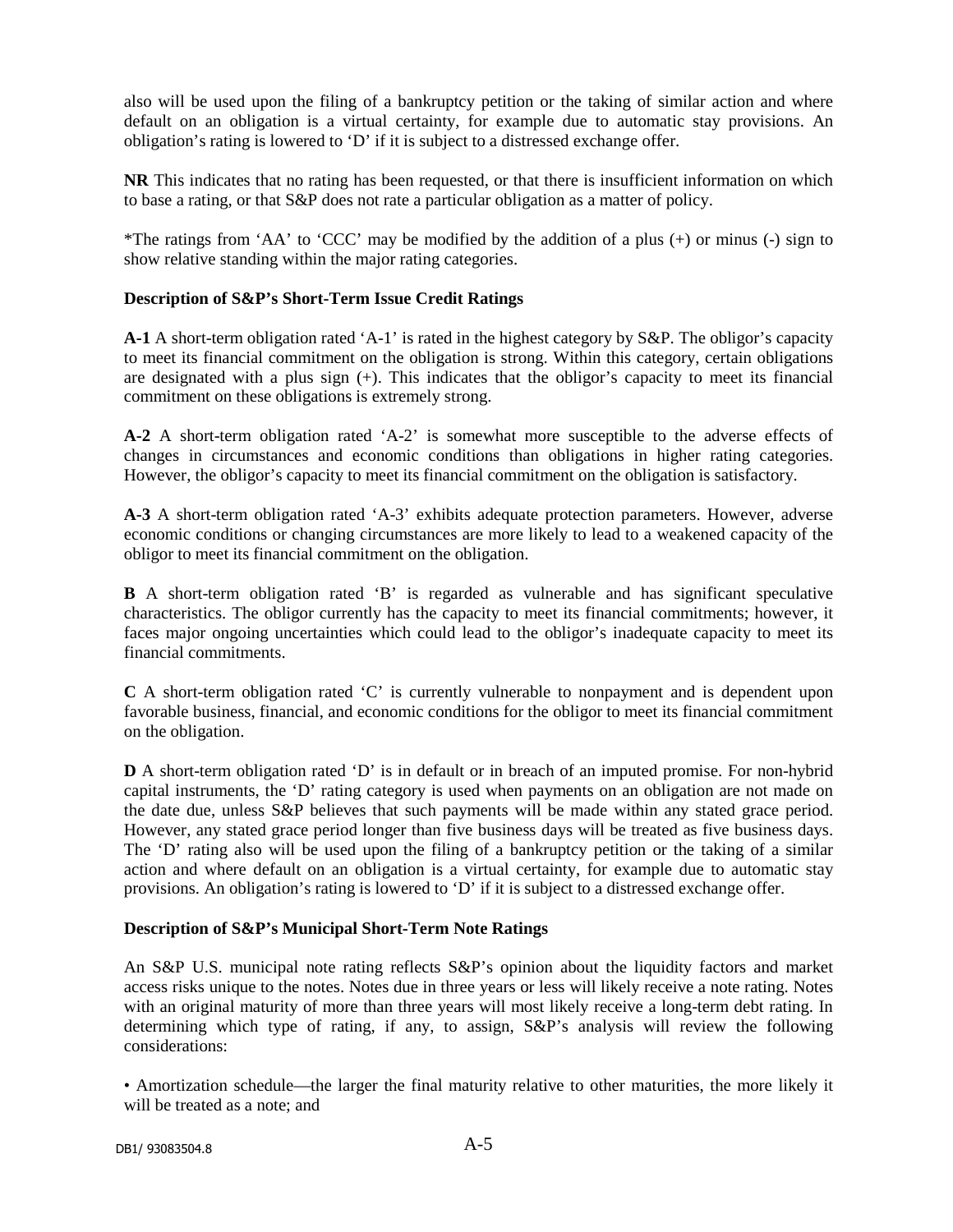also will be used upon the filing of a bankruptcy petition or the taking of similar action and where default on an obligation is a virtual certainty, for example due to automatic stay provisions. An obligation's rating is lowered to 'D' if it is subject to a distressed exchange offer.

**NR** This indicates that no rating has been requested, or that there is insufficient information on which to base a rating, or that S&P does not rate a particular obligation as a matter of policy.

*The ratings from 'AA' to 'CCC' may be modified by the addition of a plus (+) or minus (-) sign to show relative standing within the major rating categories.

**Description of S&P's Short-Term Issue Credit Ratings**

**A-1** A short-term obligation rated 'A-1' is rated in the highest category by S&P. The obligor's capacity to meet its financial commitment on the obligation is strong. Within this category, certain obligations are designated with a plus sign (+). This indicates that the obligor's capacity to meet its financial commitment on these obligations is extremely strong.

**A-2** A short-term obligation rated 'A-2' is somewhat more susceptible to the adverse effects of changes in circumstances and economic conditions than obligations in higher rating categories. However, the obligor's capacity to meet its financial commitment on the obligation is satisfactory.

**A-3** A short-term obligation rated 'A-3' exhibits adequate protection parameters. However, adverse economic conditions or changing circumstances are more likely to lead to a weakened capacity of the obligor to meet its financial commitment on the obligation.

**B** A short-term obligation rated 'B' is regarded as vulnerable and has significant speculative characteristics. The obligor currently has the capacity to meet its financial commitments; however, it faces major ongoing uncertainties which could lead to the obligor's inadequate capacity to meet its financial commitments.

**C** A short-term obligation rated 'C' is currently vulnerable to nonpayment and is dependent upon favorable business, financial, and economic conditions for the obligor to meet its financial commitment on the obligation.

**D** A short-term obligation rated 'D' is in default or in breach of an imputed promise. For non-hybrid capital instruments, the 'D' rating category is used when payments on an obligation are not made on the date due, unless S&P believes that such payments will be made within any stated grace period. However, any stated grace period longer than five business days will be treated as five business days. The 'D' rating also will be used upon the filing of a bankruptcy petition or the taking of a similar action and where default on an obligation is a virtual certainty, for example due to automatic stay provisions. An obligation's rating is lowered to 'D' if it is subject to a distressed exchange offer.

**Description of S&P's Municipal Short-Term Note Ratings**

An S&P U.S. municipal note rating reflects S&P's opinion about the liquidity factors and market access risks unique to the notes. Notes due in three years or less will likely receive a note rating. Notes with an original maturity of more than three years will most likely receive a long-term debt rating. In determining which type of rating, if any, to assign, S&P's analysis will review the following considerations:

- Amortization schedule—the larger the final maturity relative to other maturities, the more likely it will be treated as a note; and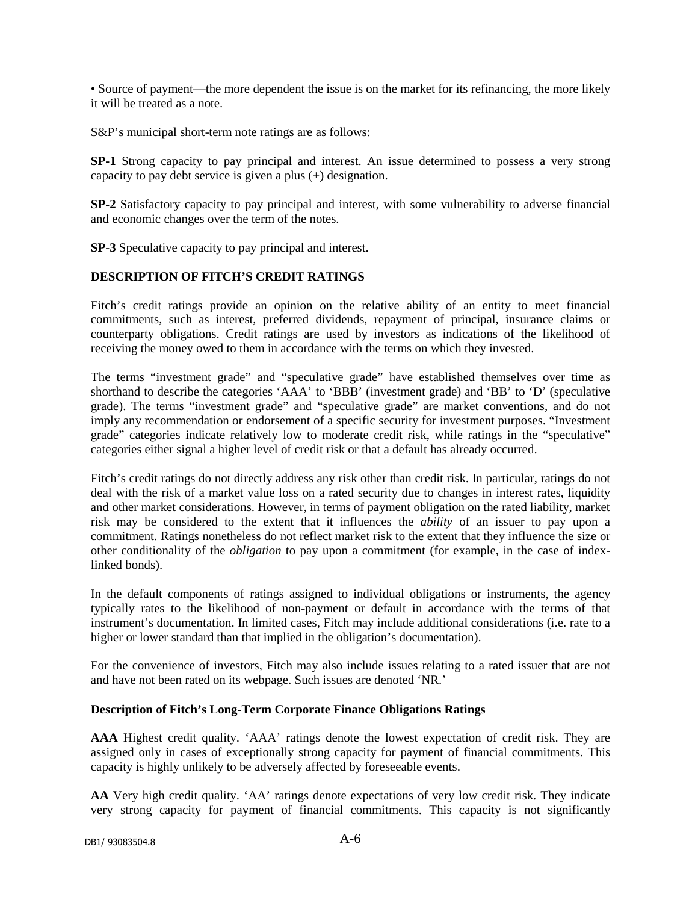• Source of payment—the more dependent the issue is on the market for its refinancing, the more likely it will be treated as a note.

S&P's municipal short-term note ratings are as follows:

**SP-1** Strong capacity to pay principal and interest. An issue determined to possess a very strong capacity to pay debt service is given a plus (+) designation.

**SP-2** Satisfactory capacity to pay principal and interest, with some vulnerability to adverse financial and economic changes over the term of the notes.

**SP-3** Speculative capacity to pay principal and interest.

## DESCRIPTION OF FITCH'S CREDIT RATINGS

Fitch's credit ratings provide an opinion on the relative ability of an entity to meet financial commitments, such as interest, preferred dividends, repayment of principal, insurance claims or counterparty obligations. Credit ratings are used by investors as indications of the likelihood of receiving the money owed to them in accordance with the terms on which they invested.

The terms "investment grade" and "speculative grade" have established themselves over time as shorthand to describe the categories 'AAA' to 'BBB' (investment grade) and 'BB' to 'D' (speculative grade). The terms "investment grade" and "speculative grade" are market conventions, and do not imply any recommendation or endorsement of a specific security for investment purposes. "Investment grade" categories indicate relatively low to moderate credit risk, while ratings in the "speculative" categories either signal a higher level of credit risk or that a default has already occurred.

Fitch's credit ratings do not directly address any risk other than credit risk. In particular, ratings do not deal with the risk of a market value loss on a rated security due to changes in interest rates, liquidity and other market considerations. However, in terms of payment obligation on the rated liability, market risk may be considered to the extent that it influences the *ability* of an issuer to pay upon a commitment. Ratings nonetheless do not reflect market risk to the extent that they influence the size or other conditionality of the *obligation* to pay upon a commitment (for example, in the case of index-linked bonds).

In the default components of ratings assigned to individual obligations or instruments, the agency typically rates to the likelihood of non-payment or default in accordance with the terms of that instrument's documentation. In limited cases, Fitch may include additional considerations (i.e. rate to a higher or lower standard than that implied in the obligation's documentation).

For the convenience of investors, Fitch may also include issues relating to a rated issuer that are not and have not been rated on its webpage. Such issues are denoted 'NR.'

### Description of Fitch's Long-Term Corporate Finance Obligations Ratings

**AAA** Highest credit quality. 'AAA' ratings denote the lowest expectation of credit risk. They are assigned only in cases of exceptionally strong capacity for payment of financial commitments. This capacity is highly unlikely to be adversely affected by foreseeable events.

**AA** Very high credit quality. 'AA' ratings denote expectations of very low credit risk. They indicate very strong capacity for payment of financial commitments. This capacity is not significantly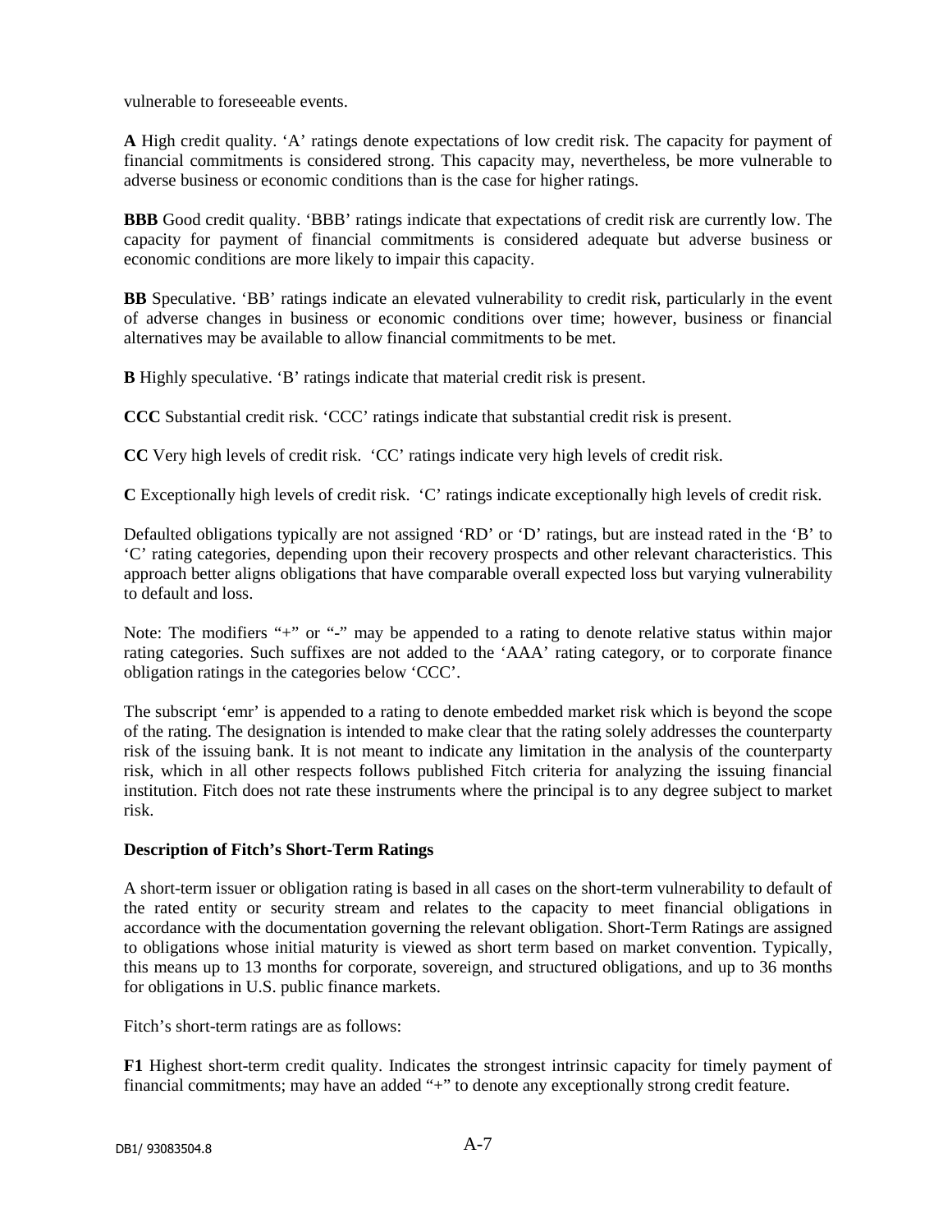vulnerable to foreseeable events.

**A** High credit quality. 'A' ratings denote expectations of low credit risk. The capacity for payment of financial commitments is considered strong. This capacity may, nevertheless, be more vulnerable to adverse business or economic conditions than is the case for higher ratings.

**BBB** Good credit quality. 'BBB' ratings indicate that expectations of credit risk are currently low. The capacity for payment of financial commitments is considered adequate but adverse business or economic conditions are more likely to impair this capacity.

**BB** Speculative. 'BB' ratings indicate an elevated vulnerability to credit risk, particularly in the event of adverse changes in business or economic conditions over time; however, business or financial alternatives may be available to allow financial commitments to be met.

**B** Highly speculative. 'B' ratings indicate that material credit risk is present.

**CCC** Substantial credit risk. 'CCC' ratings indicate that substantial credit risk is present.

**CC** Very high levels of credit risk. 'CC' ratings indicate very high levels of credit risk.

**C** Exceptionally high levels of credit risk. 'C' ratings indicate exceptionally high levels of credit risk.

Defaulted obligations typically are not assigned 'RD' or 'D' ratings, but are instead rated in the 'B' to 'C' rating categories, depending upon their recovery prospects and other relevant characteristics. This approach better aligns obligations that have comparable overall expected loss but varying vulnerability to default and loss.

Note: The modifiers "+" or "-" may be appended to a rating to denote relative status within major rating categories. Such suffixes are not added to the 'AAA' rating category, or to corporate finance obligation ratings in the categories below 'CCC'.

The subscript 'emr' is appended to a rating to denote embedded market risk which is beyond the scope of the rating. The designation is intended to make clear that the rating solely addresses the counterparty risk of the issuing bank. It is not meant to indicate any limitation in the analysis of the counterparty risk, which in all other respects follows published Fitch criteria for analyzing the issuing financial institution. Fitch does not rate these instruments where the principal is to any degree subject to market risk.

**Description of Fitch's Short-Term Ratings**

A short-term issuer or obligation rating is based in all cases on the short-term vulnerability to default of the rated entity or security stream and relates to the capacity to meet financial obligations in accordance with the documentation governing the relevant obligation. Short-Term Ratings are assigned to obligations whose initial maturity is viewed as short term based on market convention. Typically, this means up to 13 months for corporate, sovereign, and structured obligations, and up to 36 months for obligations in U.S. public finance markets.

Fitch's short-term ratings are as follows:

**F1** Highest short-term credit quality. Indicates the strongest intrinsic capacity for timely payment of financial commitments; may have an added "+" to denote any exceptionally strong credit feature.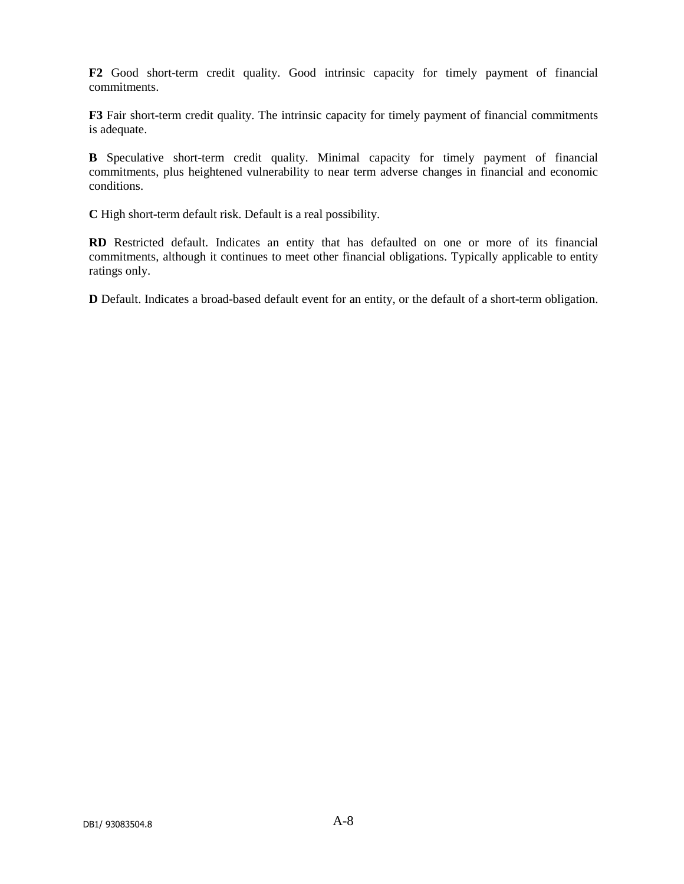**F2** Good short-term credit quality. Good intrinsic capacity for timely payment of financial commitments.

**F3** Fair short-term credit quality. The intrinsic capacity for timely payment of financial commitments is adequate.

**B** Speculative short-term credit quality. Minimal capacity for timely payment of financial commitments, plus heightened vulnerability to near term adverse changes in financial and economic conditions.

**C** High short-term default risk. Default is a real possibility.

**RD** Restricted default. Indicates an entity that has defaulted on one or more of its financial commitments, although it continues to meet other financial obligations. Typically applicable to entity ratings only.

**D** Default. Indicates a broad-based default event for an entity, or the default of a short-term obligation.